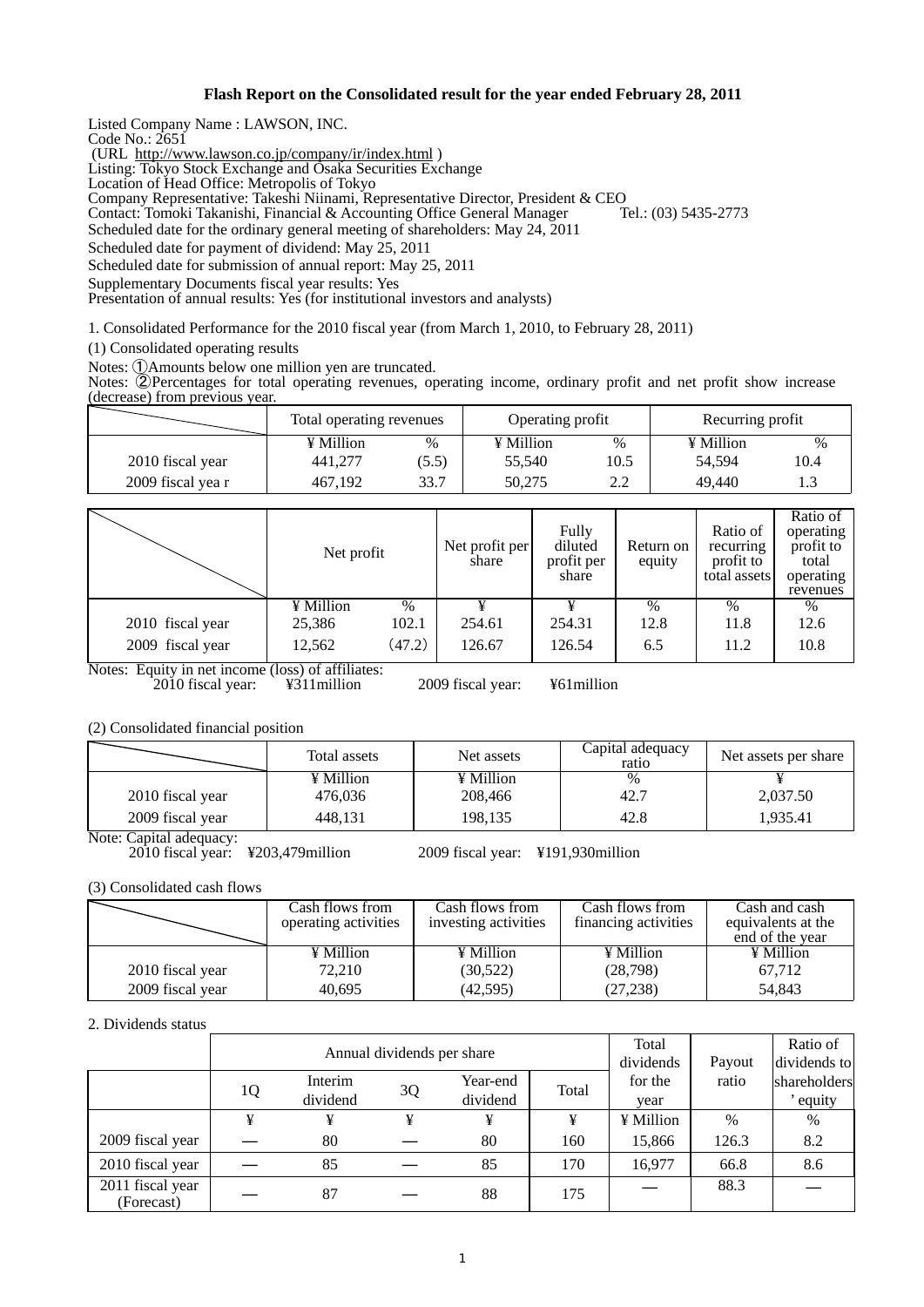# Flash Report on the Consolidated result for the year ended February 28, 2011

Listed Company Name : LAWSON, INC.
Code No.: 2651
(URL http://www.lawson.co.jp/company/ir/index.html )
Listing: Tokyo Stock Exchange and Osaka Securities Exchange
Location of Head Office: Metropolis of Tokyo
Company Representative: Takeshi Niinami, Representative Director, President & CEO
Contact: Tomoki Takanishi, Financial & Accounting Office General Manager Tel.: (03) 5435-2773
Scheduled date for the ordinary general meeting of shareholders: May 24, 2011
Scheduled date for payment of dividend: May 25, 2011
Scheduled date for submission of annual report: May 25, 2011
Supplementary Documents fiscal year results: Yes
Presentation of annual results: Yes (for institutional investors and analysts)

1. Consolidated Performance for the 2010 fiscal year (from March 1, 2010, to February 28, 2011)

(1) Consolidated operating results

Notes: ①Amounts below one million yen are truncated.
Notes: ②Percentages for total operating revenues, operating income, ordinary profit and net profit show increase (decrease) from previous year.

| | Total operating revenues | | Operating profit | | Recurring profit | |
|---|---|---|---|---|---|---|
| | ¥ Million | % | ¥ Million | % | ¥ Million | % |
| 2010 fiscal year | 441,277 | (5.5) | 55,540 | 10.5 | 54,594 | 10.4 |
| 2009 fiscal yea r | 467,192 | 33.7 | 50,275 | 2.2 | 49,440 | 1.3 |

| | Net profit | | Net profit per share | Fully diluted profit per share | Return on equity | Ratio of recurring profit to total assets | Ratio of operating profit to total operating revenues |
|---|---|---|---|---|---|---|---|
| | ¥ Million | % | ¥ | ¥ | % | % | % |
| 2010 fiscal year | 25,386 | 102.1 | 254.61 | 254.31 | 12.8 | 11.8 | 12.6 |
| 2009 fiscal year | 12,562 | (47.2) | 126.67 | 126.54 | 6.5 | 11.2 | 10.8 |

Notes: Equity in net income (loss) of affiliates:
2010 fiscal year: ¥311million 2009 fiscal year: ¥61million

(2) Consolidated financial position

| | Total assets | Net assets | Capital adequacy ratio | Net assets per share |
|---|---|---|---|---|
| | ¥ Million | ¥ Million | % | ¥ |
| 2010 fiscal year | 476,036 | 208,466 | 42.7 | 2,037.50 |
| 2009 fiscal year | 448,131 | 198,135 | 42.8 | 1,935.41 |

Note: Capital adequacy:
2010 fiscal year: ¥203,479million 2009 fiscal year: ¥191,930million

(3) Consolidated cash flows

| | Cash flows from operating activities | Cash flows from investing activities | Cash flows from financing activities | Cash and cash equivalents at the end of the year |
|---|---|---|---|---|
| | ¥ Million | ¥ Million | ¥ Million | ¥ Million |
| 2010 fiscal year | 72,210 | (30,522) | (28,798) | 67,712 |
| 2009 fiscal year | 40,695 | (42,595) | (27,238) | 54,843 |

2. Dividends status

| | Annual dividends per share | | | | | Total dividends for the year | Payout ratio | Ratio of dividends to shareholders' equity |
|---|---|---|---|---|---|---|---|---|
| | 1Q | Interim dividend | 3Q | Year-end dividend | Total | | | |
| | ¥ | ¥ | ¥ | ¥ | ¥ | ¥ Million | % | % |
| 2009 fiscal year | — | 80 | — | 80 | 160 | 15,866 | 126.3 | 8.2 |
| 2010 fiscal year | — | 85 | — | 85 | 170 | 16,977 | 66.8 | 8.6 |
| 2011 fiscal year (Forecast) | — | 87 | — | 88 | 175 | — | 88.3 | — |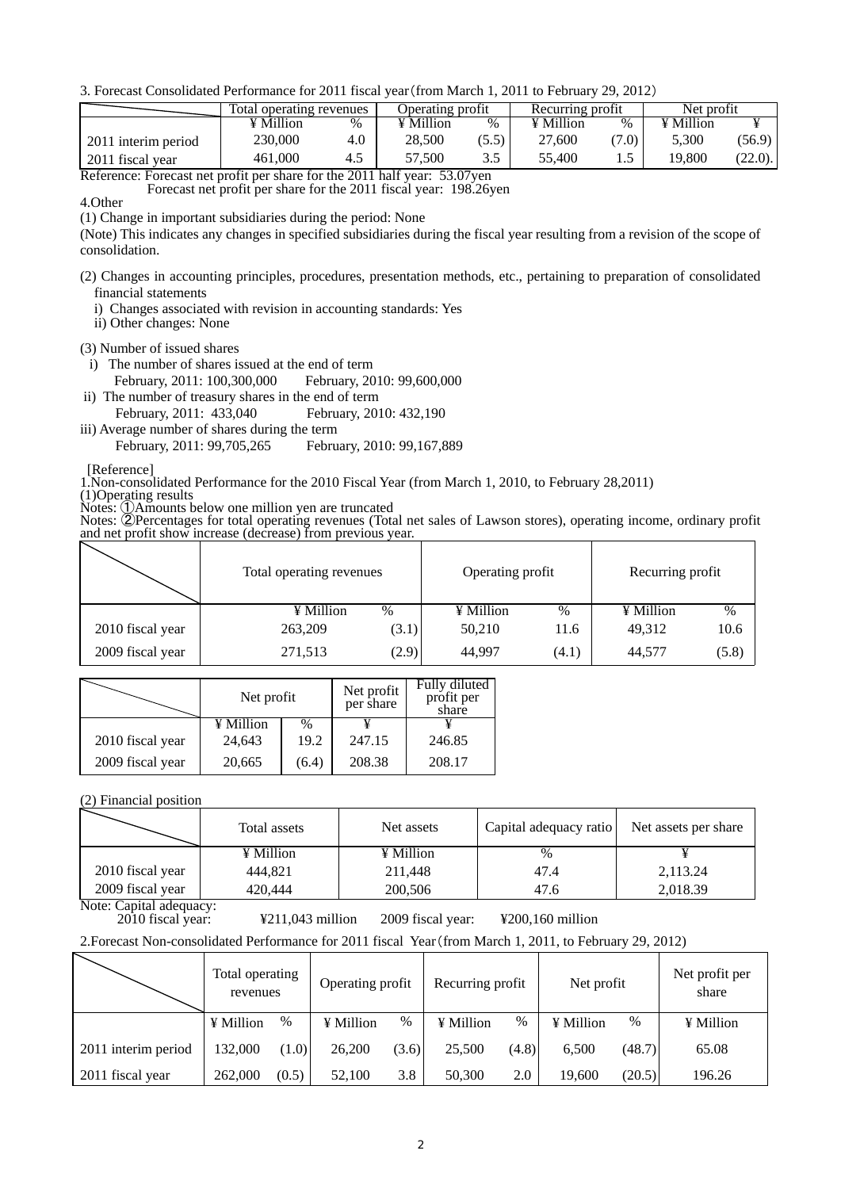3. Forecast Consolidated Performance for 2011 fiscal year（from March 1, 2011 to February 29, 2012）

| | Total operating revenues | | Operating profit | | Recurring profit | | Net profit | |
|---|---|---|---|---|---|---|---|---|
| | ¥ Million | % | ¥ Million | % | ¥ Million | % | ¥ Million | ¥ |
| 2011 interim period | 230,000 | 4.0 | 28,500 | (5.5) | 27,600 | (7.0) | 5,300 | (56.9) |
| 2011 fiscal year | 461,000 | 4.5 | 57,500 | 3.5 | 55,400 | 1.5 | 19,800 | (22.0). |

Reference: Forecast net profit per share for the 2011 half year: 53.07yen
Forecast net profit per share for the 2011 fiscal year: 198.26yen

4.Other

(1) Change in important subsidiaries during the period: None

(Note) This indicates any changes in specified subsidiaries during the fiscal year resulting from a revision of the scope of consolidation.

(2) Changes in accounting principles, procedures, presentation methods, etc., pertaining to preparation of consolidated financial statements

i) Changes associated with revision in accounting standards: Yes
ii) Other changes: None

(3) Number of issued shares

i) The number of shares issued at the end of term
February, 2011: 100,300,000　February, 2010: 99,600,000
ii) The number of treasury shares in the end of term
February, 2011: 433,040　February, 2010: 432,190
iii) Average number of shares during the term
February, 2011: 99,705,265　February, 2010: 99,167,889

[Reference]

1.Non-consolidated Performance for the 2010 Fiscal Year (from March 1, 2010, to February 28,2011)

(1)Operating results

Notes: ①Amounts below one million yen are truncated

Notes: ②Percentages for total operating revenues (Total net sales of Lawson stores), operating income, ordinary profit and net profit show increase (decrease) from previous year.

| | Total operating revenues | | Operating profit | | Recurring profit | |
|---|---|---|---|---|---|---|
| | ¥ Million | % | ¥ Million | % | ¥ Million | % |
| 2010 fiscal year | 263,209 | (3.1) | 50,210 | 11.6 | 49,312 | 10.6 |
| 2009 fiscal year | 271,513 | (2.9) | 44,997 | (4.1) | 44,577 | (5.8) |

| | Net profit | | Net profit per share | Fully diluted profit per share |
|---|---|---|---|---|
| | ¥ Million | % | ¥ | ¥ |
| 2010 fiscal year | 24,643 | 19.2 | 247.15 | 246.85 |
| 2009 fiscal year | 20,665 | (6.4) | 208.38 | 208.17 |

(2) Financial position

| | Total assets | Net assets | Capital adequacy ratio | Net assets per share |
|---|---|---|---|---|
| | ¥ Million | ¥ Million | % | ¥ |
| 2010 fiscal year | 444,821 | 211,448 | 47.4 | 2,113.24 |
| 2009 fiscal year | 420,444 | 200,506 | 47.6 | 2,018.39 |

Note: Capital adequacy:
2010 fiscal year: ¥211,043 million　2009 fiscal year: ¥200,160 million

2.Forecast Non-consolidated Performance for 2011 fiscal Year（from March 1, 2011, to February 29, 2012)

| | Total operating revenues | | Operating profit | | Recurring profit | | Net profit | | Net profit per share |
|---|---|---|---|---|---|---|---|---|---|
| | ¥ Million | % | ¥ Million | % | ¥ Million | % | ¥ Million | % | ¥ Million |
| 2011 interim period | 132,000 | (1.0) | 26,200 | (3.6) | 25,500 | (4.8) | 6,500 | (48.7) | 65.08 |
| 2011 fiscal year | 262,000 | (0.5) | 52,100 | 3.8 | 50,300 | 2.0 | 19,600 | (20.5) | 196.26 |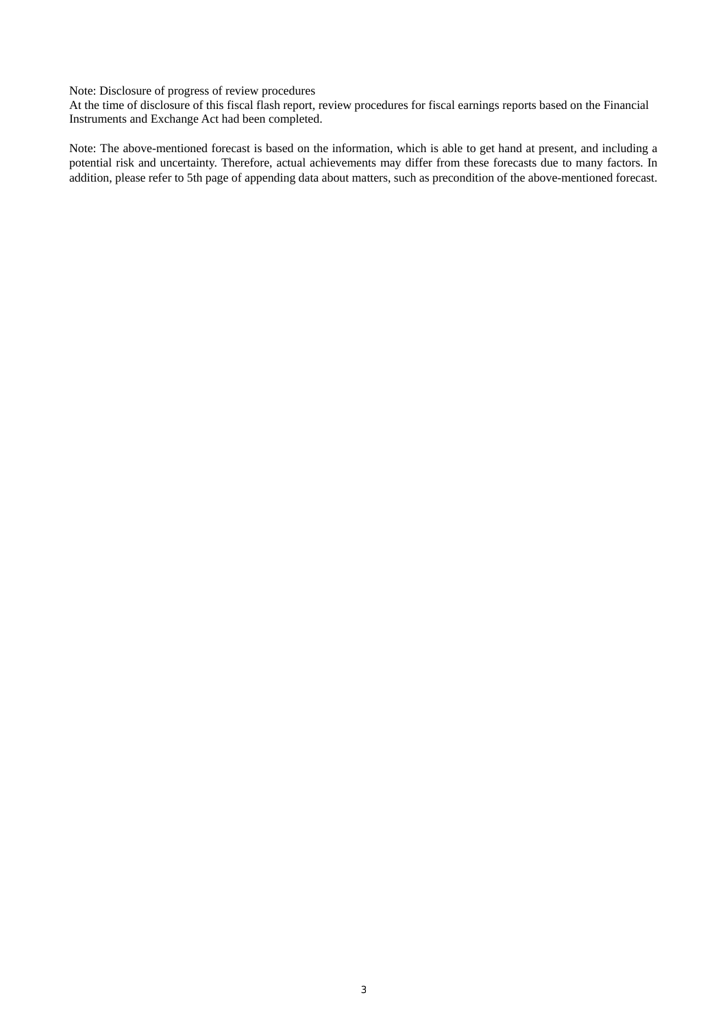Note: Disclosure of progress of review procedures
At the time of disclosure of this fiscal flash report, review procedures for fiscal earnings reports based on the Financial Instruments and Exchange Act had been completed.

Note: The above-mentioned forecast is based on the information, which is able to get hand at present, and including a potential risk and uncertainty. Therefore, actual achievements may differ from these forecasts due to many factors. In addition, please refer to 5th page of appending data about matters, such as precondition of the above-mentioned forecast.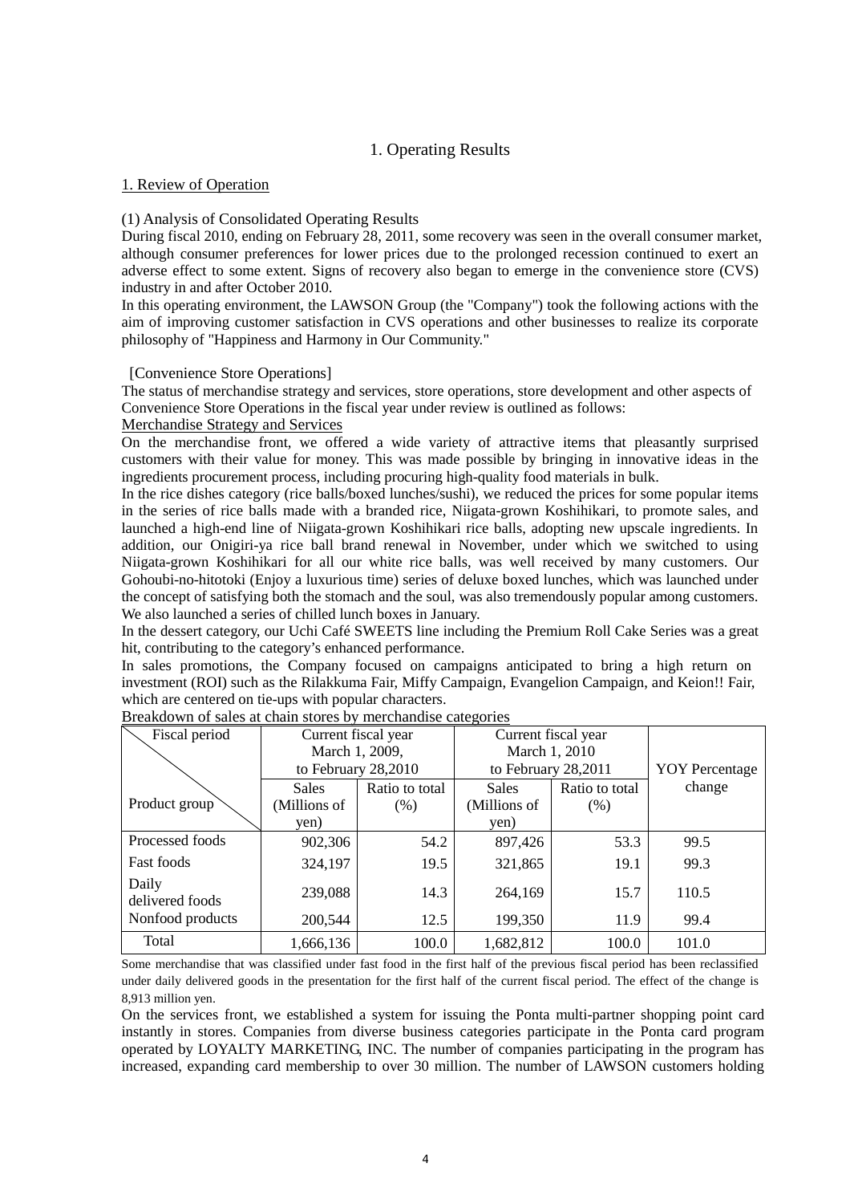# 1. Operating Results

## 1. Review of Operation

### (1) Analysis of Consolidated Operating Results

During fiscal 2010, ending on February 28, 2011, some recovery was seen in the overall consumer market, although consumer preferences for lower prices due to the prolonged recession continued to exert an adverse effect to some extent. Signs of recovery also began to emerge in the convenience store (CVS) industry in and after October 2010.

In this operating environment, the LAWSON Group (the "Company") took the following actions with the aim of improving customer satisfaction in CVS operations and other businesses to realize its corporate philosophy of "Happiness and Harmony in Our Community."

[Convenience Store Operations]

The status of merchandise strategy and services, store operations, store development and other aspects of Convenience Store Operations in the fiscal year under review is outlined as follows:

Merchandise Strategy and Services

On the merchandise front, we offered a wide variety of attractive items that pleasantly surprised customers with their value for money. This was made possible by bringing in innovative ideas in the ingredients procurement process, including procuring high-quality food materials in bulk.

In the rice dishes category (rice balls/boxed lunches/sushi), we reduced the prices for some popular items in the series of rice balls made with a branded rice, Niigata-grown Koshihikari, to promote sales, and launched a high-end line of Niigata-grown Koshihikari rice balls, adopting new upscale ingredients. In addition, our Onigiri-ya rice ball brand renewal in November, under which we switched to using Niigata-grown Koshihikari for all our white rice balls, was well received by many customers. Our Gohoubi-no-hitotoki (Enjoy a luxurious time) series of deluxe boxed lunches, which was launched under the concept of satisfying both the stomach and the soul, was also tremendously popular among customers. We also launched a series of chilled lunch boxes in January.

In the dessert category, our Uchi Café SWEETS line including the Premium Roll Cake Series was a great hit, contributing to the category's enhanced performance.

In sales promotions, the Company focused on campaigns anticipated to bring a high return on investment (ROI) such as the Rilakkuma Fair, Miffy Campaign, Evangelion Campaign, and Keion!! Fair, which are centered on tie-ups with popular characters.

Breakdown of sales at chain stores by merchandise categories

| Fiscal period / Product group | Current fiscal year March 1, 2009, to February 28,2010 | | Current fiscal year March 1, 2010 to February 28,2011 | | YOY Percentage change |
|---|---|---|---|---|---|
| | Sales (Millions of yen) | Ratio to total (%) | Sales (Millions of yen) | Ratio to total (%) | |
| Processed foods | 902,306 | 54.2 | 897,426 | 53.3 | 99.5 |
| Fast foods | 324,197 | 19.5 | 321,865 | 19.1 | 99.3 |
| Daily delivered foods | 239,088 | 14.3 | 264,169 | 15.7 | 110.5 |
| Nonfood products | 200,544 | 12.5 | 199,350 | 11.9 | 99.4 |
| Total | 1,666,136 | 100.0 | 1,682,812 | 100.0 | 101.0 |

Some merchandise that was classified under fast food in the first half of the previous fiscal period has been reclassified under daily delivered goods in the presentation for the first half of the current fiscal period. The effect of the change is 8,913 million yen.

On the services front, we established a system for issuing the Ponta multi-partner shopping point card instantly in stores. Companies from diverse business categories participate in the Ponta card program operated by LOYALTY MARKETING, INC. The number of companies participating in the program has increased, expanding card membership to over 30 million. The number of LAWSON customers holding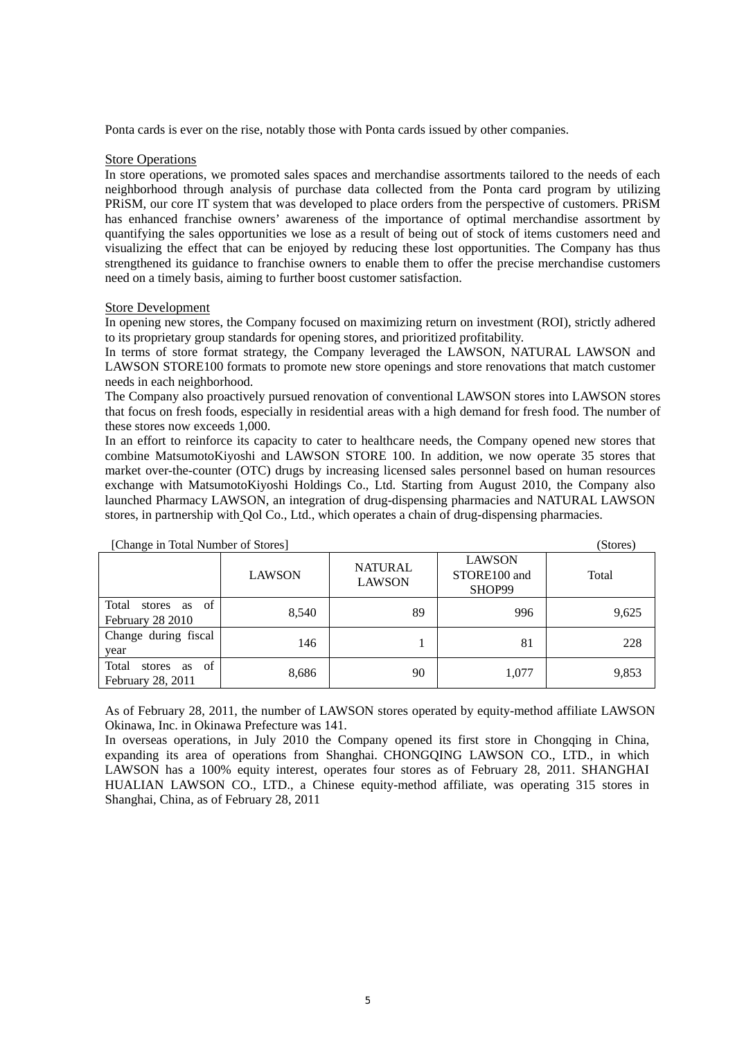Ponta cards is ever on the rise, notably those with Ponta cards issued by other companies.

### Store Operations

In store operations, we promoted sales spaces and merchandise assortments tailored to the needs of each neighborhood through analysis of purchase data collected from the Ponta card program by utilizing PRiSM, our core IT system that was developed to place orders from the perspective of customers. PRiSM has enhanced franchise owners' awareness of the importance of optimal merchandise assortment by quantifying the sales opportunities we lose as a result of being out of stock of items customers need and visualizing the effect that can be enjoyed by reducing these lost opportunities. The Company has thus strengthened its guidance to franchise owners to enable them to offer the precise merchandise customers need on a timely basis, aiming to further boost customer satisfaction.

### Store Development

In opening new stores, the Company focused on maximizing return on investment (ROI), strictly adhered to its proprietary group standards for opening stores, and prioritized profitability.

In terms of store format strategy, the Company leveraged the LAWSON, NATURAL LAWSON and LAWSON STORE100 formats to promote new store openings and store renovations that match customer needs in each neighborhood.

The Company also proactively pursued renovation of conventional LAWSON stores into LAWSON stores that focus on fresh foods, especially in residential areas with a high demand for fresh food. The number of these stores now exceeds 1,000.

In an effort to reinforce its capacity to cater to healthcare needs, the Company opened new stores that combine MatsumotoKiyoshi and LAWSON STORE 100. In addition, we now operate 35 stores that market over-the-counter (OTC) drugs by increasing licensed sales personnel based on human resources exchange with MatsumotoKiyoshi Holdings Co., Ltd. Starting from August 2010, the Company also launched Pharmacy LAWSON, an integration of drug-dispensing pharmacies and NATURAL LAWSON stores, in partnership with Qol Co., Ltd., which operates a chain of drug-dispensing pharmacies.

[Change in Total Number of Stores] (Stores)

| | LAWSON | NATURAL LAWSON | LAWSON STORE100 and SHOP99 | Total |
|---|---|---|---|---|
| Total stores as of February 28 2010 | 8,540 | 89 | 996 | 9,625 |
| Change during fiscal year | 146 | 1 | 81 | 228 |
| Total stores as of February 28, 2011 | 8,686 | 90 | 1,077 | 9,853 |

As of February 28, 2011, the number of LAWSON stores operated by equity-method affiliate LAWSON Okinawa, Inc. in Okinawa Prefecture was 141.

In overseas operations, in July 2010 the Company opened its first store in Chongqing in China, expanding its area of operations from Shanghai. CHONGQING LAWSON CO., LTD., in which LAWSON has a 100% equity interest, operates four stores as of February 28, 2011. SHANGHAI HUALIAN LAWSON CO., LTD., a Chinese equity-method affiliate, was operating 315 stores in Shanghai, China, as of February 28, 2011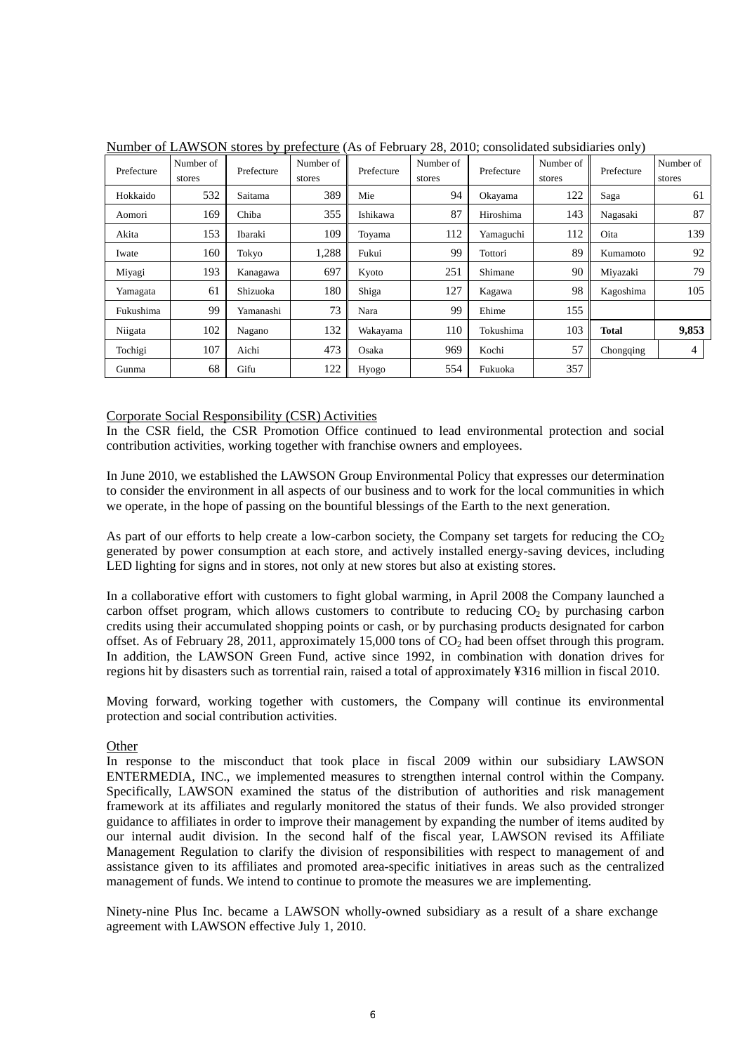Number of LAWSON stores by prefecture (As of February 28, 2010; consolidated subsidiaries only)

| Prefecture | Number of stores | Prefecture | Number of stores | Prefecture | Number of stores | Prefecture | Number of stores | Prefecture | Number of stores |
|---|---|---|---|---|---|---|---|---|---|
| Hokkaido | 532 | Saitama | 389 | Mie | 94 | Okayama | 122 | Saga | 61 |
| Aomori | 169 | Chiba | 355 | Ishikawa | 87 | Hiroshima | 143 | Nagasaki | 87 |
| Akita | 153 | Ibaraki | 109 | Toyama | 112 | Yamaguchi | 112 | Oita | 139 |
| Iwate | 160 | Tokyo | 1,288 | Fukui | 99 | Tottori | 89 | Kumamoto | 92 |
| Miyagi | 193 | Kanagawa | 697 | Kyoto | 251 | Shimane | 90 | Miyazaki | 79 |
| Yamagata | 61 | Shizuoka | 180 | Shiga | 127 | Kagawa | 98 | Kagoshima | 105 |
| Fukushima | 99 | Yamanashi | 73 | Nara | 99 | Ehime | 155 | | |
| Niigata | 102 | Nagano | 132 | Wakayama | 110 | Tokushima | 103 | **Total** | **9,853** |
| Tochigi | 107 | Aichi | 473 | Osaka | 969 | Kochi | 57 | Chongqing | 4 |
| Gunma | 68 | Gifu | 122 | Hyogo | 554 | Fukuoka | 357 | | |

Corporate Social Responsibility (CSR) Activities

In the CSR field, the CSR Promotion Office continued to lead environmental protection and social contribution activities, working together with franchise owners and employees.

In June 2010, we established the LAWSON Group Environmental Policy that expresses our determination to consider the environment in all aspects of our business and to work for the local communities in which we operate, in the hope of passing on the bountiful blessings of the Earth to the next generation.

As part of our efforts to help create a low-carbon society, the Company set targets for reducing the $CO_2$ generated by power consumption at each store, and actively installed energy-saving devices, including LED lighting for signs and in stores, not only at new stores but also at existing stores.

In a collaborative effort with customers to fight global warming, in April 2008 the Company launched a carbon offset program, which allows customers to contribute to reducing $CO_2$ by purchasing carbon credits using their accumulated shopping points or cash, or by purchasing products designated for carbon offset. As of February 28, 2011, approximately 15,000 tons of $CO_2$ had been offset through this program. In addition, the LAWSON Green Fund, active since 1992, in combination with donation drives for regions hit by disasters such as torrential rain, raised a total of approximately ¥316 million in fiscal 2010.

Moving forward, working together with customers, the Company will continue its environmental protection and social contribution activities.

Other

In response to the misconduct that took place in fiscal 2009 within our subsidiary LAWSON ENTERMEDIA, INC., we implemented measures to strengthen internal control within the Company. Specifically, LAWSON examined the status of the distribution of authorities and risk management framework at its affiliates and regularly monitored the status of their funds. We also provided stronger guidance to affiliates in order to improve their management by expanding the number of items audited by our internal audit division. In the second half of the fiscal year, LAWSON revised its Affiliate Management Regulation to clarify the division of responsibilities with respect to management of and assistance given to its affiliates and promoted area-specific initiatives in areas such as the centralized management of funds. We intend to continue to promote the measures we are implementing.

Ninety-nine Plus Inc. became a LAWSON wholly-owned subsidiary as a result of a share exchange agreement with LAWSON effective July 1, 2010.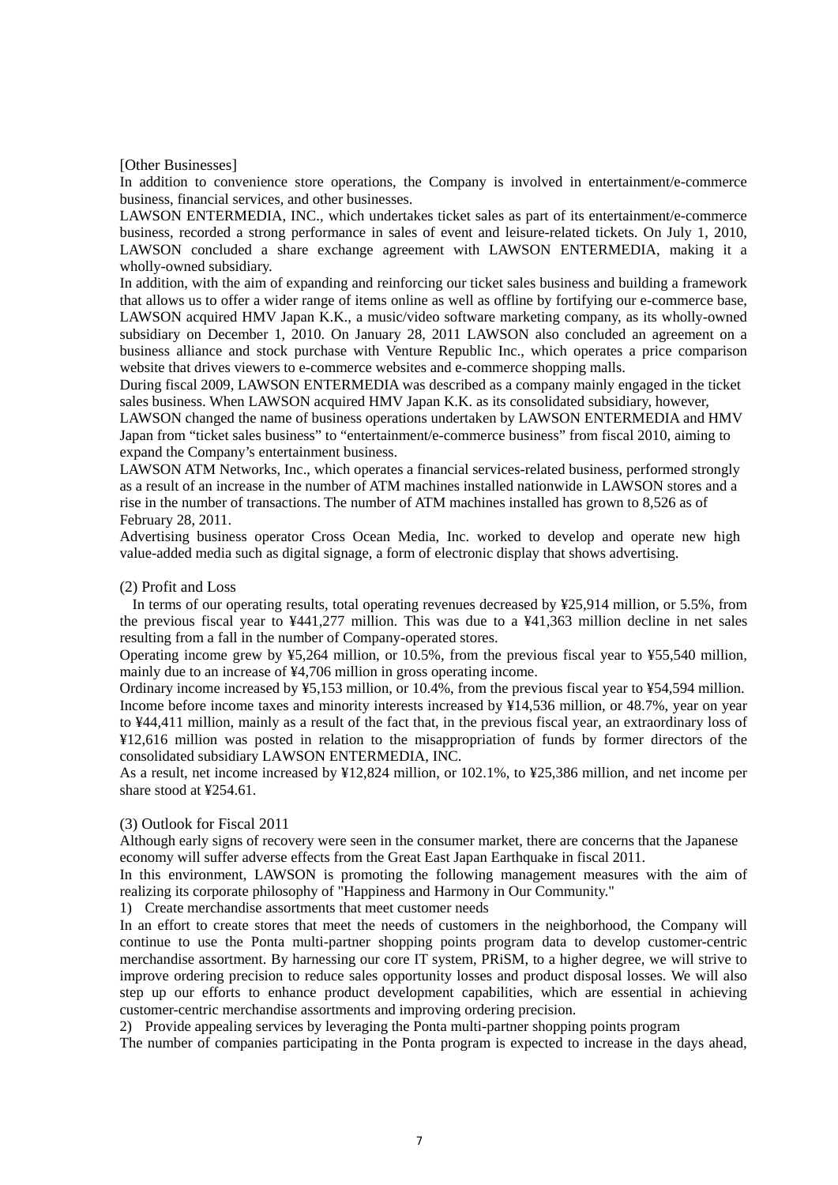[Other Businesses]

In addition to convenience store operations, the Company is involved in entertainment/e-commerce business, financial services, and other businesses.

LAWSON ENTERMEDIA, INC., which undertakes ticket sales as part of its entertainment/e-commerce business, recorded a strong performance in sales of event and leisure-related tickets. On July 1, 2010, LAWSON concluded a share exchange agreement with LAWSON ENTERMEDIA, making it a wholly-owned subsidiary.

In addition, with the aim of expanding and reinforcing our ticket sales business and building a framework that allows us to offer a wider range of items online as well as offline by fortifying our e-commerce base, LAWSON acquired HMV Japan K.K., a music/video software marketing company, as its wholly-owned subsidiary on December 1, 2010. On January 28, 2011 LAWSON also concluded an agreement on a business alliance and stock purchase with Venture Republic Inc., which operates a price comparison website that drives viewers to e-commerce websites and e-commerce shopping malls.

During fiscal 2009, LAWSON ENTERMEDIA was described as a company mainly engaged in the ticket sales business. When LAWSON acquired HMV Japan K.K. as its consolidated subsidiary, however, LAWSON changed the name of business operations undertaken by LAWSON ENTERMEDIA and HMV Japan from "ticket sales business" to "entertainment/e-commerce business" from fiscal 2010, aiming to expand the Company's entertainment business.

LAWSON ATM Networks, Inc., which operates a financial services-related business, performed strongly as a result of an increase in the number of ATM machines installed nationwide in LAWSON stores and a rise in the number of transactions. The number of ATM machines installed has grown to 8,526 as of February 28, 2011.

Advertising business operator Cross Ocean Media, Inc. worked to develop and operate new high value-added media such as digital signage, a form of electronic display that shows advertising.

(2) Profit and Loss

In terms of our operating results, total operating revenues decreased by ¥25,914 million, or 5.5%, from the previous fiscal year to ¥441,277 million. This was due to a ¥41,363 million decline in net sales resulting from a fall in the number of Company-operated stores.

Operating income grew by ¥5,264 million, or 10.5%, from the previous fiscal year to ¥55,540 million, mainly due to an increase of ¥4,706 million in gross operating income.

Ordinary income increased by ¥5,153 million, or 10.4%, from the previous fiscal year to ¥54,594 million.

Income before income taxes and minority interests increased by ¥14,536 million, or 48.7%, year on year to ¥44,411 million, mainly as a result of the fact that, in the previous fiscal year, an extraordinary loss of ¥12,616 million was posted in relation to the misappropriation of funds by former directors of the consolidated subsidiary LAWSON ENTERMEDIA, INC.

As a result, net income increased by ¥12,824 million, or 102.1%, to ¥25,386 million, and net income per share stood at ¥254.61.

(3) Outlook for Fiscal 2011

Although early signs of recovery were seen in the consumer market, there are concerns that the Japanese economy will suffer adverse effects from the Great East Japan Earthquake in fiscal 2011.

In this environment, LAWSON is promoting the following management measures with the aim of realizing its corporate philosophy of "Happiness and Harmony in Our Community."

1) Create merchandise assortments that meet customer needs

In an effort to create stores that meet the needs of customers in the neighborhood, the Company will continue to use the Ponta multi-partner shopping points program data to develop customer-centric merchandise assortment. By harnessing our core IT system, PRiSM, to a higher degree, we will strive to improve ordering precision to reduce sales opportunity losses and product disposal losses. We will also step up our efforts to enhance product development capabilities, which are essential in achieving customer-centric merchandise assortments and improving ordering precision.

2) Provide appealing services by leveraging the Ponta multi-partner shopping points program

The number of companies participating in the Ponta program is expected to increase in the days ahead,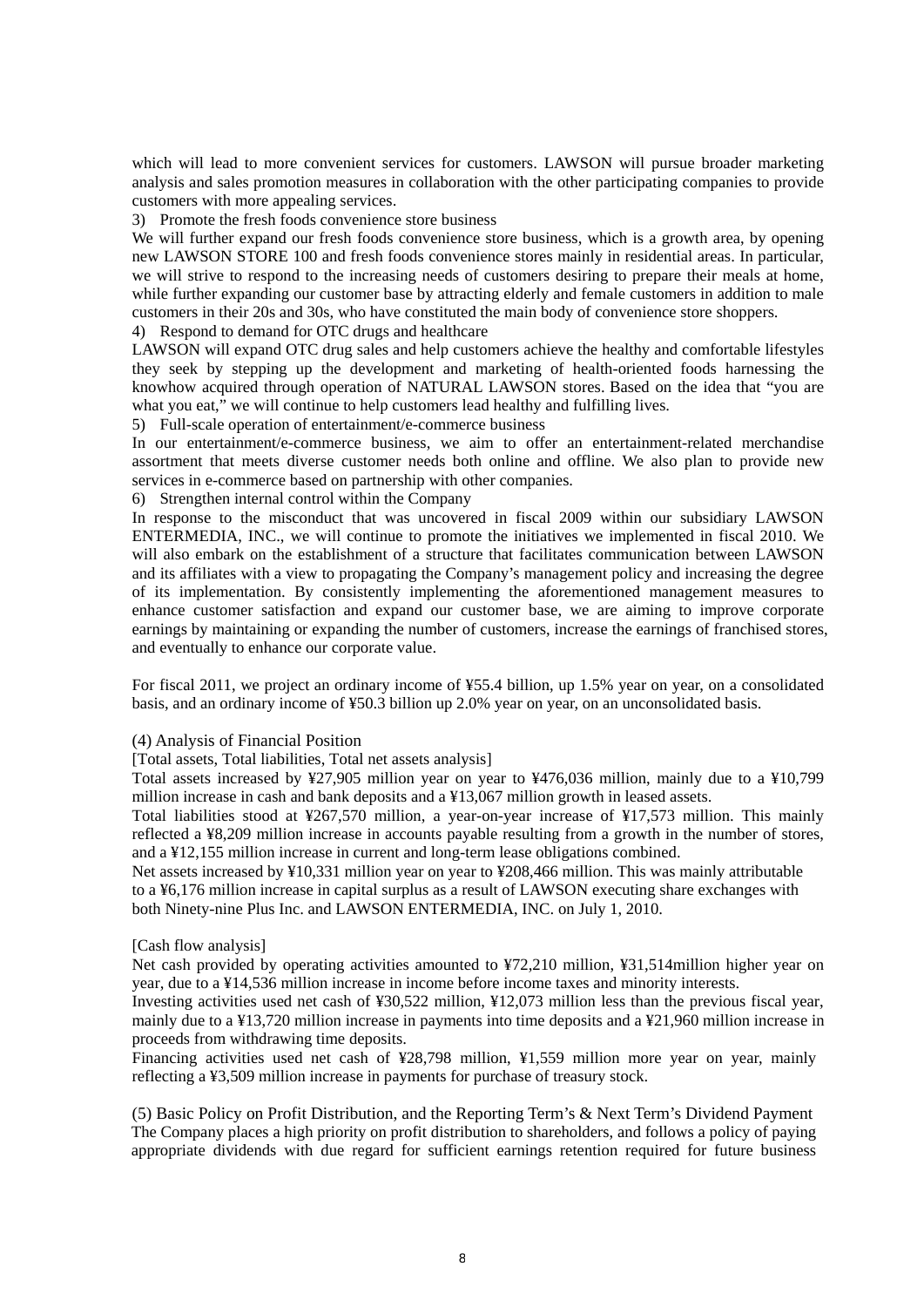which will lead to more convenient services for customers. LAWSON will pursue broader marketing analysis and sales promotion measures in collaboration with the other participating companies to provide customers with more appealing services.

3) Promote the fresh foods convenience store business

We will further expand our fresh foods convenience store business, which is a growth area, by opening new LAWSON STORE 100 and fresh foods convenience stores mainly in residential areas. In particular, we will strive to respond to the increasing needs of customers desiring to prepare their meals at home, while further expanding our customer base by attracting elderly and female customers in addition to male customers in their 20s and 30s, who have constituted the main body of convenience store shoppers.

4) Respond to demand for OTC drugs and healthcare

LAWSON will expand OTC drug sales and help customers achieve the healthy and comfortable lifestyles they seek by stepping up the development and marketing of health-oriented foods harnessing the knowhow acquired through operation of NATURAL LAWSON stores. Based on the idea that "you are what you eat," we will continue to help customers lead healthy and fulfilling lives.

5) Full-scale operation of entertainment/e-commerce business

In our entertainment/e-commerce business, we aim to offer an entertainment-related merchandise assortment that meets diverse customer needs both online and offline. We also plan to provide new services in e-commerce based on partnership with other companies.

6) Strengthen internal control within the Company

In response to the misconduct that was uncovered in fiscal 2009 within our subsidiary LAWSON ENTERMEDIA, INC., we will continue to promote the initiatives we implemented in fiscal 2010. We will also embark on the establishment of a structure that facilitates communication between LAWSON and its affiliates with a view to propagating the Company's management policy and increasing the degree of its implementation. By consistently implementing the aforementioned management measures to enhance customer satisfaction and expand our customer base, we are aiming to improve corporate earnings by maintaining or expanding the number of customers, increase the earnings of franchised stores, and eventually to enhance our corporate value.

For fiscal 2011, we project an ordinary income of ¥55.4 billion, up 1.5% year on year, on a consolidated basis, and an ordinary income of ¥50.3 billion up 2.0% year on year, on an unconsolidated basis.

(4) Analysis of Financial Position

[Total assets, Total liabilities, Total net assets analysis]

Total assets increased by ¥27,905 million year on year to ¥476,036 million, mainly due to a ¥10,799 million increase in cash and bank deposits and a ¥13,067 million growth in leased assets.

Total liabilities stood at ¥267,570 million, a year-on-year increase of ¥17,573 million. This mainly reflected a ¥8,209 million increase in accounts payable resulting from a growth in the number of stores, and a ¥12,155 million increase in current and long-term lease obligations combined.

Net assets increased by ¥10,331 million year on year to ¥208,466 million. This was mainly attributable to a ¥6,176 million increase in capital surplus as a result of LAWSON executing share exchanges with both Ninety-nine Plus Inc. and LAWSON ENTERMEDIA, INC. on July 1, 2010.

[Cash flow analysis]

Net cash provided by operating activities amounted to ¥72,210 million, ¥31,514million higher year on year, due to a ¥14,536 million increase in income before income taxes and minority interests.

Investing activities used net cash of ¥30,522 million, ¥12,073 million less than the previous fiscal year, mainly due to a ¥13,720 million increase in payments into time deposits and a ¥21,960 million increase in proceeds from withdrawing time deposits.

Financing activities used net cash of ¥28,798 million, ¥1,559 million more year on year, mainly reflecting a ¥3,509 million increase in payments for purchase of treasury stock.

(5) Basic Policy on Profit Distribution, and the Reporting Term's & Next Term's Dividend Payment

The Company places a high priority on profit distribution to shareholders, and follows a policy of paying appropriate dividends with due regard for sufficient earnings retention required for future business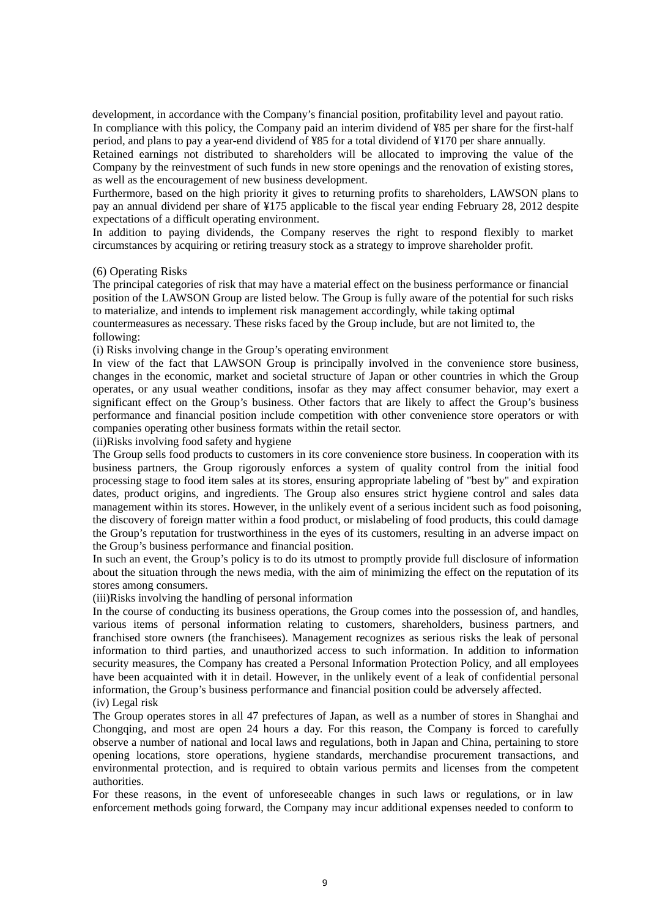development, in accordance with the Company's financial position, profitability level and payout ratio.
In compliance with this policy, the Company paid an interim dividend of ¥85 per share for the first-half period, and plans to pay a year-end dividend of ¥85 for a total dividend of ¥170 per share annually.
Retained earnings not distributed to shareholders will be allocated to improving the value of the Company by the reinvestment of such funds in new store openings and the renovation of existing stores, as well as the encouragement of new business development.
Furthermore, based on the high priority it gives to returning profits to shareholders, LAWSON plans to pay an annual dividend per share of ¥175 applicable to the fiscal year ending February 28, 2012 despite expectations of a difficult operating environment.
In addition to paying dividends, the Company reserves the right to respond flexibly to market circumstances by acquiring or retiring treasury stock as a strategy to improve shareholder profit.

(6) Operating Risks

The principal categories of risk that may have a material effect on the business performance or financial position of the LAWSON Group are listed below. The Group is fully aware of the potential for such risks to materialize, and intends to implement risk management accordingly, while taking optimal countermeasures as necessary. These risks faced by the Group include, but are not limited to, the following:

(i) Risks involving change in the Group's operating environment

In view of the fact that LAWSON Group is principally involved in the convenience store business, changes in the economic, market and societal structure of Japan or other countries in which the Group operates, or any usual weather conditions, insofar as they may affect consumer behavior, may exert a significant effect on the Group's business. Other factors that are likely to affect the Group's business performance and financial position include competition with other convenience store operators or with companies operating other business formats within the retail sector.

(ii)Risks involving food safety and hygiene

The Group sells food products to customers in its core convenience store business. In cooperation with its business partners, the Group rigorously enforces a system of quality control from the initial food processing stage to food item sales at its stores, ensuring appropriate labeling of "best by" and expiration dates, product origins, and ingredients. The Group also ensures strict hygiene control and sales data management within its stores. However, in the unlikely event of a serious incident such as food poisoning, the discovery of foreign matter within a food product, or mislabeling of food products, this could damage the Group's reputation for trustworthiness in the eyes of its customers, resulting in an adverse impact on the Group's business performance and financial position.
In such an event, the Group's policy is to do its utmost to promptly provide full disclosure of information about the situation through the news media, with the aim of minimizing the effect on the reputation of its stores among consumers.

(iii)Risks involving the handling of personal information

In the course of conducting its business operations, the Group comes into the possession of, and handles, various items of personal information relating to customers, shareholders, business partners, and franchised store owners (the franchisees). Management recognizes as serious risks the leak of personal information to third parties, and unauthorized access to such information. In addition to information security measures, the Company has created a Personal Information Protection Policy, and all employees have been acquainted with it in detail. However, in the unlikely event of a leak of confidential personal information, the Group's business performance and financial position could be adversely affected.

(iv) Legal risk

The Group operates stores in all 47 prefectures of Japan, as well as a number of stores in Shanghai and Chongqing, and most are open 24 hours a day. For this reason, the Company is forced to carefully observe a number of national and local laws and regulations, both in Japan and China, pertaining to store opening locations, store operations, hygiene standards, merchandise procurement transactions, and environmental protection, and is required to obtain various permits and licenses from the competent authorities.
For these reasons, in the event of unforeseeable changes in such laws or regulations, or in law enforcement methods going forward, the Company may incur additional expenses needed to conform to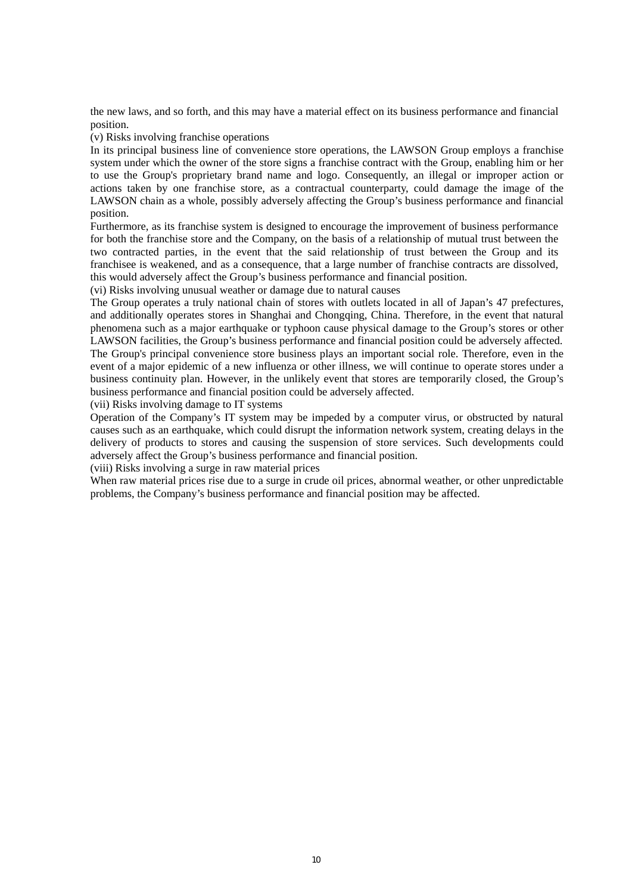the new laws, and so forth, and this may have a material effect on its business performance and financial position.

(v) Risks involving franchise operations

In its principal business line of convenience store operations, the LAWSON Group employs a franchise system under which the owner of the store signs a franchise contract with the Group, enabling him or her to use the Group's proprietary brand name and logo. Consequently, an illegal or improper action or actions taken by one franchise store, as a contractual counterparty, could damage the image of the LAWSON chain as a whole, possibly adversely affecting the Group's business performance and financial position.

Furthermore, as its franchise system is designed to encourage the improvement of business performance for both the franchise store and the Company, on the basis of a relationship of mutual trust between the two contracted parties, in the event that the said relationship of trust between the Group and its franchisee is weakened, and as a consequence, that a large number of franchise contracts are dissolved, this would adversely affect the Group's business performance and financial position.

(vi) Risks involving unusual weather or damage due to natural causes

The Group operates a truly national chain of stores with outlets located in all of Japan's 47 prefectures, and additionally operates stores in Shanghai and Chongqing, China. Therefore, in the event that natural phenomena such as a major earthquake or typhoon cause physical damage to the Group's stores or other LAWSON facilities, the Group's business performance and financial position could be adversely affected.

The Group's principal convenience store business plays an important social role. Therefore, even in the event of a major epidemic of a new influenza or other illness, we will continue to operate stores under a business continuity plan. However, in the unlikely event that stores are temporarily closed, the Group's business performance and financial position could be adversely affected.

(vii) Risks involving damage to IT systems

Operation of the Company's IT system may be impeded by a computer virus, or obstructed by natural causes such as an earthquake, which could disrupt the information network system, creating delays in the delivery of products to stores and causing the suspension of store services. Such developments could adversely affect the Group's business performance and financial position.

(viii) Risks involving a surge in raw material prices

When raw material prices rise due to a surge in crude oil prices, abnormal weather, or other unpredictable problems, the Company's business performance and financial position may be affected.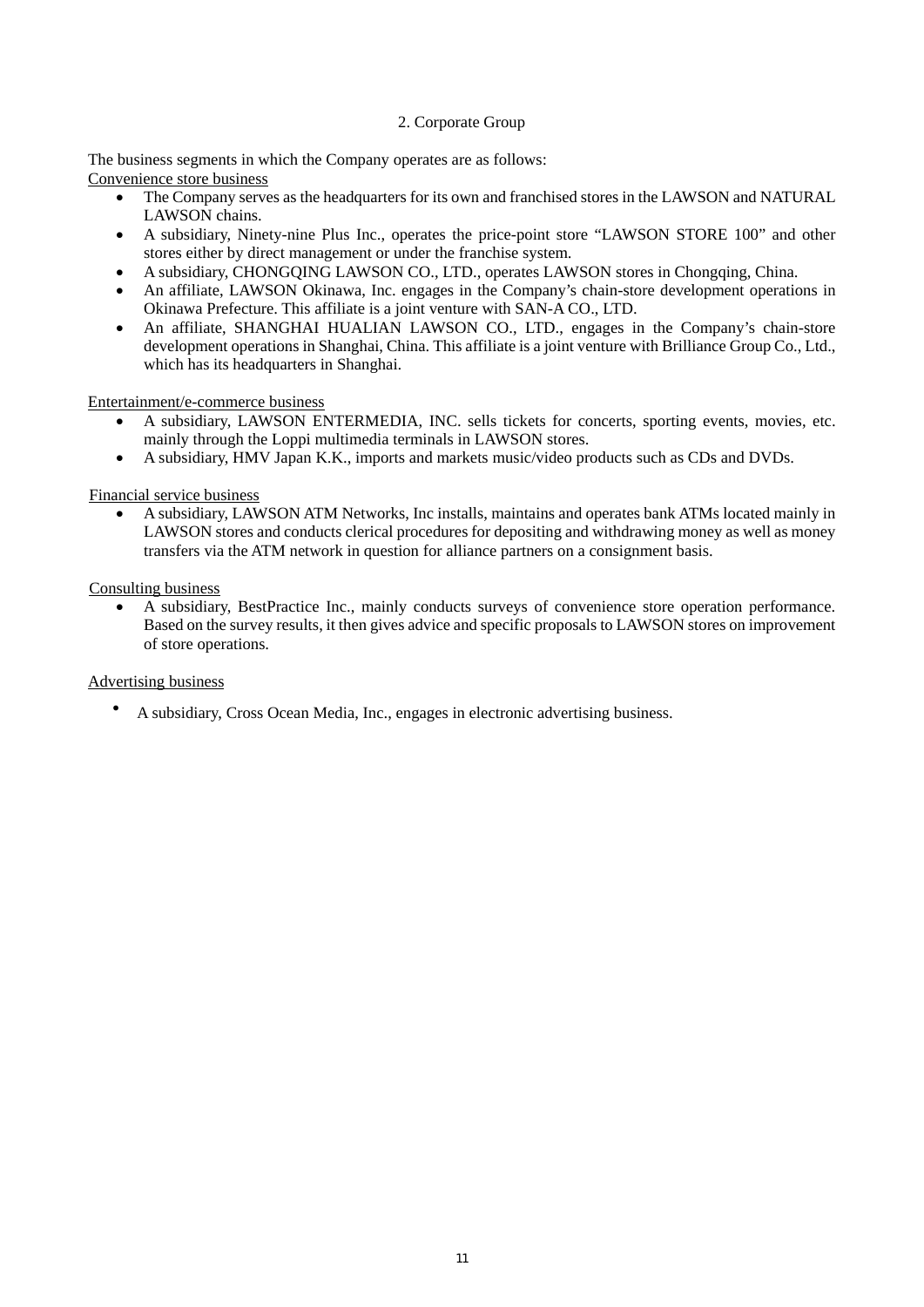## 2. Corporate Group

The business segments in which the Company operates are as follows:

Convenience store business

- The Company serves as the headquarters for its own and franchised stores in the LAWSON and NATURAL LAWSON chains.
- A subsidiary, Ninety-nine Plus Inc., operates the price-point store "LAWSON STORE 100" and other stores either by direct management or under the franchise system.
- A subsidiary, CHONGQING LAWSON CO., LTD., operates LAWSON stores in Chongqing, China.
- An affiliate, LAWSON Okinawa, Inc. engages in the Company's chain-store development operations in Okinawa Prefecture. This affiliate is a joint venture with SAN-A CO., LTD.
- An affiliate, SHANGHAI HUALIAN LAWSON CO., LTD., engages in the Company's chain-store development operations in Shanghai, China. This affiliate is a joint venture with Brilliance Group Co., Ltd., which has its headquarters in Shanghai.

Entertainment/e-commerce business

- A subsidiary, LAWSON ENTERMEDIA, INC. sells tickets for concerts, sporting events, movies, etc. mainly through the Loppi multimedia terminals in LAWSON stores.
- A subsidiary, HMV Japan K.K., imports and markets music/video products such as CDs and DVDs.

Financial service business

- A subsidiary, LAWSON ATM Networks, Inc installs, maintains and operates bank ATMs located mainly in LAWSON stores and conducts clerical procedures for depositing and withdrawing money as well as money transfers via the ATM network in question for alliance partners on a consignment basis.

Consulting business

- A subsidiary, BestPractice Inc., mainly conducts surveys of convenience store operation performance. Based on the survey results, it then gives advice and specific proposals to LAWSON stores on improvement of store operations.

Advertising business

- A subsidiary, Cross Ocean Media, Inc., engages in electronic advertising business.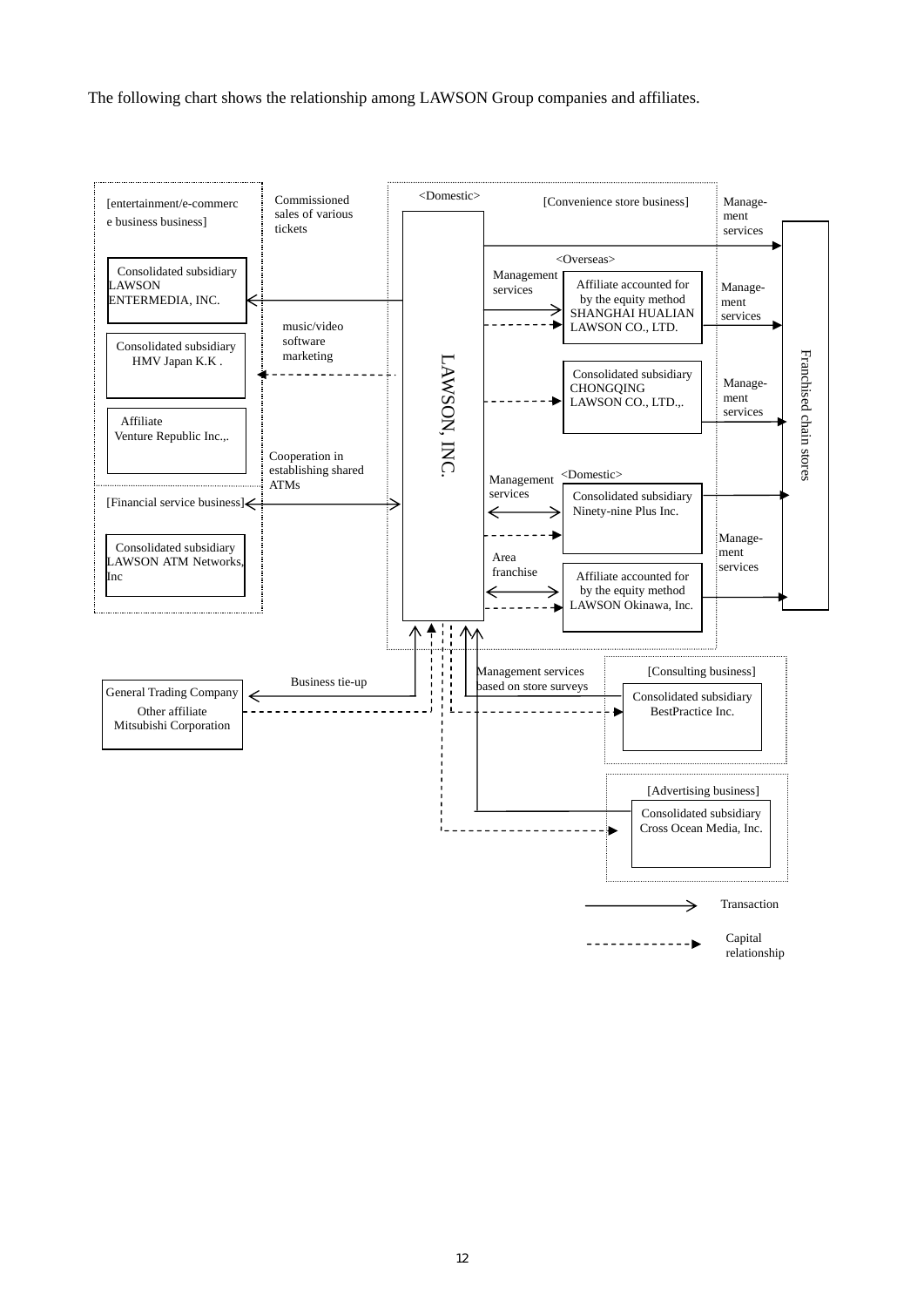The following chart shows the relationship among LAWSON Group companies and affiliates.

[entertainment/e-commerce business business]

Consolidated subsidiary LAWSON ENTERMEDIA, INC.

Consolidated subsidiary HMV Japan K.K .

Affiliate Venture Republic Inc.,.

[Financial service business]

Consolidated subsidiary LAWSON ATM Networks, Inc

Commissioned sales of various tickets

music/video software marketing

Cooperation in establishing shared ATMs

<Domestic>

[Convenience store business]

LAWSON, INC.

<Overseas>

Management services

Affiliate accounted for by the equity method SHANGHAI HUALIAN LAWSON CO., LTD.

Consolidated subsidiary CHONGQING LAWSON CO., LTD.,.

<Domestic>

Management services

Consolidated subsidiary Ninety-nine Plus Inc.

Area franchise

Affiliate accounted for by the equity method LAWSON Okinawa, Inc.

Manage-ment services

Franchised chain stores

General Trading Company Other affiliate Mitsubishi Corporation

Business tie-up

Management services based on store surveys

[Consulting business]

Consolidated subsidiary BestPractice Inc.

[Advertising business]

Consolidated subsidiary Cross Ocean Media, Inc.

Transaction

Capital relationship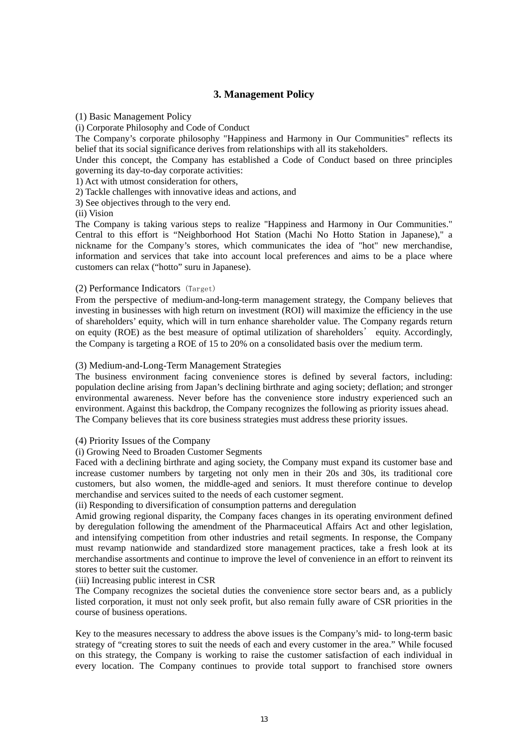## 3. Management Policy

(1) Basic Management Policy

(i) Corporate Philosophy and Code of Conduct

The Company's corporate philosophy "Happiness and Harmony in Our Communities" reflects its belief that its social significance derives from relationships with all its stakeholders.

Under this concept, the Company has established a Code of Conduct based on three principles governing its day-to-day corporate activities:

1) Act with utmost consideration for others,
2) Tackle challenges with innovative ideas and actions, and
3) See objectives through to the very end.

(ii) Vision

The Company is taking various steps to realize "Happiness and Harmony in Our Communities." Central to this effort is "Neighborhood Hot Station (Machi No Hotto Station in Japanese)," a nickname for the Company's stores, which communicates the idea of "hot" new merchandise, information and services that take into account local preferences and aims to be a place where customers can relax ("hotto" suru in Japanese).

(2) Performance Indicators（Target）

From the perspective of medium-and-long-term management strategy, the Company believes that investing in businesses with high return on investment (ROI) will maximize the efficiency in the use of shareholders' equity, which will in turn enhance shareholder value. The Company regards return on equity (ROE) as the best measure of optimal utilization of shareholders' equity. Accordingly, the Company is targeting a ROE of 15 to 20% on a consolidated basis over the medium term.

(3) Medium-and-Long-Term Management Strategies

The business environment facing convenience stores is defined by several factors, including: population decline arising from Japan's declining birthrate and aging society; deflation; and stronger environmental awareness. Never before has the convenience store industry experienced such an environment. Against this backdrop, the Company recognizes the following as priority issues ahead. The Company believes that its core business strategies must address these priority issues.

(4) Priority Issues of the Company

(i) Growing Need to Broaden Customer Segments

Faced with a declining birthrate and aging society, the Company must expand its customer base and increase customer numbers by targeting not only men in their 20s and 30s, its traditional core customers, but also women, the middle-aged and seniors. It must therefore continue to develop merchandise and services suited to the needs of each customer segment.

(ii) Responding to diversification of consumption patterns and deregulation

Amid growing regional disparity, the Company faces changes in its operating environment defined by deregulation following the amendment of the Pharmaceutical Affairs Act and other legislation, and intensifying competition from other industries and retail segments. In response, the Company must revamp nationwide and standardized store management practices, take a fresh look at its merchandise assortments and continue to improve the level of convenience in an effort to reinvent its stores to better suit the customer.

(iii) Increasing public interest in CSR

The Company recognizes the societal duties the convenience store sector bears and, as a publicly listed corporation, it must not only seek profit, but also remain fully aware of CSR priorities in the course of business operations.

Key to the measures necessary to address the above issues is the Company's mid- to long-term basic strategy of "creating stores to suit the needs of each and every customer in the area." While focused on this strategy, the Company is working to raise the customer satisfaction of each individual in every location. The Company continues to provide total support to franchised store owners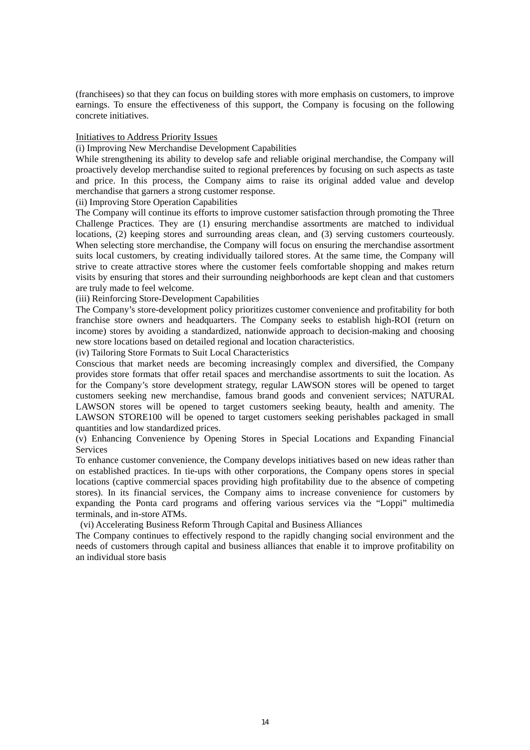(franchisees) so that they can focus on building stores with more emphasis on customers, to improve earnings. To ensure the effectiveness of this support, the Company is focusing on the following concrete initiatives.

<u>Initiatives to Address Priority Issues</u>

(i) Improving New Merchandise Development Capabilities

While strengthening its ability to develop safe and reliable original merchandise, the Company will proactively develop merchandise suited to regional preferences by focusing on such aspects as taste and price. In this process, the Company aims to raise its original added value and develop merchandise that garners a strong customer response.

(ii) Improving Store Operation Capabilities

The Company will continue its efforts to improve customer satisfaction through promoting the Three Challenge Practices. They are (1) ensuring merchandise assortments are matched to individual locations, (2) keeping stores and surrounding areas clean, and (3) serving customers courteously. When selecting store merchandise, the Company will focus on ensuring the merchandise assortment suits local customers, by creating individually tailored stores. At the same time, the Company will strive to create attractive stores where the customer feels comfortable shopping and makes return visits by ensuring that stores and their surrounding neighborhoods are kept clean and that customers are truly made to feel welcome.

(iii) Reinforcing Store-Development Capabilities

The Company's store-development policy prioritizes customer convenience and profitability for both franchise store owners and headquarters. The Company seeks to establish high-ROI (return on income) stores by avoiding a standardized, nationwide approach to decision-making and choosing new store locations based on detailed regional and location characteristics.

(iv) Tailoring Store Formats to Suit Local Characteristics

Conscious that market needs are becoming increasingly complex and diversified, the Company provides store formats that offer retail spaces and merchandise assortments to suit the location. As for the Company's store development strategy, regular LAWSON stores will be opened to target customers seeking new merchandise, famous brand goods and convenient services; NATURAL LAWSON stores will be opened to target customers seeking beauty, health and amenity. The LAWSON STORE100 will be opened to target customers seeking perishables packaged in small quantities and low standardized prices.

(v) Enhancing Convenience by Opening Stores in Special Locations and Expanding Financial Services

To enhance customer convenience, the Company develops initiatives based on new ideas rather than on established practices. In tie-ups with other corporations, the Company opens stores in special locations (captive commercial spaces providing high profitability due to the absence of competing stores). In its financial services, the Company aims to increase convenience for customers by expanding the Ponta card programs and offering various services via the "Loppi" multimedia terminals, and in-store ATMs.

(vi) Accelerating Business Reform Through Capital and Business Alliances

The Company continues to effectively respond to the rapidly changing social environment and the needs of customers through capital and business alliances that enable it to improve profitability on an individual store basis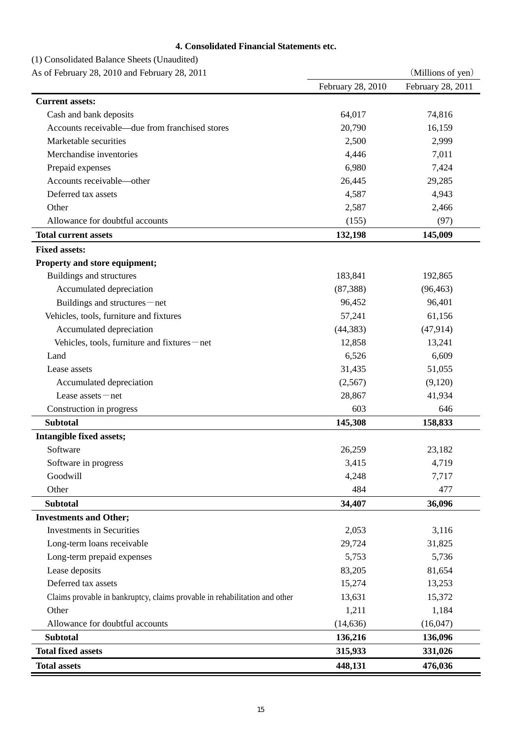# 4. Consolidated Financial Statements etc.

(1) Consolidated Balance Sheets (Unaudited)

As of February 28, 2010 and February 28, 2011

（Millions of yen）

| | February 28, 2010 | February 28, 2011 |
|---|---|---|
| **Current assets:** | | |
| Cash and bank deposits | 64,017 | 74,816 |
| Accounts receivable—due from franchised stores | 20,790 | 16,159 |
| Marketable securities | 2,500 | 2,999 |
| Merchandise inventories | 4,446 | 7,011 |
| Prepaid expenses | 6,980 | 7,424 |
| Accounts receivable—other | 26,445 | 29,285 |
| Deferred tax assets | 4,587 | 4,943 |
| Other | 2,587 | 2,466 |
| Allowance for doubtful accounts | (155) | (97) |
| **Total current assets** | **132,198** | **145,009** |
| **Fixed assets:** | | |
| **Property and store equipment;** | | |
| Buildings and structures | 183,841 | 192,865 |
| Accumulated depreciation | (87,388) | (96,463) |
| Buildings and structures－net | 96,452 | 96,401 |
| Vehicles, tools, furniture and fixtures | 57,241 | 61,156 |
| Accumulated depreciation | (44,383) | (47,914) |
| Vehicles, tools, furniture and fixtures－net | 12,858 | 13,241 |
| Land | 6,526 | 6,609 |
| Lease assets | 31,435 | 51,055 |
| Accumulated depreciation | (2,567) | (9,120) |
| Lease assets－net | 28,867 | 41,934 |
| Construction in progress | 603 | 646 |
| **Subtotal** | **145,308** | **158,833** |
| **Intangible fixed assets;** | | |
| Software | 26,259 | 23,182 |
| Software in progress | 3,415 | 4,719 |
| Goodwill | 4,248 | 7,717 |
| Other | 484 | 477 |
| **Subtotal** | **34,407** | **36,096** |
| **Investments and Other;** | | |
| Investments in Securities | 2,053 | 3,116 |
| Long-term loans receivable | 29,724 | 31,825 |
| Long-term prepaid expenses | 5,753 | 5,736 |
| Lease deposits | 83,205 | 81,654 |
| Deferred tax assets | 15,274 | 13,253 |
| Claims provable in bankruptcy, claims provable in rehabilitation and other | 13,631 | 15,372 |
| Other | 1,211 | 1,184 |
| Allowance for doubtful accounts | (14,636) | (16,047) |
| **Subtotal** | **136,216** | **136,096** |
| **Total fixed assets** | **315,933** | **331,026** |
| **Total assets** | **448,131** | **476,036** |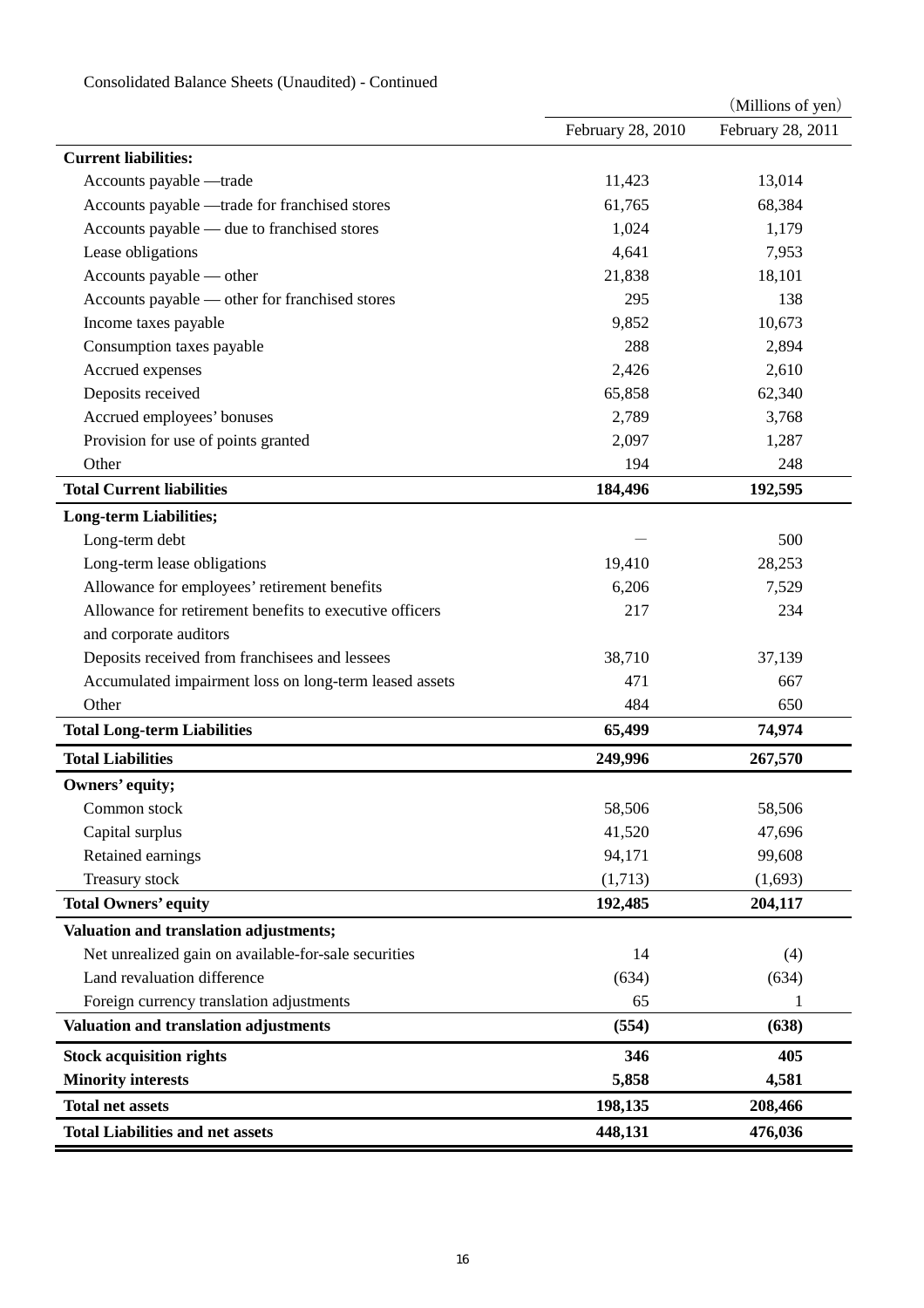Consolidated Balance Sheets (Unaudited) - Continued

| | February 28, 2010 | February 28, 2011 |
|---|---|---|
| | | (Millions of yen) |
| **Current liabilities:** | | |
| Accounts payable —trade | 11,423 | 13,014 |
| Accounts payable —trade for franchised stores | 61,765 | 68,384 |
| Accounts payable — due to franchised stores | 1,024 | 1,179 |
| Lease obligations | 4,641 | 7,953 |
| Accounts payable — other | 21,838 | 18,101 |
| Accounts payable — other for franchised stores | 295 | 138 |
| Income taxes payable | 9,852 | 10,673 |
| Consumption taxes payable | 288 | 2,894 |
| Accrued expenses | 2,426 | 2,610 |
| Deposits received | 65,858 | 62,340 |
| Accrued employees' bonuses | 2,789 | 3,768 |
| Provision for use of points granted | 2,097 | 1,287 |
| Other | 194 | 248 |
| **Total Current liabilities** | **184,496** | **192,595** |
| **Long-term Liabilities;** | | |
| Long-term debt | — | 500 |
| Long-term lease obligations | 19,410 | 28,253 |
| Allowance for employees' retirement benefits | 6,206 | 7,529 |
| Allowance for retirement benefits to executive officers and corporate auditors | 217 | 234 |
| Deposits received from franchisees and lessees | 38,710 | 37,139 |
| Accumulated impairment loss on long-term leased assets | 471 | 667 |
| Other | 484 | 650 |
| **Total Long-term Liabilities** | **65,499** | **74,974** |
| **Total Liabilities** | **249,996** | **267,570** |
| **Owners' equity;** | | |
| Common stock | 58,506 | 58,506 |
| Capital surplus | 41,520 | 47,696 |
| Retained earnings | 94,171 | 99,608 |
| Treasury stock | (1,713) | (1,693) |
| **Total Owners' equity** | **192,485** | **204,117** |
| **Valuation and translation adjustments;** | | |
| Net unrealized gain on available-for-sale securities | 14 | (4) |
| Land revaluation difference | (634) | (634) |
| Foreign currency translation adjustments | 65 | 1 |
| **Valuation and translation adjustments** | **(554)** | **(638)** |
| **Stock acquisition rights** | **346** | **405** |
| **Minority interests** | **5,858** | **4,581** |
| **Total net assets** | **198,135** | **208,466** |
| **Total Liabilities and net assets** | **448,131** | **476,036** |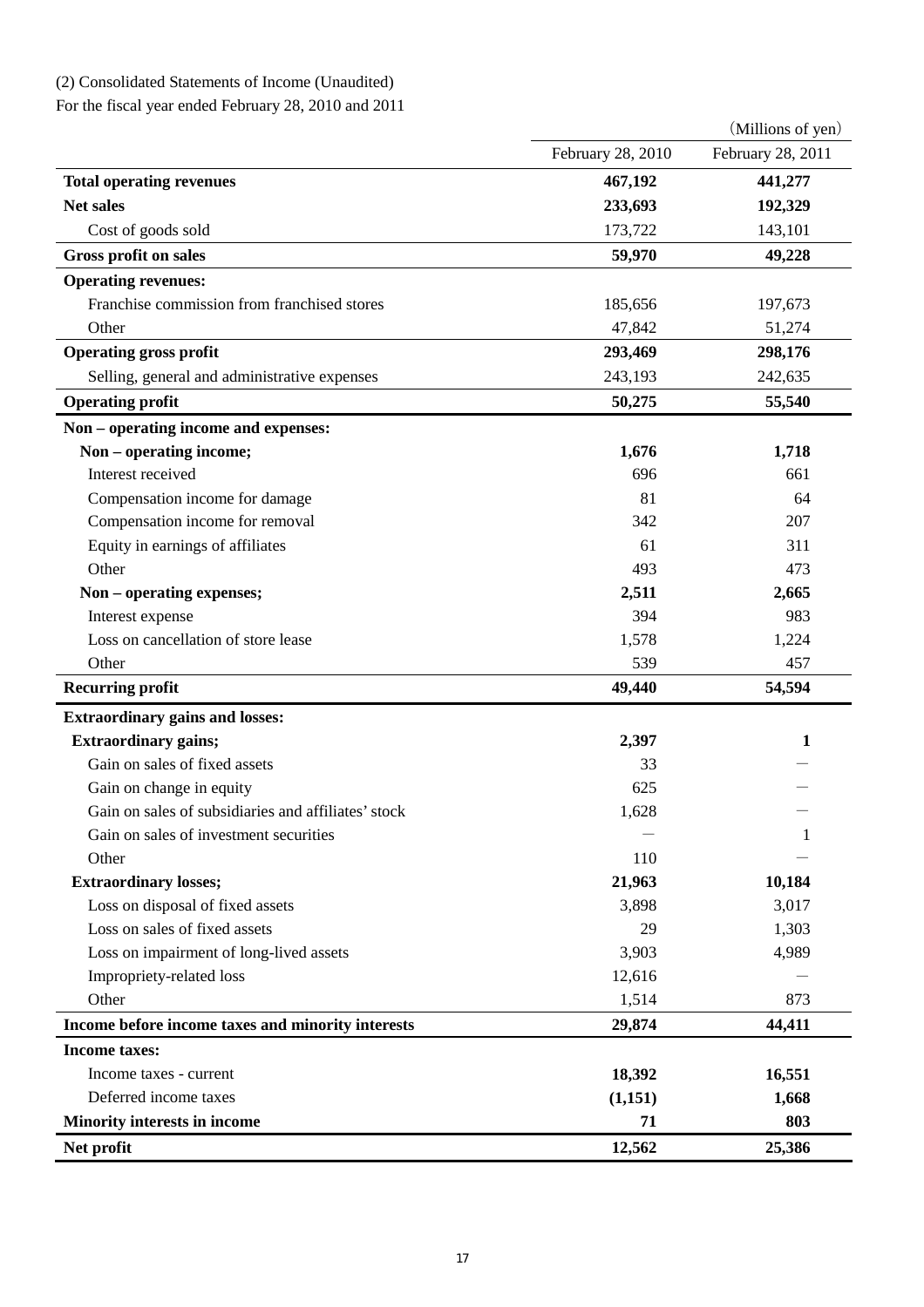(2) Consolidated Statements of Income (Unaudited)

For the fiscal year ended February 28, 2010 and 2011

| | February 28, 2010 | February 28, 2011 |
|---|---|---|
| | | (Millions of yen) |
| **Total operating revenues** | **467,192** | **441,277** |
| **Net sales** | **233,693** | **192,329** |
| Cost of goods sold | 173,722 | 143,101 |
| **Gross profit on sales** | **59,970** | **49,228** |
| **Operating revenues:** | | |
| Franchise commission from franchised stores | 185,656 | 197,673 |
| Other | 47,842 | 51,274 |
| **Operating gross profit** | **293,469** | **298,176** |
| Selling, general and administrative expenses | 243,193 | 242,635 |
| **Operating profit** | **50,275** | **55,540** |
| **Non – operating income and expenses:** | | |
| **Non – operating income;** | **1,676** | **1,718** |
| Interest received | 696 | 661 |
| Compensation income for damage | 81 | 64 |
| Compensation income for removal | 342 | 207 |
| Equity in earnings of affiliates | 61 | 311 |
| Other | 493 | 473 |
| **Non – operating expenses;** | **2,511** | **2,665** |
| Interest expense | 394 | 983 |
| Loss on cancellation of store lease | 1,578 | 1,224 |
| Other | 539 | 457 |
| **Recurring profit** | **49,440** | **54,594** |
| **Extraordinary gains and losses:** | | |
| **Extraordinary gains;** | **2,397** | **1** |
| Gain on sales of fixed assets | 33 | ― |
| Gain on change in equity | 625 | ― |
| Gain on sales of subsidiaries and affiliates' stock | 1,628 | ― |
| Gain on sales of investment securities | ― | 1 |
| Other | 110 | ― |
| **Extraordinary losses;** | **21,963** | **10,184** |
| Loss on disposal of fixed assets | 3,898 | 3,017 |
| Loss on sales of fixed assets | 29 | 1,303 |
| Loss on impairment of long-lived assets | 3,903 | 4,989 |
| Impropriety-related loss | 12,616 | ― |
| Other | 1,514 | 873 |
| **Income before income taxes and minority interests** | **29,874** | **44,411** |
| **Income taxes:** | | |
| Income taxes - current | **18,392** | **16,551** |
| Deferred income taxes | **(1,151)** | **1,668** |
| **Minority interests in income** | **71** | **803** |
| **Net profit** | **12,562** | **25,386** |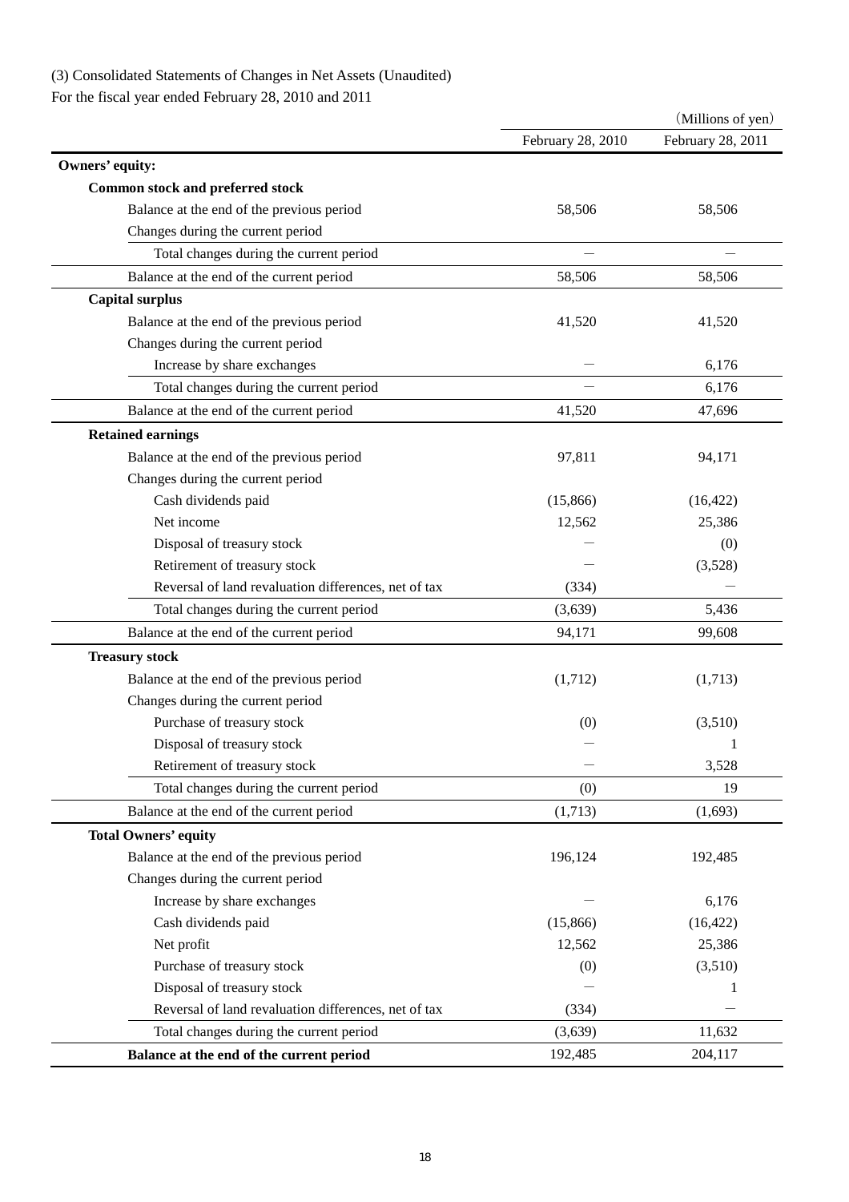(3) Consolidated Statements of Changes in Net Assets (Unaudited)

For the fiscal year ended February 28, 2010 and 2011

(Millions of yen)

| | February 28, 2010 | February 28, 2011 |
|---|---|---|
| **Owners' equity:** | | |
| **Common stock and preferred stock** | | |
| Balance at the end of the previous period | 58,506 | 58,506 |
| Changes during the current period | | |
| Total changes during the current period | ― | ― |
| Balance at the end of the current period | 58,506 | 58,506 |
| **Capital surplus** | | |
| Balance at the end of the previous period | 41,520 | 41,520 |
| Changes during the current period | | |
| Increase by share exchanges | ― | 6,176 |
| Total changes during the current period | ― | 6,176 |
| Balance at the end of the current period | 41,520 | 47,696 |
| **Retained earnings** | | |
| Balance at the end of the previous period | 97,811 | 94,171 |
| Changes during the current period | | |
| Cash dividends paid | (15,866) | (16,422) |
| Net income | 12,562 | 25,386 |
| Disposal of treasury stock | ― | (0) |
| Retirement of treasury stock | ― | (3,528) |
| Reversal of land revaluation differences, net of tax | (334) | ― |
| Total changes during the current period | (3,639) | 5,436 |
| Balance at the end of the current period | 94,171 | 99,608 |
| **Treasury stock** | | |
| Balance at the end of the previous period | (1,712) | (1,713) |
| Changes during the current period | | |
| Purchase of treasury stock | (0) | (3,510) |
| Disposal of treasury stock | ― | 1 |
| Retirement of treasury stock | ― | 3,528 |
| Total changes during the current period | (0) | 19 |
| Balance at the end of the current period | (1,713) | (1,693) |
| **Total Owners' equity** | | |
| Balance at the end of the previous period | 196,124 | 192,485 |
| Changes during the current period | | |
| Increase by share exchanges | ― | 6,176 |
| Cash dividends paid | (15,866) | (16,422) |
| Net profit | 12,562 | 25,386 |
| Purchase of treasury stock | (0) | (3,510) |
| Disposal of treasury stock | ― | 1 |
| Reversal of land revaluation differences, net of tax | (334) | ― |
| Total changes during the current period | (3,639) | 11,632 |
| **Balance at the end of the current period** | 192,485 | 204,117 |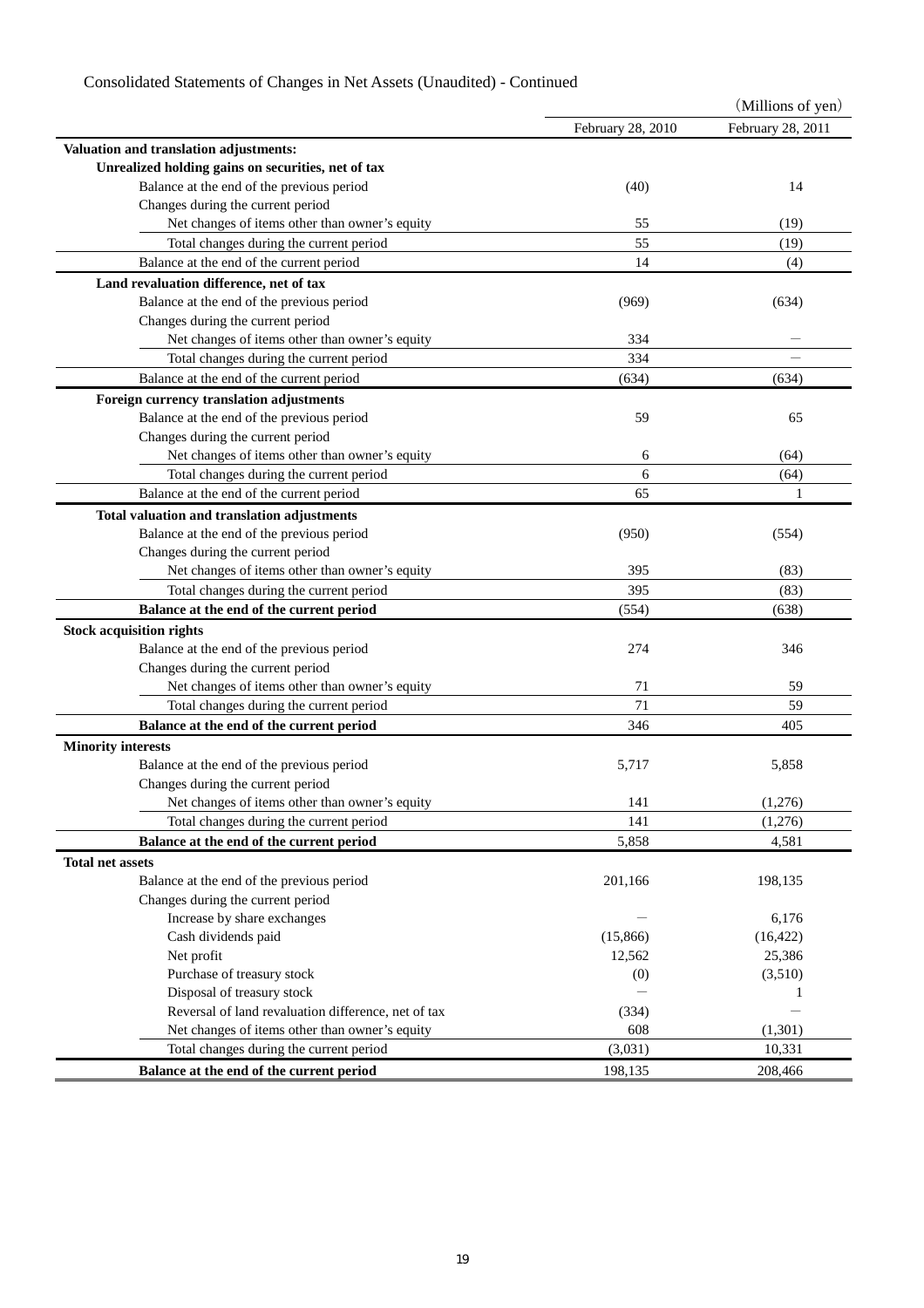Consolidated Statements of Changes in Net Assets (Unaudited) - Continued

(Millions of yen)

| | February 28, 2010 | February 28, 2011 |
|---|---|---|
| **Valuation and translation adjustments:** | | |
| **Unrealized holding gains on securities, net of tax** | | |
| Balance at the end of the previous period | (40) | 14 |
| Changes during the current period | | |
| Net changes of items other than owner's equity | 55 | (19) |
| Total changes during the current period | 55 | (19) |
| Balance at the end of the current period | 14 | (4) |
| **Land revaluation difference, net of tax** | | |
| Balance at the end of the previous period | (969) | (634) |
| Changes during the current period | | |
| Net changes of items other than owner's equity | 334 | − |
| Total changes during the current period | 334 | − |
| Balance at the end of the current period | (634) | (634) |
| **Foreign currency translation adjustments** | | |
| Balance at the end of the previous period | 59 | 65 |
| Changes during the current period | | |
| Net changes of items other than owner's equity | 6 | (64) |
| Total changes during the current period | 6 | (64) |
| Balance at the end of the current period | 65 | 1 |
| **Total valuation and translation adjustments** | | |
| Balance at the end of the previous period | (950) | (554) |
| Changes during the current period | | |
| Net changes of items other than owner's equity | 395 | (83) |
| Total changes during the current period | 395 | (83) |
| **Balance at the end of the current period** | (554) | (638) |
| **Stock acquisition rights** | | |
| Balance at the end of the previous period | 274 | 346 |
| Changes during the current period | | |
| Net changes of items other than owner's equity | 71 | 59 |
| Total changes during the current period | 71 | 59 |
| **Balance at the end of the current period** | 346 | 405 |
| **Minority interests** | | |
| Balance at the end of the previous period | 5,717 | 5,858 |
| Changes during the current period | | |
| Net changes of items other than owner's equity | 141 | (1,276) |
| Total changes during the current period | 141 | (1,276) |
| **Balance at the end of the current period** | 5,858 | 4,581 |
| **Total net assets** | | |
| Balance at the end of the previous period | 201,166 | 198,135 |
| Changes during the current period | | |
| Increase by share exchanges | − | 6,176 |
| Cash dividends paid | (15,866) | (16,422) |
| Net profit | 12,562 | 25,386 |
| Purchase of treasury stock | (0) | (3,510) |
| Disposal of treasury stock | − | 1 |
| Reversal of land revaluation difference, net of tax | (334) | − |
| Net changes of items other than owner's equity | 608 | (1,301) |
| Total changes during the current period | (3,031) | 10,331 |
| **Balance at the end of the current period** | 198,135 | 208,466 |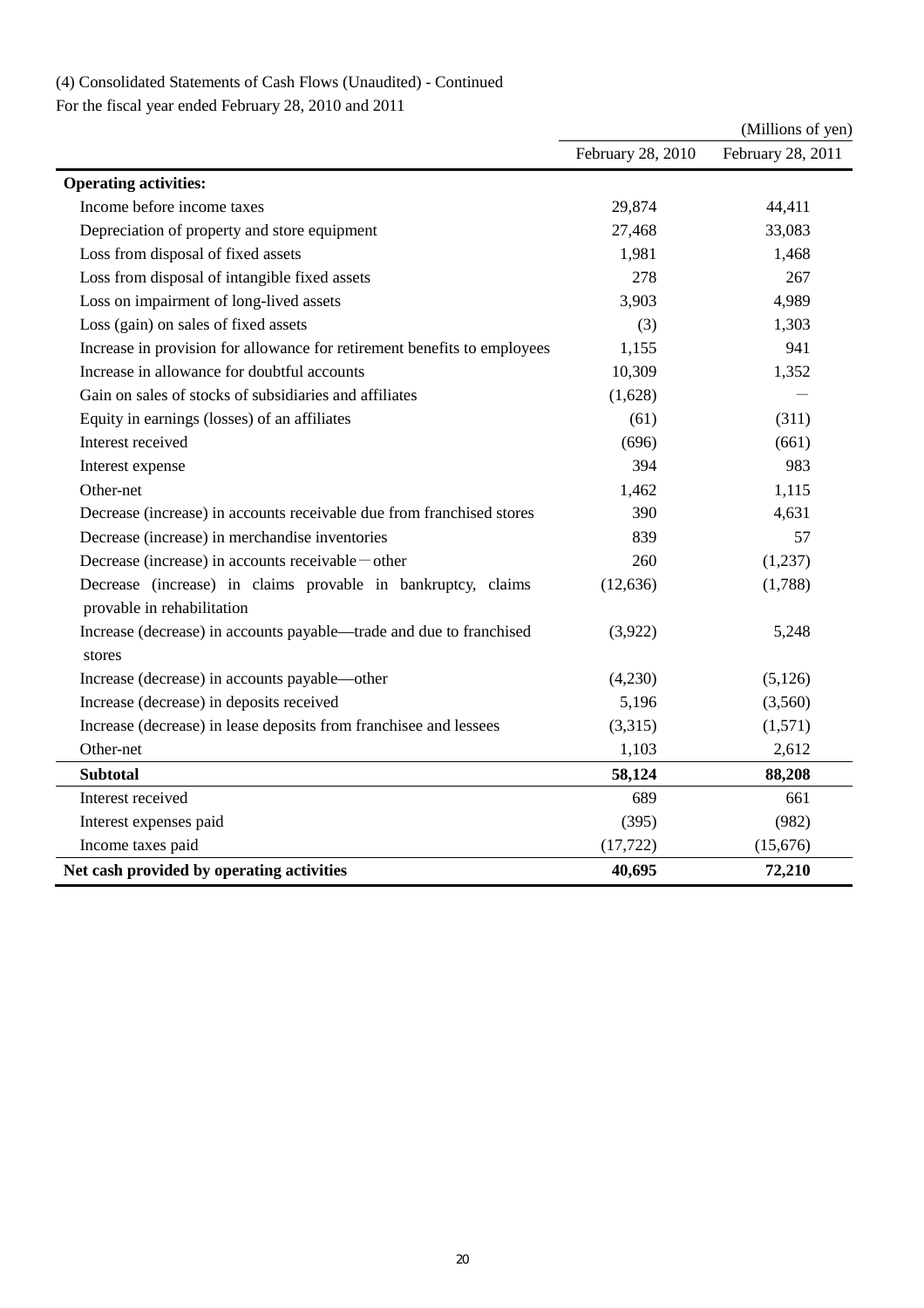(4) Consolidated Statements of Cash Flows (Unaudited) - Continued

For the fiscal year ended February 28, 2010 and 2011

(Millions of yen)

| | February 28, 2010 | February 28, 2011 |
|---|---|---|
| **Operating activities:** | | |
| Income before income taxes | 29,874 | 44,411 |
| Depreciation of property and store equipment | 27,468 | 33,083 |
| Loss from disposal of fixed assets | 1,981 | 1,468 |
| Loss from disposal of intangible fixed assets | 278 | 267 |
| Loss on impairment of long-lived assets | 3,903 | 4,989 |
| Loss (gain) on sales of fixed assets | (3) | 1,303 |
| Increase in provision for allowance for retirement benefits to employees | 1,155 | 941 |
| Increase in allowance for doubtful accounts | 10,309 | 1,352 |
| Gain on sales of stocks of subsidiaries and affiliates | (1,628) | — |
| Equity in earnings (losses) of an affiliates | (61) | (311) |
| Interest received | (696) | (661) |
| Interest expense | 394 | 983 |
| Other-net | 1,462 | 1,115 |
| Decrease (increase) in accounts receivable due from franchised stores | 390 | 4,631 |
| Decrease (increase) in merchandise inventories | 839 | 57 |
| Decrease (increase) in accounts receivable－other | 260 | (1,237) |
| Decrease (increase) in claims provable in bankruptcy, claims provable in rehabilitation | (12,636) | (1,788) |
| Increase (decrease) in accounts payable—trade and due to franchised stores | (3,922) | 5,248 |
| Increase (decrease) in accounts payable—other | (4,230) | (5,126) |
| Increase (decrease) in deposits received | 5,196 | (3,560) |
| Increase (decrease) in lease deposits from franchisee and lessees | (3,315) | (1,571) |
| Other-net | 1,103 | 2,612 |
| **Subtotal** | **58,124** | **88,208** |
| Interest received | 689 | 661 |
| Interest expenses paid | (395) | (982) |
| Income taxes paid | (17,722) | (15,676) |
| **Net cash provided by operating activities** | **40,695** | **72,210** |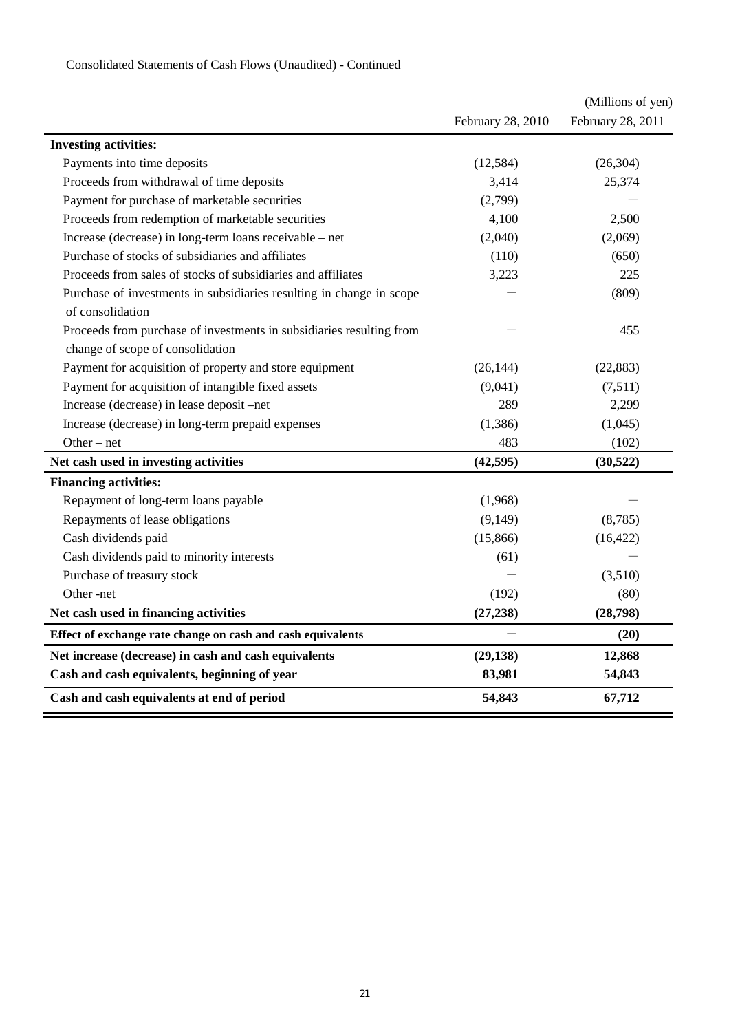Consolidated Statements of Cash Flows (Unaudited) - Continued

| | (Millions of yen) | |
|---|---|---|
| | February 28, 2010 | February 28, 2011 |
| **Investing activities:** | | |
| Payments into time deposits | (12,584) | (26,304) |
| Proceeds from withdrawal of time deposits | 3,414 | 25,374 |
| Payment for purchase of marketable securities | (2,799) | ― |
| Proceeds from redemption of marketable securities | 4,100 | 2,500 |
| Increase (decrease) in long-term loans receivable – net | (2,040) | (2,069) |
| Purchase of stocks of subsidiaries and affiliates | (110) | (650) |
| Proceeds from sales of stocks of subsidiaries and affiliates | 3,223 | 225 |
| Purchase of investments in subsidiaries resulting in change in scope of consolidation | ― | (809) |
| Proceeds from purchase of investments in subsidiaries resulting from change of scope of consolidation | ― | 455 |
| Payment for acquisition of property and store equipment | (26,144) | (22,883) |
| Payment for acquisition of intangible fixed assets | (9,041) | (7,511) |
| Increase (decrease) in lease deposit –net | 289 | 2,299 |
| Increase (decrease) in long-term prepaid expenses | (1,386) | (1,045) |
| Other – net | 483 | (102) |
| **Net cash used in investing activities** | **(42,595)** | **(30,522)** |
| **Financing activities:** | | |
| Repayment of long-term loans payable | (1,968) | ― |
| Repayments of lease obligations | (9,149) | (8,785) |
| Cash dividends paid | (15,866) | (16,422) |
| Cash dividends paid to minority interests | (61) | ― |
| Purchase of treasury stock | ― | (3,510) |
| Other -net | (192) | (80) |
| **Net cash used in financing activities** | **(27,238)** | **(28,798)** |
| **Effect of exchange rate change on cash and cash equivalents** | **―** | **(20)** |
| **Net increase (decrease) in cash and cash equivalents** | **(29,138)** | **12,868** |
| **Cash and cash equivalents, beginning of year** | **83,981** | **54,843** |
| **Cash and cash equivalents at end of period** | **54,843** | **67,712** |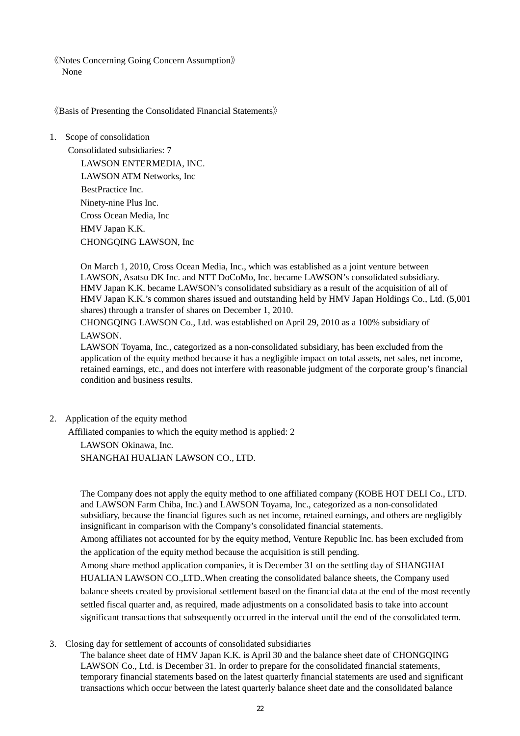《Notes Concerning Going Concern Assumption》

None

《Basis of Presenting the Consolidated Financial Statements》

1. Scope of consolidation

   Consolidated subsidiaries: 7

   LAWSON ENTERMEDIA, INC.
   LAWSON ATM Networks, Inc
   BestPractice Inc.
   Ninety-nine Plus Inc.
   Cross Ocean Media, Inc
   HMV Japan K.K.
   CHONGQING LAWSON, Inc

   On March 1, 2010, Cross Ocean Media, Inc., which was established as a joint venture between LAWSON, Asatsu DK Inc. and NTT DoCoMo, Inc. became LAWSON's consolidated subsidiary. HMV Japan K.K. became LAWSON's consolidated subsidiary as a result of the acquisition of all of HMV Japan K.K.'s common shares issued and outstanding held by HMV Japan Holdings Co., Ltd. (5,001 shares) through a transfer of shares on December 1, 2010.

   CHONGQING LAWSON Co., Ltd. was established on April 29, 2010 as a 100% subsidiary of LAWSON.

   LAWSON Toyama, Inc., categorized as a non-consolidated subsidiary, has been excluded from the application of the equity method because it has a negligible impact on total assets, net sales, net income, retained earnings, etc., and does not interfere with reasonable judgment of the corporate group's financial condition and business results.

2. Application of the equity method

   Affiliated companies to which the equity method is applied: 2

   LAWSON Okinawa, Inc.
   SHANGHAI HUALIAN LAWSON CO., LTD.

   The Company does not apply the equity method to one affiliated company (KOBE HOT DELI Co., LTD. and LAWSON Farm Chiba, Inc.) and LAWSON Toyama, Inc., categorized as a non-consolidated subsidiary, because the financial figures such as net income, retained earnings, and others are negligibly insignificant in comparison with the Company's consolidated financial statements.

   Among affiliates not accounted for by the equity method, Venture Republic Inc. has been excluded from the application of the equity method because the acquisition is still pending.

   Among share method application companies, it is December 31 on the settling day of SHANGHAI HUALIAN LAWSON CO.,LTD..When creating the consolidated balance sheets, the Company used balance sheets created by provisional settlement based on the financial data at the end of the most recently settled fiscal quarter and, as required, made adjustments on a consolidated basis to take into account significant transactions that subsequently occurred in the interval until the end of the consolidated term.

3. Closing day for settlement of accounts of consolidated subsidiaries

   The balance sheet date of HMV Japan K.K. is April 30 and the balance sheet date of CHONGQING LAWSON Co., Ltd. is December 31. In order to prepare for the consolidated financial statements, temporary financial statements based on the latest quarterly financial statements are used and significant transactions which occur between the latest quarterly balance sheet date and the consolidated balance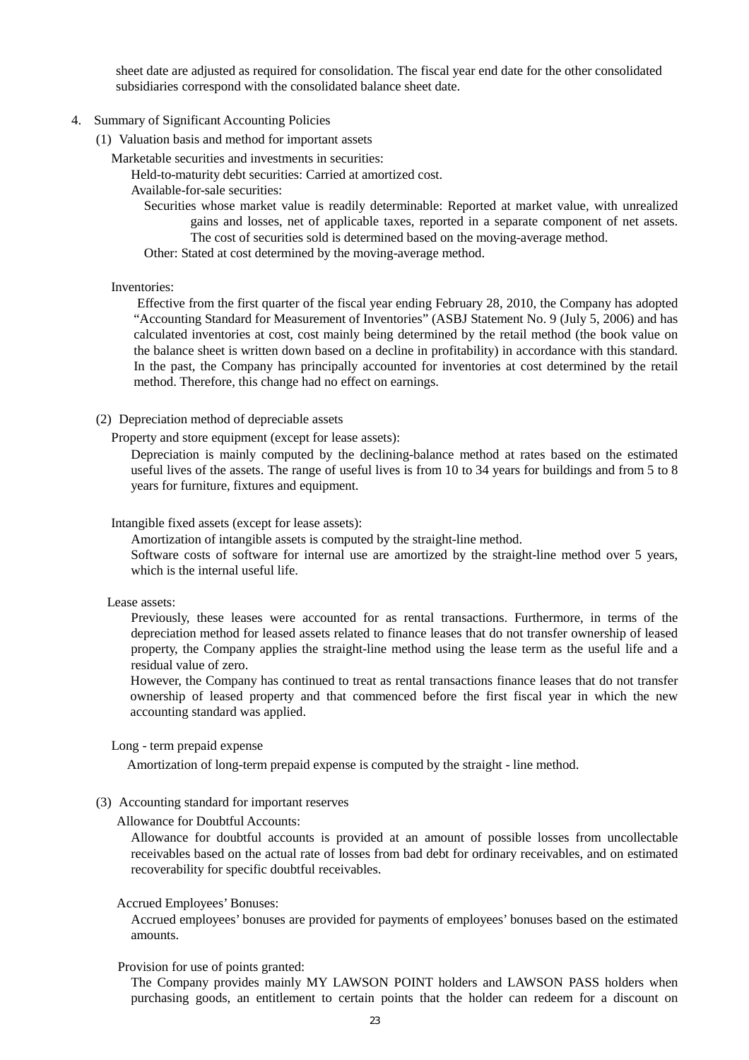sheet date are adjusted as required for consolidation. The fiscal year end date for the other consolidated subsidiaries correspond with the consolidated balance sheet date.

4. Summary of Significant Accounting Policies

(1) Valuation basis and method for important assets

Marketable securities and investments in securities:

Held-to-maturity debt securities: Carried at amortized cost.

Available-for-sale securities:

Securities whose market value is readily determinable: Reported at market value, with unrealized gains and losses, net of applicable taxes, reported in a separate component of net assets. The cost of securities sold is determined based on the moving-average method.

Other: Stated at cost determined by the moving-average method.

Inventories:

Effective from the first quarter of the fiscal year ending February 28, 2010, the Company has adopted "Accounting Standard for Measurement of Inventories" (ASBJ Statement No. 9 (July 5, 2006) and has calculated inventories at cost, cost mainly being determined by the retail method (the book value on the balance sheet is written down based on a decline in profitability) in accordance with this standard. In the past, the Company has principally accounted for inventories at cost determined by the retail method. Therefore, this change had no effect on earnings.

(2) Depreciation method of depreciable assets

Property and store equipment (except for lease assets):

Depreciation is mainly computed by the declining-balance method at rates based on the estimated useful lives of the assets. The range of useful lives is from 10 to 34 years for buildings and from 5 to 8 years for furniture, fixtures and equipment.

Intangible fixed assets (except for lease assets):

Amortization of intangible assets is computed by the straight-line method.

Software costs of software for internal use are amortized by the straight-line method over 5 years, which is the internal useful life.

Lease assets:

Previously, these leases were accounted for as rental transactions. Furthermore, in terms of the depreciation method for leased assets related to finance leases that do not transfer ownership of leased property, the Company applies the straight-line method using the lease term as the useful life and a residual value of zero.

However, the Company has continued to treat as rental transactions finance leases that do not transfer ownership of leased property and that commenced before the first fiscal year in which the new accounting standard was applied.

Long - term prepaid expense

Amortization of long-term prepaid expense is computed by the straight - line method.

(3) Accounting standard for important reserves

Allowance for Doubtful Accounts:

Allowance for doubtful accounts is provided at an amount of possible losses from uncollectable receivables based on the actual rate of losses from bad debt for ordinary receivables, and on estimated recoverability for specific doubtful receivables.

Accrued Employees' Bonuses:

Accrued employees' bonuses are provided for payments of employees' bonuses based on the estimated amounts.

Provision for use of points granted:

The Company provides mainly MY LAWSON POINT holders and LAWSON PASS holders when purchasing goods, an entitlement to certain points that the holder can redeem for a discount on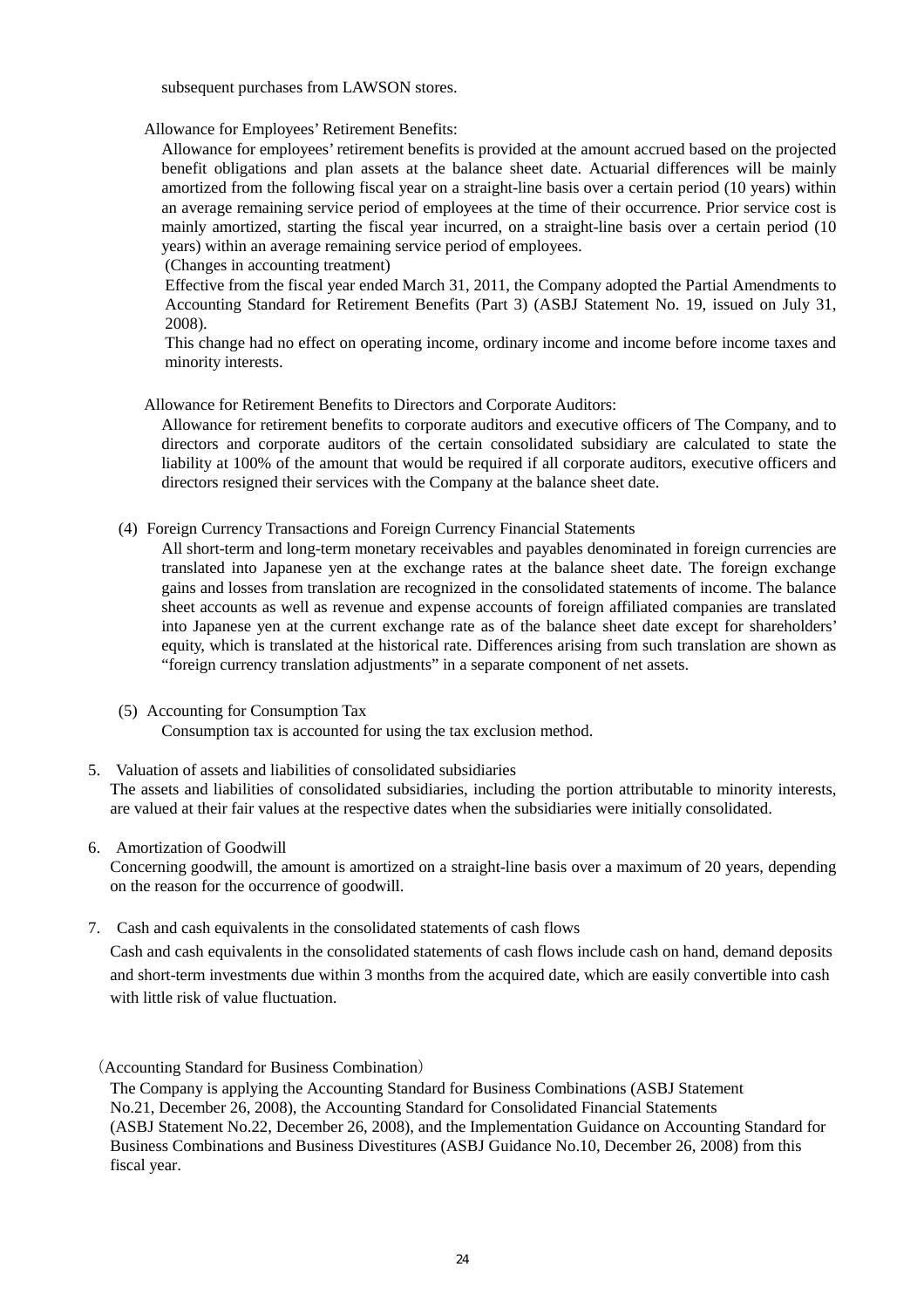subsequent purchases from LAWSON stores.

Allowance for Employees' Retirement Benefits:

Allowance for employees' retirement benefits is provided at the amount accrued based on the projected benefit obligations and plan assets at the balance sheet date. Actuarial differences will be mainly amortized from the following fiscal year on a straight-line basis over a certain period (10 years) within an average remaining service period of employees at the time of their occurrence. Prior service cost is mainly amortized, starting the fiscal year incurred, on a straight-line basis over a certain period (10 years) within an average remaining service period of employees.

(Changes in accounting treatment)

Effective from the fiscal year ended March 31, 2011, the Company adopted the Partial Amendments to Accounting Standard for Retirement Benefits (Part 3) (ASBJ Statement No. 19, issued on July 31, 2008).

This change had no effect on operating income, ordinary income and income before income taxes and minority interests.

Allowance for Retirement Benefits to Directors and Corporate Auditors:

Allowance for retirement benefits to corporate auditors and executive officers of The Company, and to directors and corporate auditors of the certain consolidated subsidiary are calculated to state the liability at 100% of the amount that would be required if all corporate auditors, executive officers and directors resigned their services with the Company at the balance sheet date.

(4) Foreign Currency Transactions and Foreign Currency Financial Statements

All short-term and long-term monetary receivables and payables denominated in foreign currencies are translated into Japanese yen at the exchange rates at the balance sheet date. The foreign exchange gains and losses from translation are recognized in the consolidated statements of income. The balance sheet accounts as well as revenue and expense accounts of foreign affiliated companies are translated into Japanese yen at the current exchange rate as of the balance sheet date except for shareholders' equity, which is translated at the historical rate. Differences arising from such translation are shown as "foreign currency translation adjustments" in a separate component of net assets.

(5) Accounting for Consumption Tax

Consumption tax is accounted for using the tax exclusion method.

5. Valuation of assets and liabilities of consolidated subsidiaries

The assets and liabilities of consolidated subsidiaries, including the portion attributable to minority interests, are valued at their fair values at the respective dates when the subsidiaries were initially consolidated.

6. Amortization of Goodwill

Concerning goodwill, the amount is amortized on a straight-line basis over a maximum of 20 years, depending on the reason for the occurrence of goodwill.

7. Cash and cash equivalents in the consolidated statements of cash flows

Cash and cash equivalents in the consolidated statements of cash flows include cash on hand, demand deposits and short-term investments due within 3 months from the acquired date, which are easily convertible into cash with little risk of value fluctuation.

（Accounting Standard for Business Combination）

The Company is applying the Accounting Standard for Business Combinations (ASBJ Statement No.21, December 26, 2008), the Accounting Standard for Consolidated Financial Statements (ASBJ Statement No.22, December 26, 2008), and the Implementation Guidance on Accounting Standard for Business Combinations and Business Divestitures (ASBJ Guidance No.10, December 26, 2008) from this fiscal year.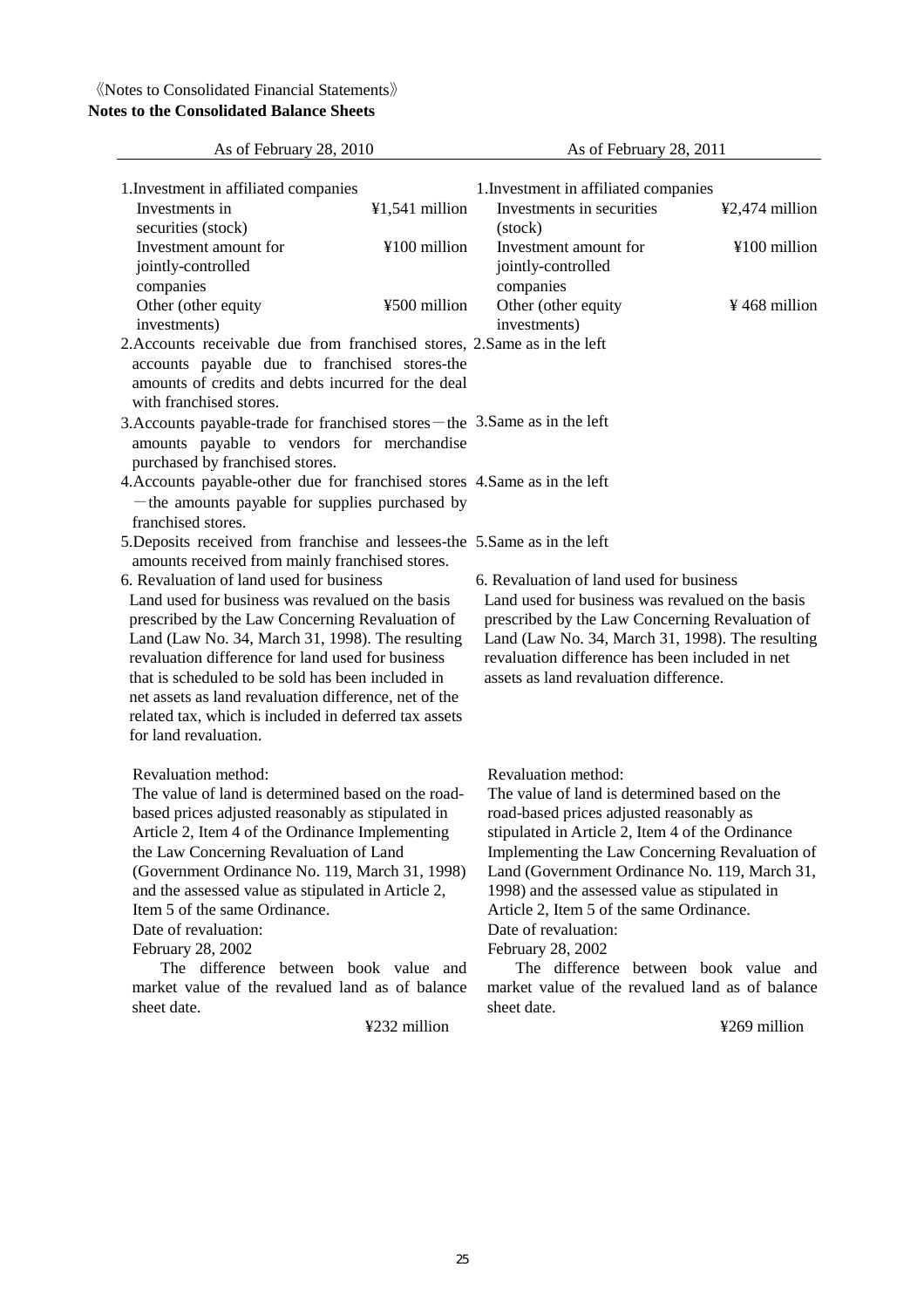《Notes to Consolidated Financial Statements》

**Notes to the Consolidated Balance Sheets**

| As of February 28, 2010 | As of February 28, 2011 |
| --- | --- |
| 1.Investment in affiliated companies<br>Investments in securities (stock) ¥1,541 million<br>Investment amount for jointly-controlled companies ¥100 million<br>Other (other equity investments) ¥500 million | 1.Investment in affiliated companies<br>Investments in securities (stock) ¥2,474 million<br>Investment amount for jointly-controlled companies ¥100 million<br>Other (other equity investments) ¥ 468 million |
| 2.Accounts receivable due from franchised stores, accounts payable due to franchised stores-the amounts of credits and debts incurred for the deal with franchised stores. | 2.Same as in the left |
| 3.Accounts payable-trade for franchised stores－the amounts payable to vendors for merchandise purchased by franchised stores. | 3.Same as in the left |
| 4.Accounts payable-other due for franchised stores －the amounts payable for supplies purchased by franchised stores. | 4.Same as in the left |
| 5.Deposits received from franchise and lessees-the amounts received from mainly franchised stores. | 5.Same as in the left |
| 6. Revaluation of land used for business<br>Land used for business was revalued on the basis prescribed by the Law Concerning Revaluation of Land (Law No. 34, March 31, 1998). The resulting revaluation difference for land used for business that is scheduled to be sold has been included in net assets as land revaluation difference, net of the related tax, which is included in deferred tax assets for land revaluation.<br><br>Revaluation method:<br>The value of land is determined based on the road-based prices adjusted reasonably as stipulated in Article 2, Item 4 of the Ordinance Implementing the Law Concerning Revaluation of Land (Government Ordinance No. 119, March 31, 1998) and the assessed value as stipulated in Article 2, Item 5 of the same Ordinance.<br>Date of revaluation:<br>February 28, 2002<br>The difference between book value and market value of the revalued land as of balance sheet date.<br>¥232 million | 6. Revaluation of land used for business<br>Land used for business was revalued on the basis prescribed by the Law Concerning Revaluation of Land (Law No. 34, March 31, 1998). The resulting revaluation difference has been included in net assets as land revaluation difference.<br><br>Revaluation method:<br>The value of land is determined based on the road-based prices adjusted reasonably as stipulated in Article 2, Item 4 of the Ordinance Implementing the Law Concerning Revaluation of Land (Government Ordinance No. 119, March 31, 1998) and the assessed value as stipulated in Article 2, Item 5 of the same Ordinance.<br>Date of revaluation:<br>February 28, 2002<br>The difference between book value and market value of the revalued land as of balance sheet date.<br>¥269 million |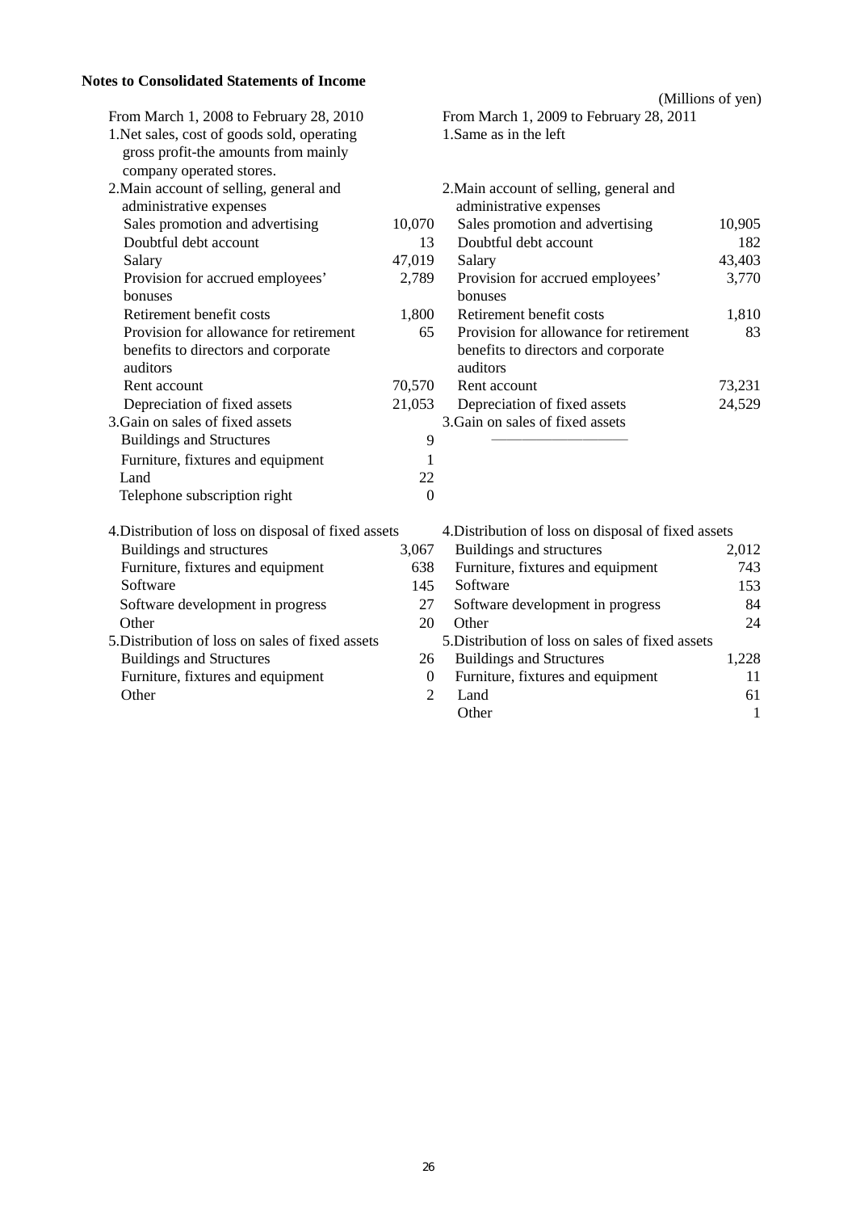**Notes to Consolidated Statements of Income**

(Millions of yen)

| From March 1, 2008 to February 28, 2010 | | From March 1, 2009 to February 28, 2011 | |
|---|---|---|---|
| 1.Net sales, cost of goods sold, operating gross profit-the amounts from mainly company operated stores. | | 1.Same as in the left | |
| 2.Main account of selling, general and administrative expenses | | 2.Main account of selling, general and administrative expenses | |
| Sales promotion and advertising | 10,070 | Sales promotion and advertising | 10,905 |
| Doubtful debt account | 13 | Doubtful debt account | 182 |
| Salary | 47,019 | Salary | 43,403 |
| Provision for accrued employees' bonuses | 2,789 | Provision for accrued employees' bonuses | 3,770 |
| Retirement benefit costs | 1,800 | Retirement benefit costs | 1,810 |
| Provision for allowance for retirement benefits to directors and corporate auditors | 65 | Provision for allowance for retirement benefits to directors and corporate auditors | 83 |
| Rent account | 70,570 | Rent account | 73,231 |
| Depreciation of fixed assets | 21,053 | Depreciation of fixed assets | 24,529 |
| 3.Gain on sales of fixed assets | | 3.Gain on sales of fixed assets | |
| Buildings and Structures | 9 | ―――――――― | |
| Furniture, fixtures and equipment | 1 | | |
| Land | 22 | | |
| Telephone subscription right | 0 | | |
| 4.Distribution of loss on disposal of fixed assets | | 4.Distribution of loss on disposal of fixed assets | |
| Buildings and structures | 3,067 | Buildings and structures | 2,012 |
| Furniture, fixtures and equipment | 638 | Furniture, fixtures and equipment | 743 |
| Software | 145 | Software | 153 |
| Software development in progress | 27 | Software development in progress | 84 |
| Other | 20 | Other | 24 |
| 5.Distribution of loss on sales of fixed assets | | 5.Distribution of loss on sales of fixed assets | |
| Buildings and Structures | 26 | Buildings and Structures | 1,228 |
| Furniture, fixtures and equipment | 0 | Furniture, fixtures and equipment | 11 |
| Other | 2 | Land | 61 |
| | | Other | 1 |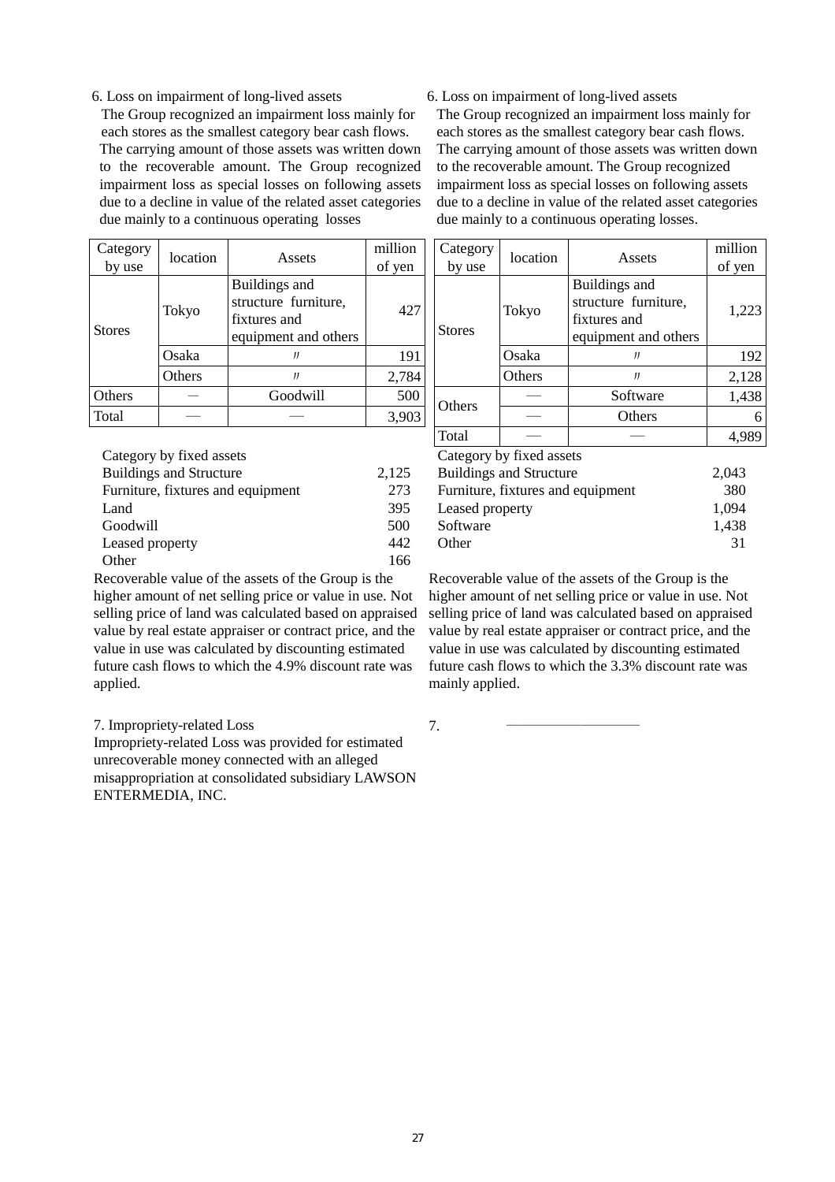6. Loss on impairment of long-lived assets

The Group recognized an impairment loss mainly for each stores as the smallest category bear cash flows. The carrying amount of those assets was written down to the recoverable amount. The Group recognized impairment loss as special losses on following assets due to a decline in value of the related asset categories due mainly to a continuous operating losses

| Category by use | location | Assets | million of yen |
|---|---|---|---|
| Stores | Tokyo | Buildings and structure furniture, fixtures and equipment and others | 427 |
| | Osaka | 〃 | 191 |
| | Others | 〃 | 2,784 |
| Others | — | Goodwill | 500 |
| Total | — | — | 3,903 |

Category by fixed assets

| | |
|---|---|
| Buildings and Structure | 2,125 |
| Furniture, fixtures and equipment | 273 |
| Land | 395 |
| Goodwill | 500 |
| Leased property | 442 |
| Other | 166 |

Recoverable value of the assets of the Group is the higher amount of net selling price or value in use. Not selling price of land was calculated based on appraised value by real estate appraiser or contract price, and the value in use was calculated by discounting estimated future cash flows to which the 4.9% discount rate was applied.

7. Impropriety-related Loss

Impropriety-related Loss was provided for estimated unrecoverable money connected with an alleged misappropriation at consolidated subsidiary LAWSON ENTERMEDIA, INC.

6. Loss on impairment of long-lived assets

The Group recognized an impairment loss mainly for each stores as the smallest category bear cash flows. The carrying amount of those assets was written down to the recoverable amount. The Group recognized impairment loss as special losses on following assets due to a decline in value of the related asset categories due mainly to a continuous operating losses.

| Category by use | location | Assets | million of yen |
|---|---|---|---|
| Stores | Tokyo | Buildings and structure furniture, fixtures and equipment and others | 1,223 |
| | Osaka | 〃 | 192 |
| | Others | 〃 | 2,128 |
| Others | — | Software | 1,438 |
| | — | Others | 6 |
| Total | — | — | 4,989 |

Category by fixed assets

| | |
|---|---|
| Buildings and Structure | 2,043 |
| Furniture, fixtures and equipment | 380 |
| Leased property | 1,094 |
| Software | 1,438 |
| Other | 31 |

Recoverable value of the assets of the Group is the higher amount of net selling price or value in use. Not selling price of land was calculated based on appraised value by real estate appraiser or contract price, and the value in use was calculated by discounting estimated future cash flows to which the 3.3% discount rate was mainly applied.

7. ――――――――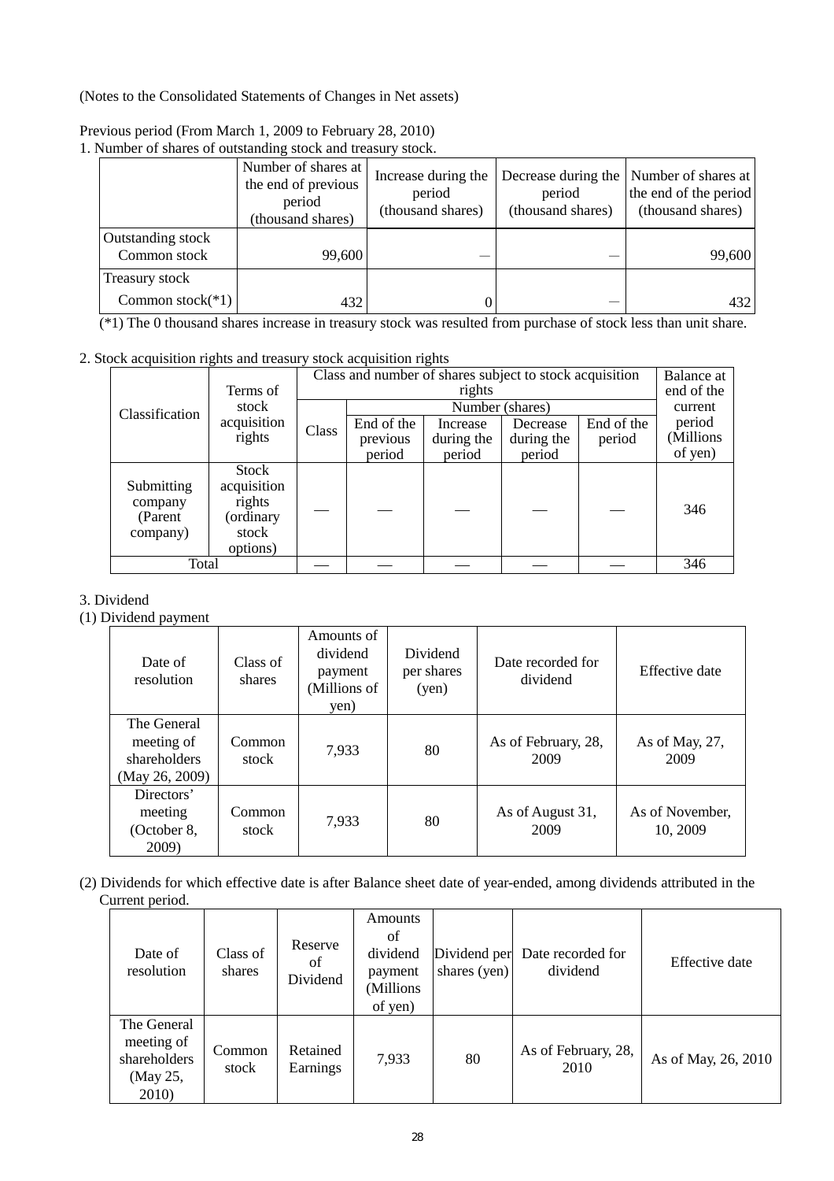(Notes to the Consolidated Statements of Changes in Net assets)

Previous period (From March 1, 2009 to February 28, 2010)

1. Number of shares of outstanding stock and treasury stock.

| | Number of shares at the end of previous period (thousand shares) | Increase during the period (thousand shares) | Decrease during the period (thousand shares) | Number of shares at the end of the period (thousand shares) |
|---|---|---|---|---|
| Outstanding stock<br>Common stock | 99,600 | — | — | 99,600 |
| Treasury stock<br>Common stock(*1) | 432 | 0 | — | 432 |

(*1) The 0 thousand shares increase in treasury stock was resulted from purchase of stock less than unit share.

2. Stock acquisition rights and treasury stock acquisition rights

| Classification | Terms of stock acquisition rights | Class and number of shares subject to stock acquisition rights | | | | | Balance at end of the current period (Millions of yen) |
|---|---|---|---|---|---|---|---|
| | | Class | Number (shares) | | | | |
| | | | End of the previous period | Increase during the period | Decrease during the period | End of the period | |
| Submitting company (Parent company) | Stock acquisition rights (ordinary stock options) | — | — | — | — | — | 346 |
| Total | | — | — | — | — | — | 346 |

3. Dividend

(1) Dividend payment

| Date of resolution | Class of shares | Amounts of dividend payment (Millions of yen) | Dividend per shares (yen) | Date recorded for dividend | Effective date |
|---|---|---|---|---|---|
| The General meeting of shareholders (May 26, 2009) | Common stock | 7,933 | 80 | As of February, 28, 2009 | As of May, 27, 2009 |
| Directors' meeting (October 8, 2009) | Common stock | 7,933 | 80 | As of August 31, 2009 | As of November, 10, 2009 |

(2) Dividends for which effective date is after Balance sheet date of year-ended, among dividends attributed in the Current period.

| Date of resolution | Class of shares | Reserve of Dividend | Amounts of dividend payment (Millions of yen) | Dividend per shares (yen) | Date recorded for dividend | Effective date |
|---|---|---|---|---|---|---|
| The General meeting of shareholders (May 25, 2010) | Common stock | Retained Earnings | 7,933 | 80 | As of February, 28, 2010 | As of May, 26, 2010 |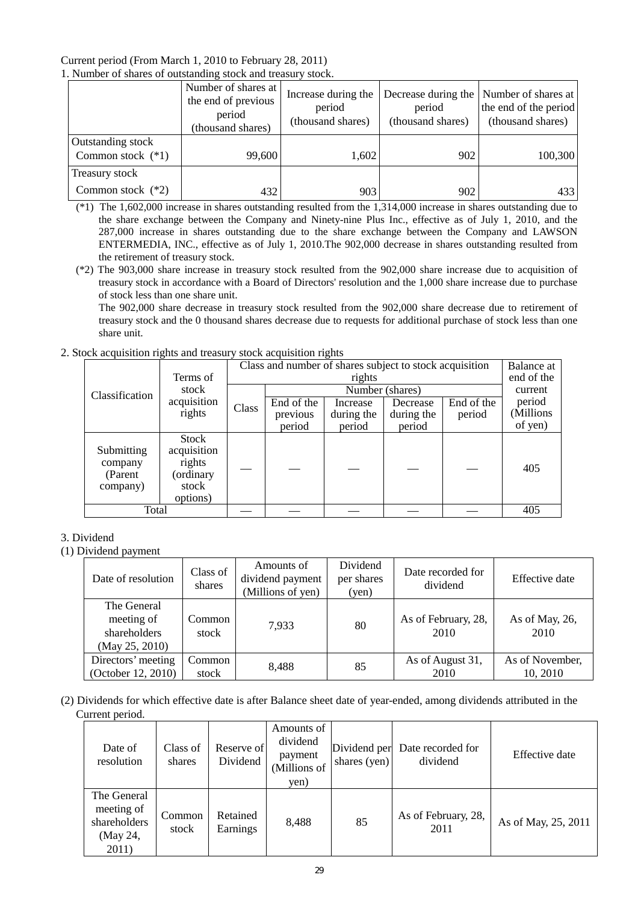Current period (From March 1, 2010 to February 28, 2011)

1. Number of shares of outstanding stock and treasury stock.

| | Number of shares at the end of previous period (thousand shares) | Increase during the period (thousand shares) | Decrease during the period (thousand shares) | Number of shares at the end of the period (thousand shares) |
|---|---|---|---|---|
| Outstanding stock<br>Common stock (*1) | 99,600 | 1,602 | 902 | 100,300 |
| Treasury stock<br>Common stock (*2) | 432 | 903 | 902 | 433 |

(*1) The 1,602,000 increase in shares outstanding resulted from the 1,314,000 increase in shares outstanding due to the share exchange between the Company and Ninety-nine Plus Inc., effective as of July 1, 2010, and the 287,000 increase in shares outstanding due to the share exchange between the Company and LAWSON ENTERMEDIA, INC., effective as of July 1, 2010.The 902,000 decrease in shares outstanding resulted from the retirement of treasury stock.

(*2) The 903,000 share increase in treasury stock resulted from the 902,000 share increase due to acquisition of treasury stock in accordance with a Board of Directors' resolution and the 1,000 share increase due to purchase of stock less than one share unit.

The 902,000 share decrease in treasury stock resulted from the 902,000 share decrease due to retirement of treasury stock and the 0 thousand shares decrease due to requests for additional purchase of stock less than one share unit.

2. Stock acquisition rights and treasury stock acquisition rights

| Classification | Terms of stock acquisition rights | Class and number of shares subject to stock acquisition rights | | | | | Balance at end of the current period (Millions of yen) |
|---|---|---|---|---|---|---|---|
| | | Class | Number (shares) | | | | |
| | | | End of the previous period | Increase during the period | Decrease during the period | End of the period | |
| Submitting company (Parent company) | Stock acquisition rights (ordinary stock options) | — | — | — | — | — | 405 |
| Total | | — | — | — | — | — | 405 |

3. Dividend

(1) Dividend payment

| Date of resolution | Class of shares | Amounts of dividend payment (Millions of yen) | Dividend per shares (yen) | Date recorded for dividend | Effective date |
|---|---|---|---|---|---|
| The General meeting of shareholders (May 25, 2010) | Common stock | 7,933 | 80 | As of February, 28, 2010 | As of May, 26, 2010 |
| Directors' meeting (October 12, 2010) | Common stock | 8,488 | 85 | As of August 31, 2010 | As of November, 10, 2010 |

(2) Dividends for which effective date is after Balance sheet date of year-ended, among dividends attributed in the Current period.

| Date of resolution | Class of shares | Reserve of Dividend | Amounts of dividend payment (Millions of yen) | Dividend per shares (yen) | Date recorded for dividend | Effective date |
|---|---|---|---|---|---|---|
| The General meeting of shareholders (May 24, 2011) | Common stock | Retained Earnings | 8,488 | 85 | As of February, 28, 2011 | As of May, 25, 2011 |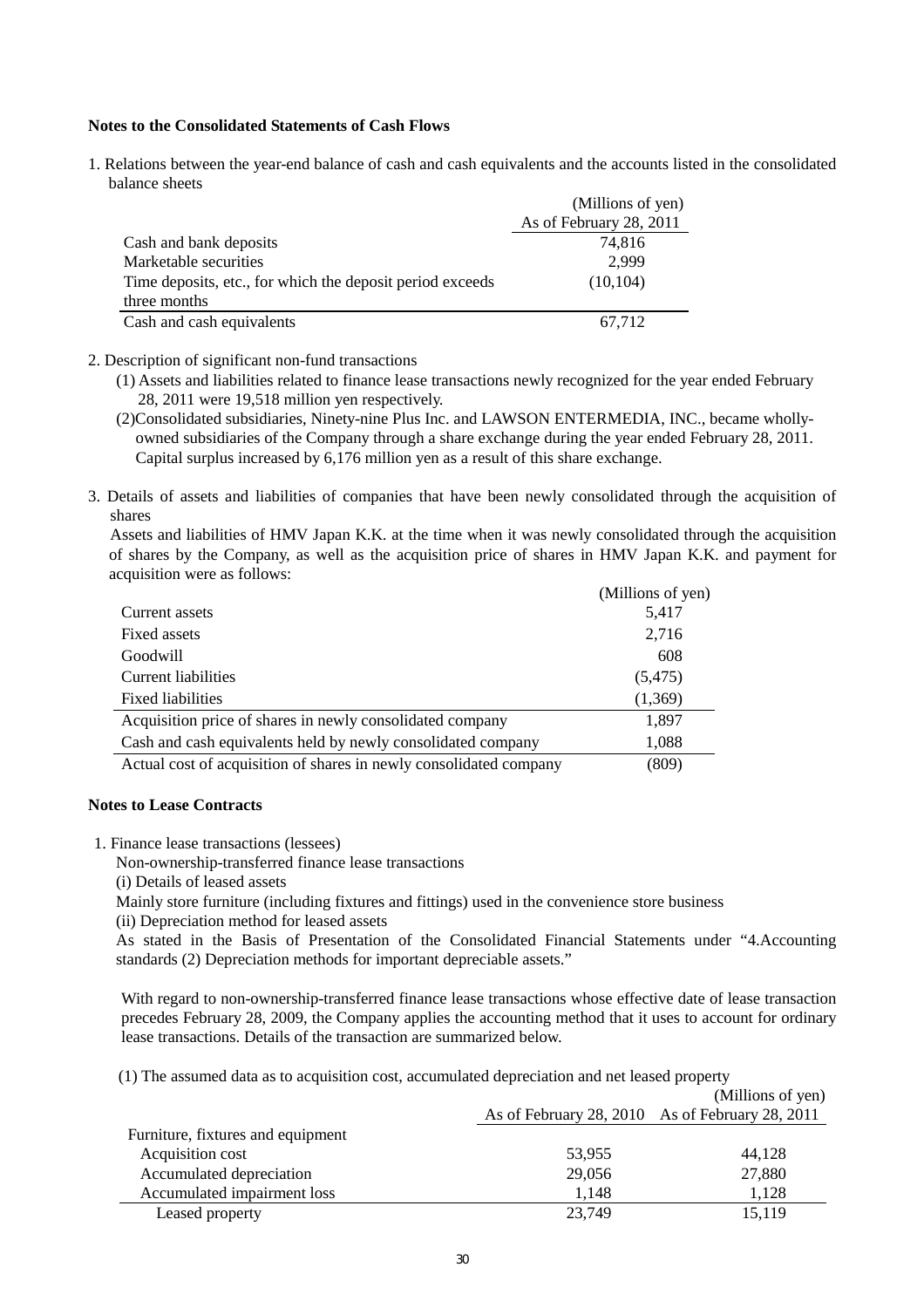**Notes to the Consolidated Statements of Cash Flows**

1. Relations between the year-end balance of cash and cash equivalents and the accounts listed in the consolidated balance sheets

| | (Millions of yen) |
|---|---|
| | As of February 28, 2011 |
| Cash and bank deposits | 74,816 |
| Marketable securities | 2,999 |
| Time deposits, etc., for which the deposit period exceeds three months | (10,104) |
| Cash and cash equivalents | 67,712 |

2. Description of significant non-fund transactions

(1) Assets and liabilities related to finance lease transactions newly recognized for the year ended February 28, 2011 were 19,518 million yen respectively.

(2)Consolidated subsidiaries, Ninety-nine Plus Inc. and LAWSON ENTERMEDIA, INC., became wholly-owned subsidiaries of the Company through a share exchange during the year ended February 28, 2011. Capital surplus increased by 6,176 million yen as a result of this share exchange.

3. Details of assets and liabilities of companies that have been newly consolidated through the acquisition of shares

Assets and liabilities of HMV Japan K.K. at the time when it was newly consolidated through the acquisition of shares by the Company, as well as the acquisition price of shares in HMV Japan K.K. and payment for acquisition were as follows:

| | (Millions of yen) |
|---|---|
| Current assets | 5,417 |
| Fixed assets | 2,716 |
| Goodwill | 608 |
| Current liabilities | (5,475) |
| Fixed liabilities | (1,369) |
| Acquisition price of shares in newly consolidated company | 1,897 |
| Cash and cash equivalents held by newly consolidated company | 1,088 |
| Actual cost of acquisition of shares in newly consolidated company | (809) |

**Notes to Lease Contracts**

1. Finance lease transactions (lessees)

Non-ownership-transferred finance lease transactions

(i) Details of leased assets

Mainly store furniture (including fixtures and fittings) used in the convenience store business

(ii) Depreciation method for leased assets

As stated in the Basis of Presentation of the Consolidated Financial Statements under "4.Accounting standards (2) Depreciation methods for important depreciable assets."

With regard to non-ownership-transferred finance lease transactions whose effective date of lease transaction precedes February 28, 2009, the Company applies the accounting method that it uses to account for ordinary lease transactions. Details of the transaction are summarized below.

(1) The assumed data as to acquisition cost, accumulated depreciation and net leased property

| | | (Millions of yen) |
|---|---|---|
| | As of February 28, 2010 | As of February 28, 2011 |
| Furniture, fixtures and equipment | | |
| Acquisition cost | 53,955 | 44,128 |
| Accumulated depreciation | 29,056 | 27,880 |
| Accumulated impairment loss | 1,148 | 1,128 |
| Leased property | 23,749 | 15,119 |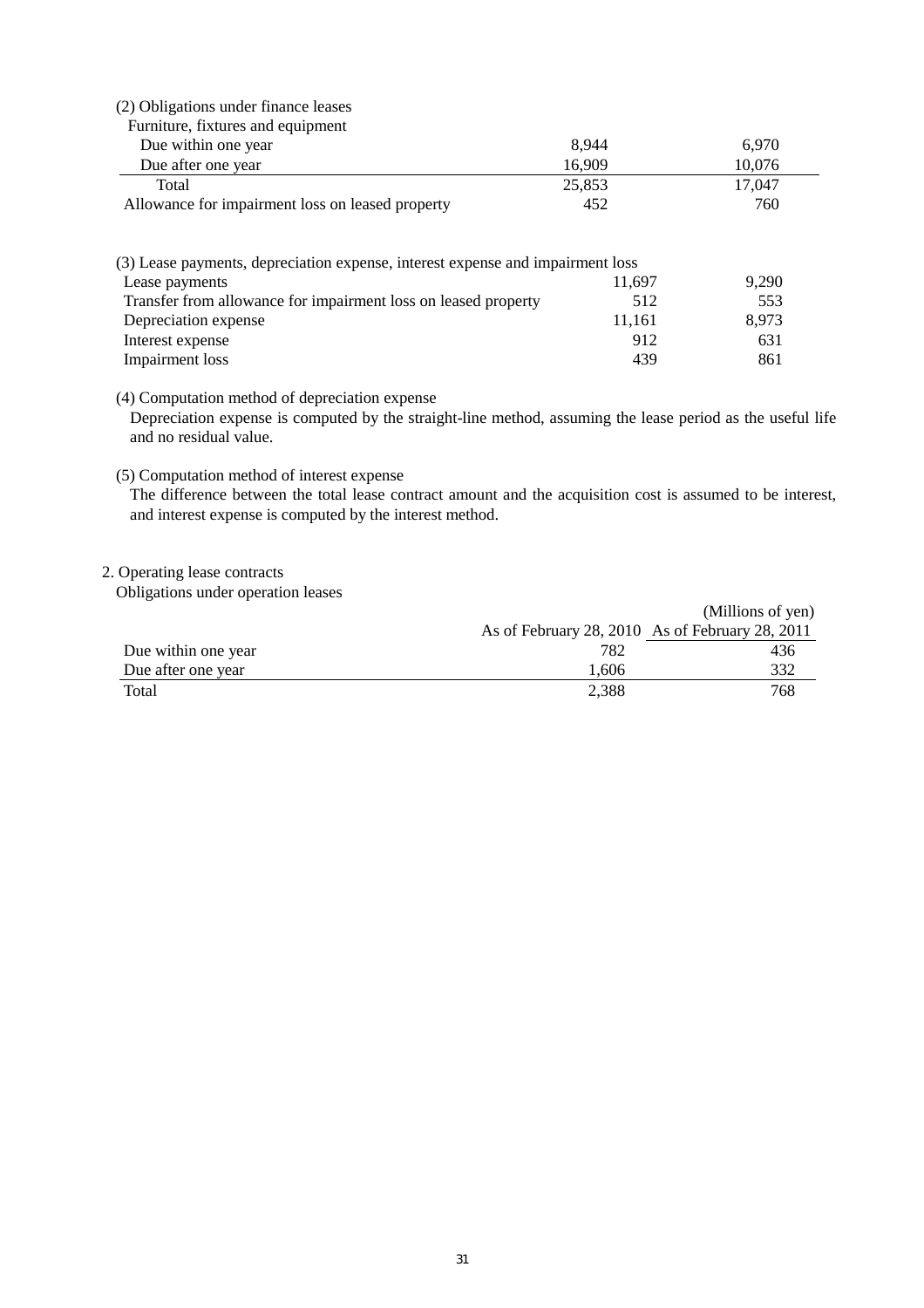(2) Obligations under finance leases

| Furniture, fixtures and equipment | | |
|---|---|---|
| Due within one year | 8,944 | 6,970 |
| Due after one year | 16,909 | 10,076 |
| Total | 25,853 | 17,047 |
| Allowance for impairment loss on leased property | 452 | 760 |

(3) Lease payments, depreciation expense, interest expense and impairment loss

| | | |
|---|---|---|
| Lease payments | 11,697 | 9,290 |
| Transfer from allowance for impairment loss on leased property | 512 | 553 |
| Depreciation expense | 11,161 | 8,973 |
| Interest expense | 912 | 631 |
| Impairment loss | 439 | 861 |

(4) Computation method of depreciation expense

Depreciation expense is computed by the straight-line method, assuming the lease period as the useful life and no residual value.

(5) Computation method of interest expense

The difference between the total lease contract amount and the acquisition cost is assumed to be interest, and interest expense is computed by the interest method.

2. Operating lease contracts

Obligations under operation leases

(Millions of yen)

| | As of February 28, 2010 | As of February 28, 2011 |
|---|---|---|
| Due within one year | 782 | 436 |
| Due after one year | 1,606 | 332 |
| Total | 2,388 | 768 |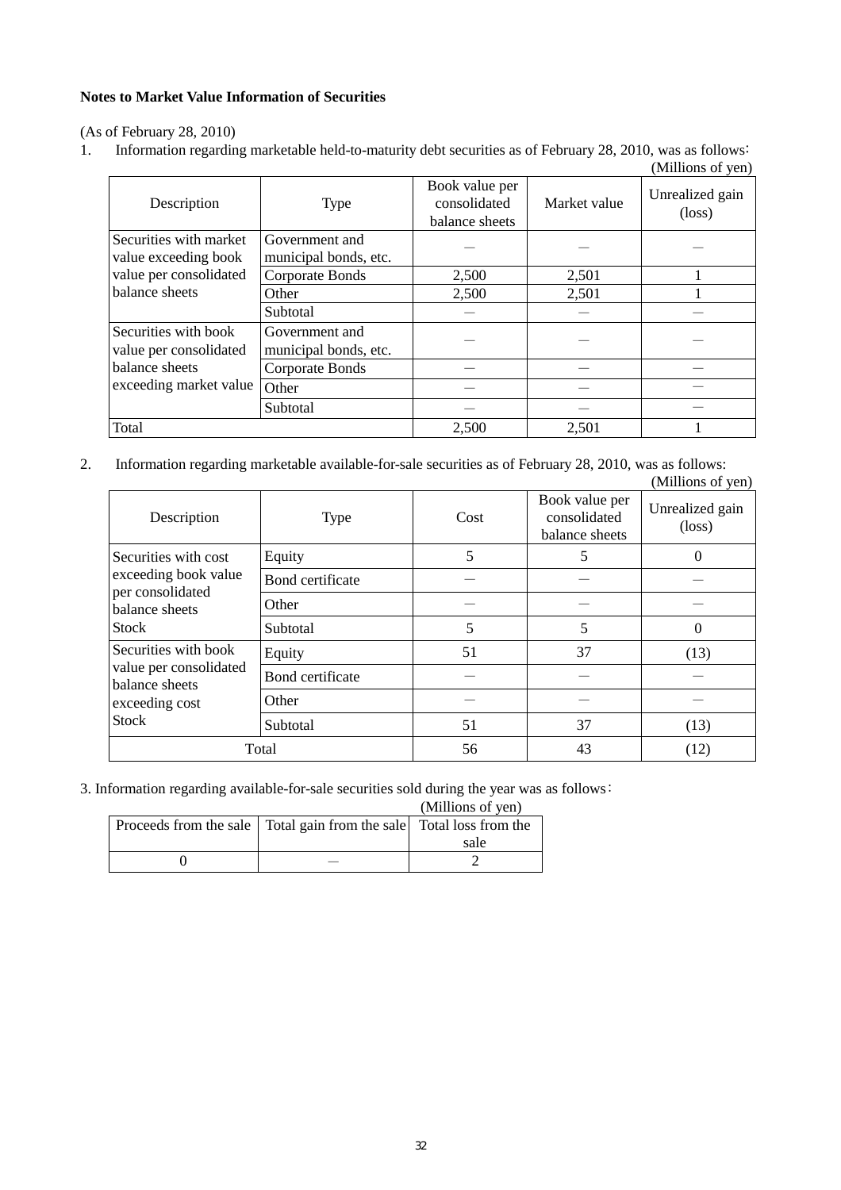**Notes to Market Value Information of Securities**

(As of February 28, 2010)

1. Information regarding marketable held-to-maturity debt securities as of February 28, 2010, was as follows:

(Millions of yen)

| Description | Type | Book value per consolidated balance sheets | Market value | Unrealized gain (loss) |
|---|---|---|---|---|
| Securities with market value exceeding book value per consolidated balance sheets | Government and municipal bonds, etc. | — | — | — |
| | Corporate Bonds | 2,500 | 2,501 | 1 |
| | Other | 2,500 | 2,501 | 1 |
| | Subtotal | — | — | — |
| Securities with book value per consolidated balance sheets exceeding market value | Government and municipal bonds, etc. | — | — | — |
| | Corporate Bonds | — | — | — |
| | Other | — | — | — |
| | Subtotal | — | — | — |
| Total | | 2,500 | 2,501 | 1 |

2. Information regarding marketable available-for-sale securities as of February 28, 2010, was as follows:

(Millions of yen)

| Description | Type | Cost | Book value per consolidated balance sheets | Unrealized gain (loss) |
|---|---|---|---|---|
| Securities with cost exceeding book value per consolidated balance sheets Stock | Equity | 5 | 5 | 0 |
| | Bond certificate | — | — | — |
| | Other | — | — | — |
| | Subtotal | 5 | 5 | 0 |
| Securities with book value per consolidated balance sheets exceeding cost Stock | Equity | 51 | 37 | (13) |
| | Bond certificate | — | — | — |
| | Other | — | — | — |
| | Subtotal | 51 | 37 | (13) |
| Total | | 56 | 43 | (12) |

3. Information regarding available-for-sale securities sold during the year was as follows:

(Millions of yen)

| Proceeds from the sale | Total gain from the sale | Total loss from the sale |
|---|---|---|
| 0 | — | 2 |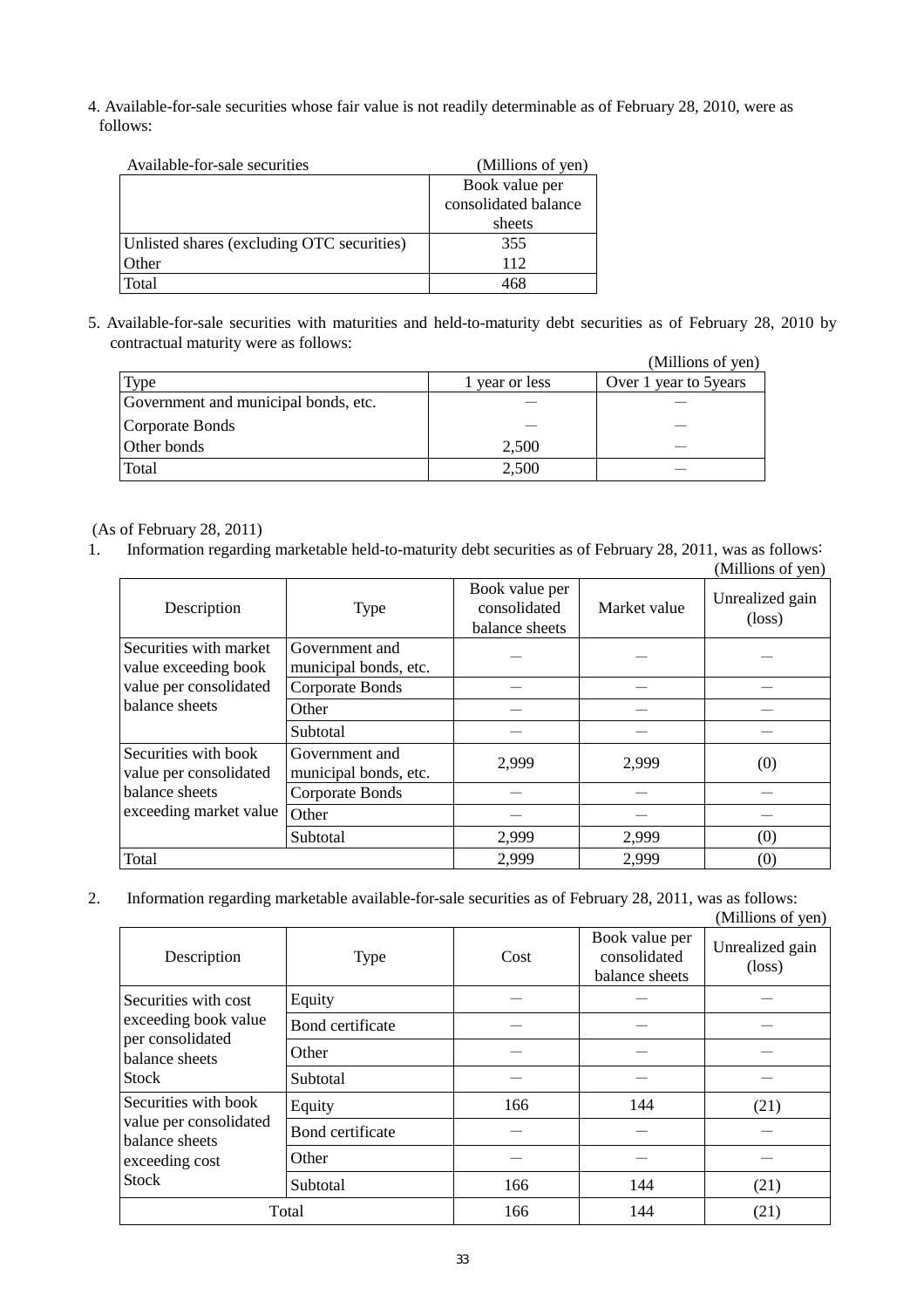4. Available-for-sale securities whose fair value is not readily determinable as of February 28, 2010, were as follows:

Available-for-sale securities (Millions of yen)

| | Book value per consolidated balance sheets |
|---|---|
| Unlisted shares (excluding OTC securities) | 355 |
| Other | 112 |
| Total | 468 |

5. Available-for-sale securities with maturities and held-to-maturity debt securities as of February 28, 2010 by contractual maturity were as follows:

(Millions of yen)

| Type | 1 year or less | Over 1 year to 5years |
|---|---|---|
| Government and municipal bonds, etc. | — | — |
| Corporate Bonds | — | — |
| Other bonds | 2,500 | — |
| Total | 2,500 | — |

(As of February 28, 2011)

1. Information regarding marketable held-to-maturity debt securities as of February 28, 2011, was as follows:

(Millions of yen)

| Description | Type | Book value per consolidated balance sheets | Market value | Unrealized gain (loss) |
|---|---|---|---|---|
| Securities with market value exceeding book value per consolidated balance sheets | Government and municipal bonds, etc. | — | — | — |
| | Corporate Bonds | — | — | — |
| | Other | — | — | — |
| | Subtotal | — | — | — |
| Securities with book value per consolidated balance sheets exceeding market value | Government and municipal bonds, etc. | 2,999 | 2,999 | (0) |
| | Corporate Bonds | — | — | — |
| | Other | — | — | — |
| | Subtotal | 2,999 | 2,999 | (0) |
| Total | | 2,999 | 2,999 | (0) |

2. Information regarding marketable available-for-sale securities as of February 28, 2011, was as follows:

(Millions of yen)

| Description | Type | Cost | Book value per consolidated balance sheets | Unrealized gain (loss) |
|---|---|---|---|---|
| Securities with cost exceeding book value per consolidated balance sheets Stock | Equity | — | — | — |
| | Bond certificate | — | — | — |
| | Other | — | — | — |
| | Subtotal | — | — | — |
| Securities with book value per consolidated balance sheets exceeding cost Stock | Equity | 166 | 144 | (21) |
| | Bond certificate | — | — | — |
| | Other | — | — | — |
| | Subtotal | 166 | 144 | (21) |
| Total | | 166 | 144 | (21) |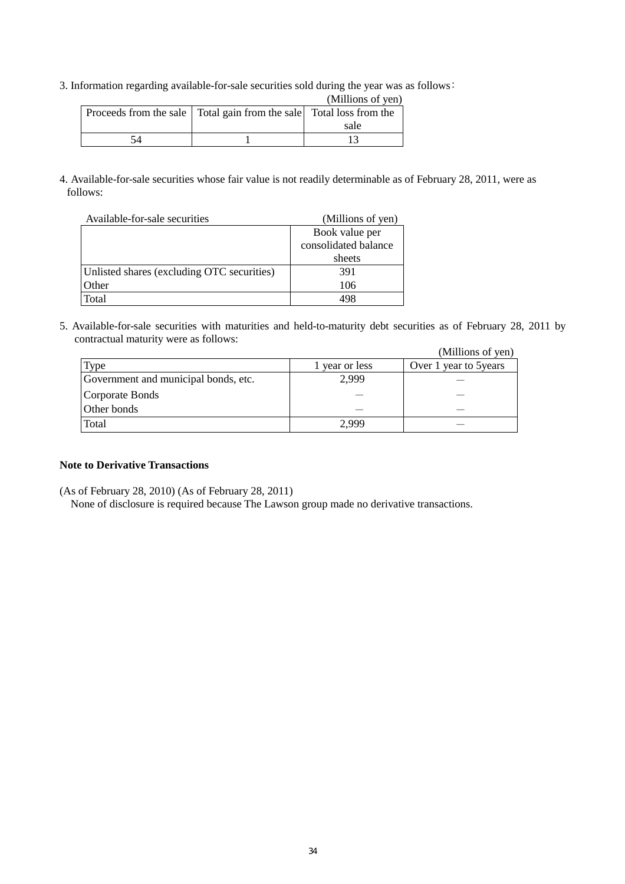3. Information regarding available-for-sale securities sold during the year was as follows：

(Millions of yen)

| Proceeds from the sale | Total gain from the sale | Total loss from the sale |
| --- | --- | --- |
| 54 | 1 | 13 |

4. Available-for-sale securities whose fair value is not readily determinable as of February 28, 2011, were as follows:

Available-for-sale securities (Millions of yen)

| | Book value per consolidated balance sheets |
| --- | --- |
| Unlisted shares (excluding OTC securities) | 391 |
| Other | 106 |
| Total | 498 |

5. Available-for-sale securities with maturities and held-to-maturity debt securities as of February 28, 2011 by contractual maturity were as follows:

(Millions of yen)

| Type | 1 year or less | Over 1 year to 5years |
| --- | --- | --- |
| Government and municipal bonds, etc. | 2,999 | — |
| Corporate Bonds | — | — |
| Other bonds | — | — |
| Total | 2,999 | — |

**Note to Derivative Transactions**

(As of February 28, 2010) (As of February 28, 2011)

None of disclosure is required because The Lawson group made no derivative transactions.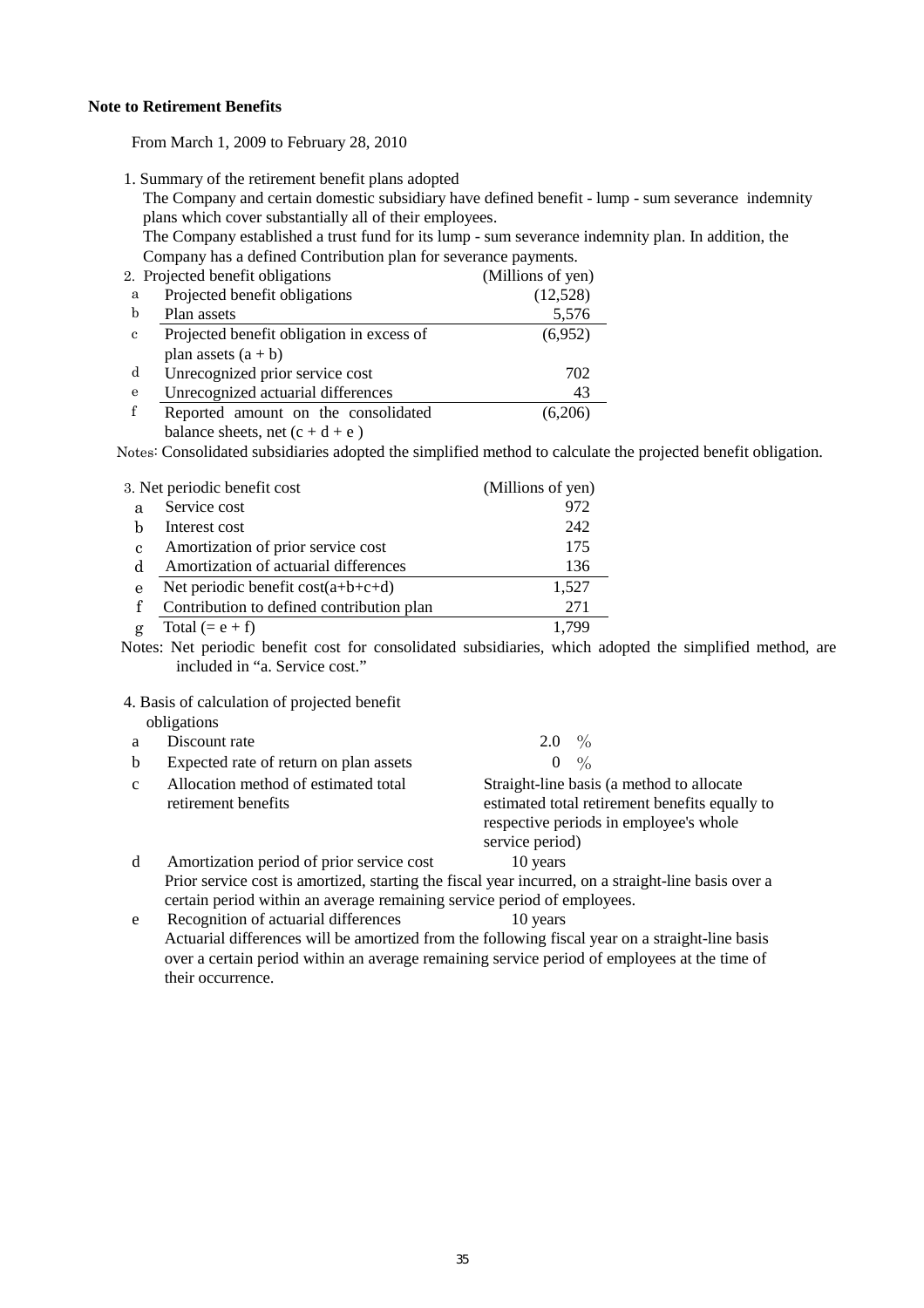**Note to Retirement Benefits**

From March 1, 2009 to February 28, 2010

1. Summary of the retirement benefit plans adopted

   The Company and certain domestic subsidiary have defined benefit - lump - sum severance indemnity plans which cover substantially all of their employees.

   The Company established a trust fund for its lump - sum severance indemnity plan. In addition, the Company has a defined Contribution plan for severance payments.

2. Projected benefit obligations

| | | (Millions of yen) |
|---|---|---|
| a | Projected benefit obligations | (12,528) |
| b | Plan assets | 5,576 |
| c | Projected benefit obligation in excess of plan assets (a + b) | (6,952) |
| d | Unrecognized prior service cost | 702 |
| e | Unrecognized actuarial differences | 43 |
| f | Reported amount on the consolidated balance sheets, net (c + d + e ) | (6,206) |

Notes: Consolidated subsidiaries adopted the simplified method to calculate the projected benefit obligation.

3. Net periodic benefit cost

| | | (Millions of yen) |
|---|---|---|
| a | Service cost | 972 |
| b | Interest cost | 242 |
| c | Amortization of prior service cost | 175 |
| d | Amortization of actuarial differences | 136 |
| e | Net periodic benefit cost(a+b+c+d) | 1,527 |
| f | Contribution to defined contribution plan | 271 |
| g | Total (= e + f) | 1,799 |

Notes: Net periodic benefit cost for consolidated subsidiaries, which adopted the simplified method, are included in "a. Service cost."

4. Basis of calculation of projected benefit obligations

| | | |
|---|---|---|
| a | Discount rate | 2.0 % |
| b | Expected rate of return on plan assets | 0 % |
| c | Allocation method of estimated total retirement benefits | Straight-line basis (a method to allocate estimated total retirement benefits equally to respective periods in employee's whole service period) |
| d | Amortization period of prior service cost | 10 years |
| e | Recognition of actuarial differences | 10 years |

d. Prior service cost is amortized, starting the fiscal year incurred, on a straight-line basis over a certain period within an average remaining service period of employees.

e. Actuarial differences will be amortized from the following fiscal year on a straight-line basis over a certain period within an average remaining service period of employees at the time of their occurrence.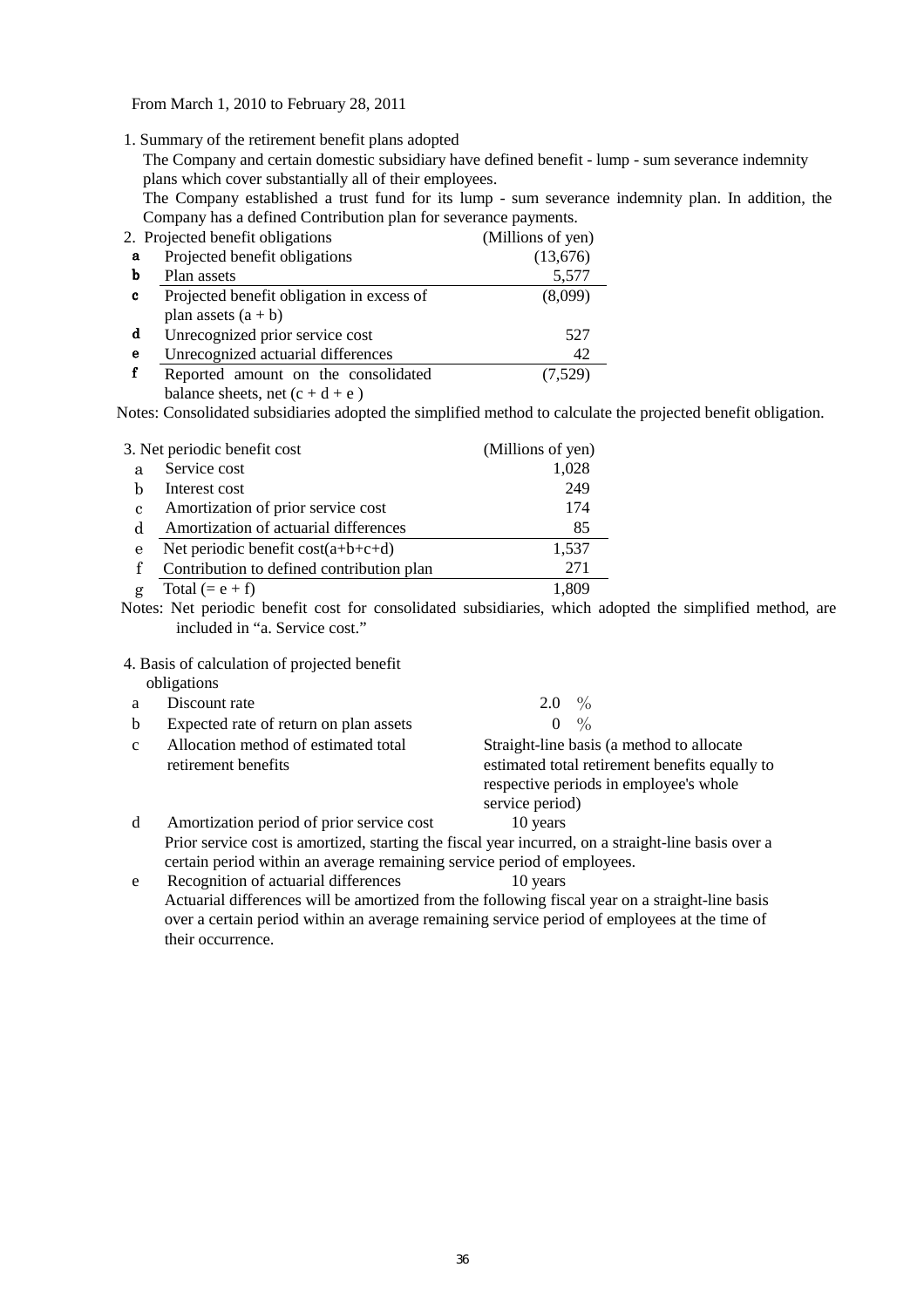From March 1, 2010 to February 28, 2011

1. Summary of the retirement benefit plans adopted

The Company and certain domestic subsidiary have defined benefit - lump - sum severance indemnity plans which cover substantially all of their employees.

The Company established a trust fund for its lump - sum severance indemnity plan. In addition, the Company has a defined Contribution plan for severance payments.

2. Projected benefit obligations

| | | (Millions of yen) |
|---|---|---|
| a | Projected benefit obligations | (13,676) |
| b | Plan assets | 5,577 |
| c | Projected benefit obligation in excess of plan assets (a + b) | (8,099) |
| d | Unrecognized prior service cost | 527 |
| e | Unrecognized actuarial differences | 42 |
| f | Reported amount on the consolidated balance sheets, net (c + d + e ) | (7,529) |

Notes: Consolidated subsidiaries adopted the simplified method to calculate the projected benefit obligation.

3. Net periodic benefit cost

| | | (Millions of yen) |
|---|---|---|
| a | Service cost | 1,028 |
| b | Interest cost | 249 |
| c | Amortization of prior service cost | 174 |
| d | Amortization of actuarial differences | 85 |
| e | Net periodic benefit cost(a+b+c+d) | 1,537 |
| f | Contribution to defined contribution plan | 271 |
| g | Total (= e + f) | 1,809 |

Notes: Net periodic benefit cost for consolidated subsidiaries, which adopted the simplified method, are included in "a. Service cost."

4. Basis of calculation of projected benefit obligations

| | | |
|---|---|---|
| a | Discount rate | 2.0 % |
| b | Expected rate of return on plan assets | 0 % |
| c | Allocation method of estimated total retirement benefits | Straight-line basis (a method to allocate estimated total retirement benefits equally to respective periods in employee's whole service period) |
| d | Amortization period of prior service cost | 10 years |
| e | Recognition of actuarial differences | 10 years |

d: Prior service cost is amortized, starting the fiscal year incurred, on a straight-line basis over a certain period within an average remaining service period of employees.

e: Actuarial differences will be amortized from the following fiscal year on a straight-line basis over a certain period within an average remaining service period of employees at the time of their occurrence.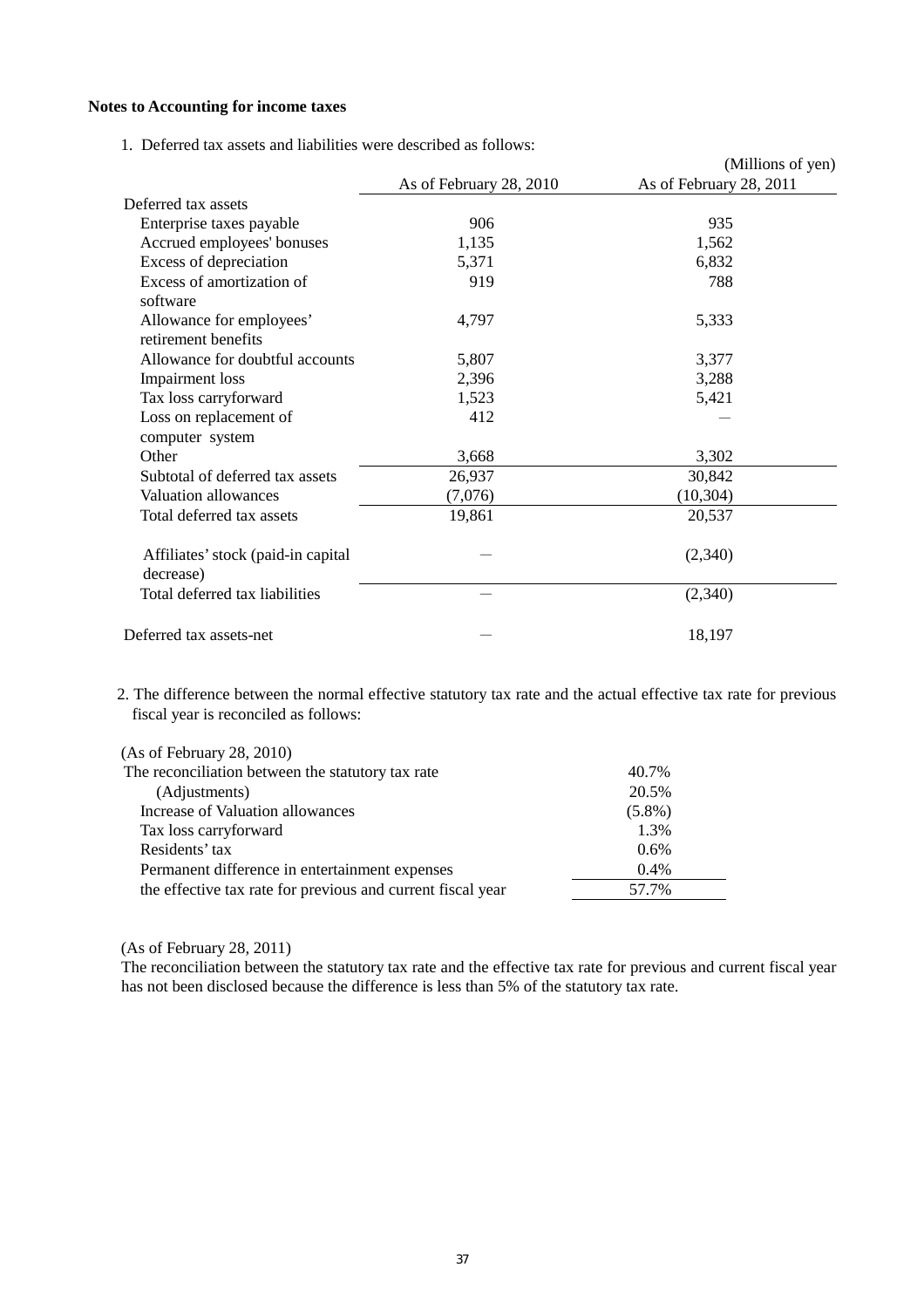**Notes to Accounting for income taxes**

1. Deferred tax assets and liabilities were described as follows:

(Millions of yen)

| | As of February 28, 2010 | As of February 28, 2011 |
|---|---|---|
| Deferred tax assets | | |
| Enterprise taxes payable | 906 | 935 |
| Accrued employees' bonuses | 1,135 | 1,562 |
| Excess of depreciation | 5,371 | 6,832 |
| Excess of amortization of software | 919 | 788 |
| Allowance for employees' retirement benefits | 4,797 | 5,333 |
| Allowance for doubtful accounts | 5,807 | 3,377 |
| Impairment loss | 2,396 | 3,288 |
| Tax loss carryforward | 1,523 | 5,421 |
| Loss on replacement of computer system | 412 | — |
| Other | 3,668 | 3,302 |
| Subtotal of deferred tax assets | 26,937 | 30,842 |
| Valuation allowances | (7,076) | (10,304) |
| Total deferred tax assets | 19,861 | 20,537 |
| Affiliates' stock (paid-in capital decrease) | — | (2,340) |
| Total deferred tax liabilities | — | (2,340) |
| Deferred tax assets-net | — | 18,197 |

2. The difference between the normal effective statutory tax rate and the actual effective tax rate for previous fiscal year is reconciled as follows:

(As of February 28, 2010)

| | |
|---|---|
| The reconciliation between the statutory tax rate | 40.7% |
| (Adjustments) | 20.5% |
| Increase of Valuation allowances | (5.8%) |
| Tax loss carryforward | 1.3% |
| Residents' tax | 0.6% |
| Permanent difference in entertainment expenses | 0.4% |
| the effective tax rate for previous and current fiscal year | 57.7% |

(As of February 28, 2011)

The reconciliation between the statutory tax rate and the effective tax rate for previous and current fiscal year has not been disclosed because the difference is less than 5% of the statutory tax rate.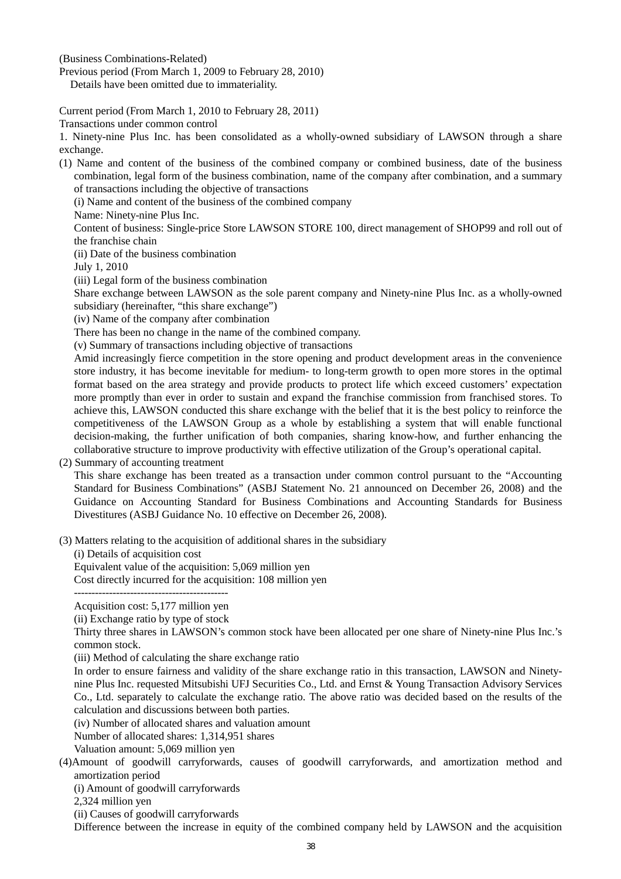(Business Combinations-Related)

Previous period (From March 1, 2009 to February 28, 2010)

Details have been omitted due to immateriality.

Current period (From March 1, 2010 to February 28, 2011)

Transactions under common control

1. Ninety-nine Plus Inc. has been consolidated as a wholly-owned subsidiary of LAWSON through a share exchange.

(1) Name and content of the business of the combined company or combined business, date of the business combination, legal form of the business combination, name of the company after combination, and a summary of transactions including the objective of transactions

(i) Name and content of the business of the combined company

Name: Ninety-nine Plus Inc.

Content of business: Single-price Store LAWSON STORE 100, direct management of SHOP99 and roll out of the franchise chain

(ii) Date of the business combination

July 1, 2010

(iii) Legal form of the business combination

Share exchange between LAWSON as the sole parent company and Ninety-nine Plus Inc. as a wholly-owned subsidiary (hereinafter, "this share exchange")

(iv) Name of the company after combination

There has been no change in the name of the combined company.

(v) Summary of transactions including objective of transactions

Amid increasingly fierce competition in the store opening and product development areas in the convenience store industry, it has become inevitable for medium- to long-term growth to open more stores in the optimal format based on the area strategy and provide products to protect life which exceed customers' expectation more promptly than ever in order to sustain and expand the franchise commission from franchised stores. To achieve this, LAWSON conducted this share exchange with the belief that it is the best policy to reinforce the competitiveness of the LAWSON Group as a whole by establishing a system that will enable functional decision-making, the further unification of both companies, sharing know-how, and further enhancing the collaborative structure to improve productivity with effective utilization of the Group's operational capital.

(2) Summary of accounting treatment

This share exchange has been treated as a transaction under common control pursuant to the "Accounting Standard for Business Combinations" (ASBJ Statement No. 21 announced on December 26, 2008) and the Guidance on Accounting Standard for Business Combinations and Accounting Standards for Business Divestitures (ASBJ Guidance No. 10 effective on December 26, 2008).

(3) Matters relating to the acquisition of additional shares in the subsidiary

(i) Details of acquisition cost

Equivalent value of the acquisition: 5,069 million yen

Cost directly incurred for the acquisition: 108 million yen

--------------------------------------------

Acquisition cost: 5,177 million yen

(ii) Exchange ratio by type of stock

Thirty three shares in LAWSON's common stock have been allocated per one share of Ninety-nine Plus Inc.'s common stock.

(iii) Method of calculating the share exchange ratio

In order to ensure fairness and validity of the share exchange ratio in this transaction, LAWSON and Ninety-nine Plus Inc. requested Mitsubishi UFJ Securities Co., Ltd. and Ernst & Young Transaction Advisory Services Co., Ltd. separately to calculate the exchange ratio. The above ratio was decided based on the results of the calculation and discussions between both parties.

(iv) Number of allocated shares and valuation amount

Number of allocated shares: 1,314,951 shares

Valuation amount: 5,069 million yen

(4) Amount of goodwill carryforwards, causes of goodwill carryforwards, and amortization method and amortization period

(i) Amount of goodwill carryforwards

2,324 million yen

(ii) Causes of goodwill carryforwards

Difference between the increase in equity of the combined company held by LAWSON and the acquisition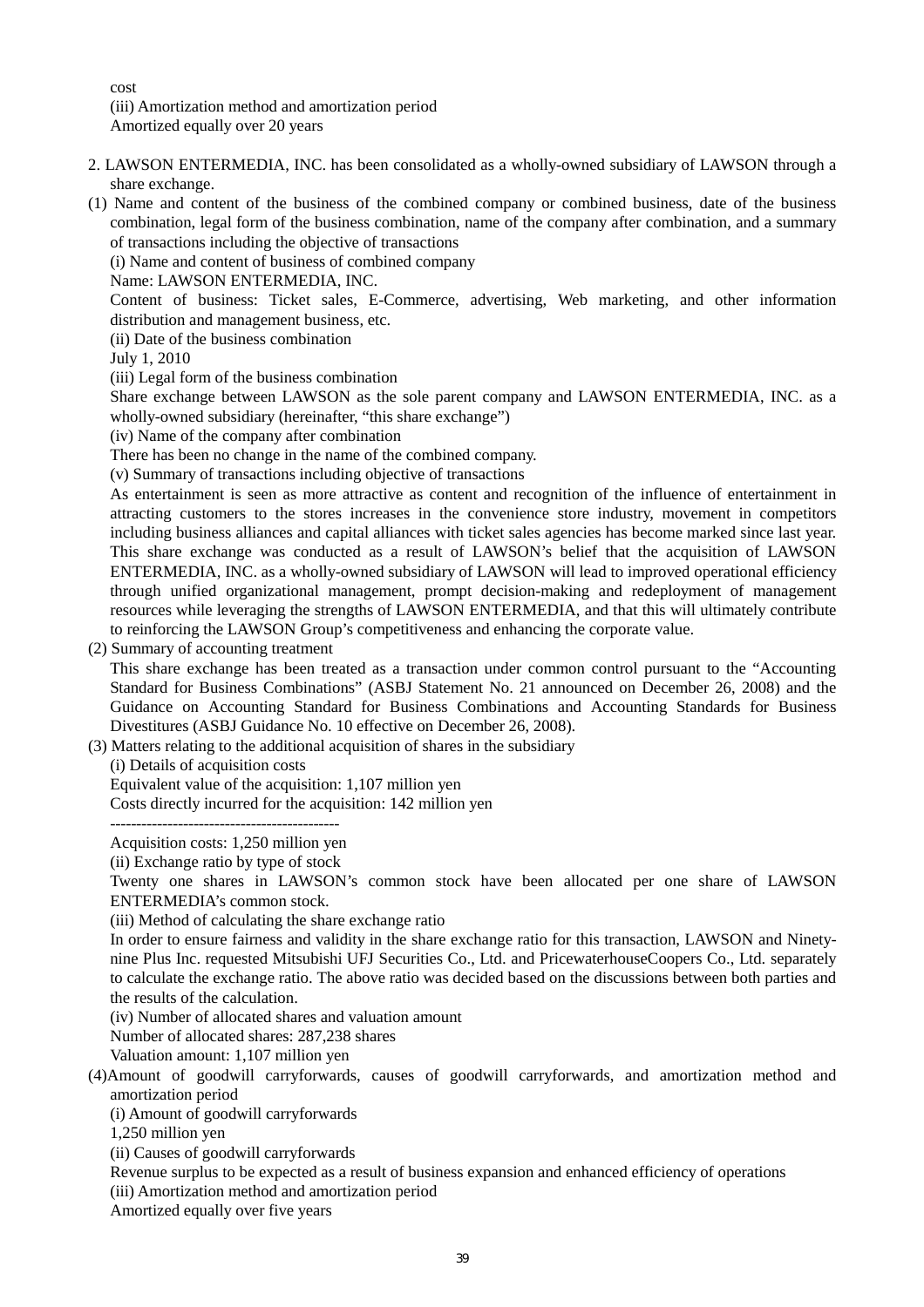cost

(iii) Amortization method and amortization period

Amortized equally over 20 years

2. LAWSON ENTERMEDIA, INC. has been consolidated as a wholly-owned subsidiary of LAWSON through a share exchange.

(1) Name and content of the business of the combined company or combined business, date of the business combination, legal form of the business combination, name of the company after combination, and a summary of transactions including the objective of transactions

(i) Name and content of business of combined company

Name: LAWSON ENTERMEDIA, INC.

Content of business: Ticket sales, E-Commerce, advertising, Web marketing, and other information distribution and management business, etc.

(ii) Date of the business combination

July 1, 2010

(iii) Legal form of the business combination

Share exchange between LAWSON as the sole parent company and LAWSON ENTERMEDIA, INC. as a wholly-owned subsidiary (hereinafter, "this share exchange")

(iv) Name of the company after combination

There has been no change in the name of the combined company.

(v) Summary of transactions including objective of transactions

As entertainment is seen as more attractive as content and recognition of the influence of entertainment in attracting customers to the stores increases in the convenience store industry, movement in competitors including business alliances and capital alliances with ticket sales agencies has become marked since last year. This share exchange was conducted as a result of LAWSON's belief that the acquisition of LAWSON ENTERMEDIA, INC. as a wholly-owned subsidiary of LAWSON will lead to improved operational efficiency through unified organizational management, prompt decision-making and redeployment of management resources while leveraging the strengths of LAWSON ENTERMEDIA, and that this will ultimately contribute to reinforcing the LAWSON Group's competitiveness and enhancing the corporate value.

(2) Summary of accounting treatment

This share exchange has been treated as a transaction under common control pursuant to the "Accounting Standard for Business Combinations" (ASBJ Statement No. 21 announced on December 26, 2008) and the Guidance on Accounting Standard for Business Combinations and Accounting Standards for Business Divestitures (ASBJ Guidance No. 10 effective on December 26, 2008).

(3) Matters relating to the additional acquisition of shares in the subsidiary

(i) Details of acquisition costs

Equivalent value of the acquisition: 1,107 million yen

Costs directly incurred for the acquisition: 142 million yen

--------------------------------------------

Acquisition costs: 1,250 million yen

(ii) Exchange ratio by type of stock

Twenty one shares in LAWSON's common stock have been allocated per one share of LAWSON ENTERMEDIA's common stock.

(iii) Method of calculating the share exchange ratio

In order to ensure fairness and validity in the share exchange ratio for this transaction, LAWSON and Ninety-nine Plus Inc. requested Mitsubishi UFJ Securities Co., Ltd. and PricewaterhouseCoopers Co., Ltd. separately to calculate the exchange ratio. The above ratio was decided based on the discussions between both parties and the results of the calculation.

(iv) Number of allocated shares and valuation amount

Number of allocated shares: 287,238 shares

Valuation amount: 1,107 million yen

(4) Amount of goodwill carryforwards, causes of goodwill carryforwards, and amortization method and amortization period

(i) Amount of goodwill carryforwards

1,250 million yen

(ii) Causes of goodwill carryforwards

Revenue surplus to be expected as a result of business expansion and enhanced efficiency of operations

(iii) Amortization method and amortization period

Amortized equally over five years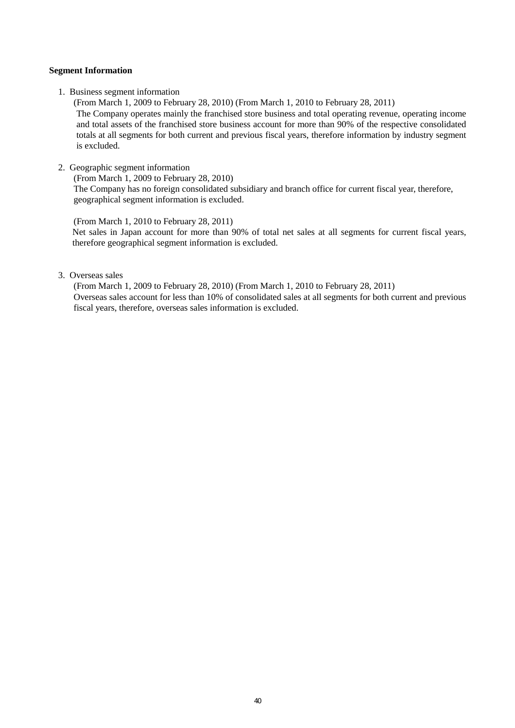**Segment Information**

1. Business segment information

   (From March 1, 2009 to February 28, 2010) (From March 1, 2010 to February 28, 2011)

   The Company operates mainly the franchised store business and total operating revenue, operating income and total assets of the franchised store business account for more than 90% of the respective consolidated totals at all segments for both current and previous fiscal years, therefore information by industry segment is excluded.

2. Geographic segment information

   (From March 1, 2009 to February 28, 2010)

   The Company has no foreign consolidated subsidiary and branch office for current fiscal year, therefore, geographical segment information is excluded.

   (From March 1, 2010 to February 28, 2011)

   Net sales in Japan account for more than 90% of total net sales at all segments for current fiscal years, therefore geographical segment information is excluded.

3. Overseas sales

   (From March 1, 2009 to February 28, 2010) (From March 1, 2010 to February 28, 2011)

   Overseas sales account for less than 10% of consolidated sales at all segments for both current and previous fiscal years, therefore, overseas sales information is excluded.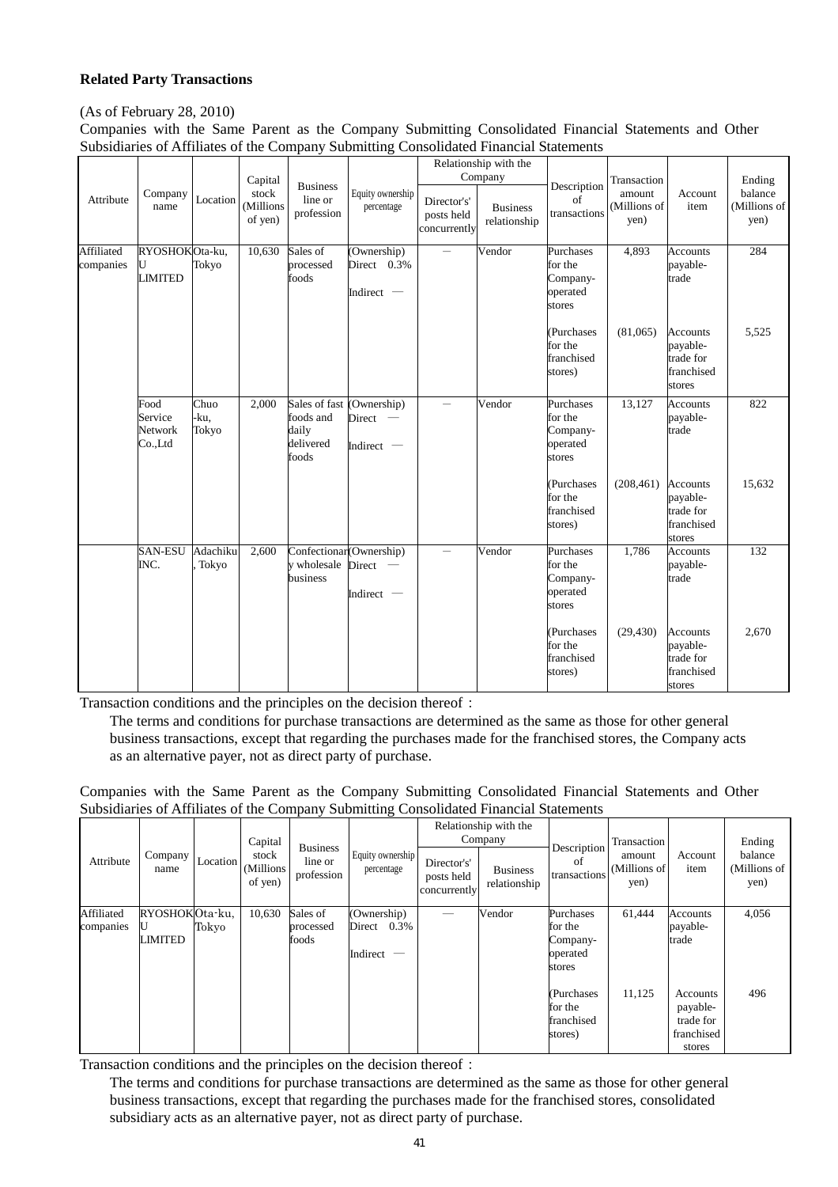**Related Party Transactions**

(As of February 28, 2010)

Companies with the Same Parent as the Company Submitting Consolidated Financial Statements and Other Subsidiaries of Affiliates of the Company Submitting Consolidated Financial Statements

| Attribute | Company name | Location | Capital stock (Millions of yen) | Business line or profession | Equity ownership percentage | Relationship with the Company | | Description of transactions | Transaction amount (Millions of yen) | Account item | Ending balance (Millions of yen) |
|---|---|---|---|---|---|---|---|---|---|---|---|
| | | | | | | Director's' posts held concurrently | Business relationship | | | | |
| Affiliated companies | RYOSHOKU LIMITED | Ota-ku, Tokyo | 10,630 | Sales of processed foods | (Ownership) Direct 0.3% Indirect — | — | Vendor | Purchases for the Company-operated stores | 4,893 | Accounts payable-trade | 284 |
| | | | | | | | | (Purchases for the franchised stores) | (81,065) | Accounts payable-trade for franchised stores | 5,525 |
| | Food Service Network Co.,Ltd | Chuo-ku, Tokyo | 2,000 | Sales of fast foods and daily delivered foods | (Ownership) Direct — Indirect — | — | Vendor | Purchases for the Company-operated stores | 13,127 | Accounts payable-trade | 822 |
| | | | | | | | | (Purchases for the franchised stores) | (208,461) | Accounts payable-trade for franchised stores | 15,632 |
| | SAN-ESU INC. | Adachiku, Tokyo | 2,600 | Confectionary wholesale business | (Ownership) Direct — Indirect — | — | Vendor | Purchases for the Company-operated stores | 1,786 | Accounts payable-trade | 132 |
| | | | | | | | | (Purchases for the franchised stores) | (29,430) | Accounts payable-trade for franchised stores | 2,670 |

Transaction conditions and the principles on the decision thereof：

The terms and conditions for purchase transactions are determined as the same as those for other general business transactions, except that regarding the purchases made for the franchised stores, the Company acts as an alternative payer, not as direct party of purchase.

Companies with the Same Parent as the Company Submitting Consolidated Financial Statements and Other Subsidiaries of Affiliates of the Company Submitting Consolidated Financial Statements

| Attribute | Company name | Location | Capital stock (Millions of yen) | Business line or profession | Equity ownership percentage | Relationship with the Company | | Description of transactions | Transaction amount (Millions of yen) | Account item | Ending balance (Millions of yen) |
|---|---|---|---|---|---|---|---|---|---|---|---|
| | | | | | | Director's' posts held concurrently | Business relationship | | | | |
| Affiliated companies | RYOSHOKU LIMITED | Ota-ku, Tokyo | 10,630 | Sales of processed foods | (Ownership) Direct 0.3% Indirect — | — | Vendor | Purchases for the Company-operated stores | 61,444 | Accounts payable-trade | 4,056 |
| | | | | | | | | (Purchases for the franchised stores) | 11,125 | Accounts payable-trade for franchised stores | 496 |

Transaction conditions and the principles on the decision thereof：

The terms and conditions for purchase transactions are determined as the same as those for other general business transactions, except that regarding the purchases made for the franchised stores, consolidated subsidiary acts as an alternative payer, not as direct party of purchase.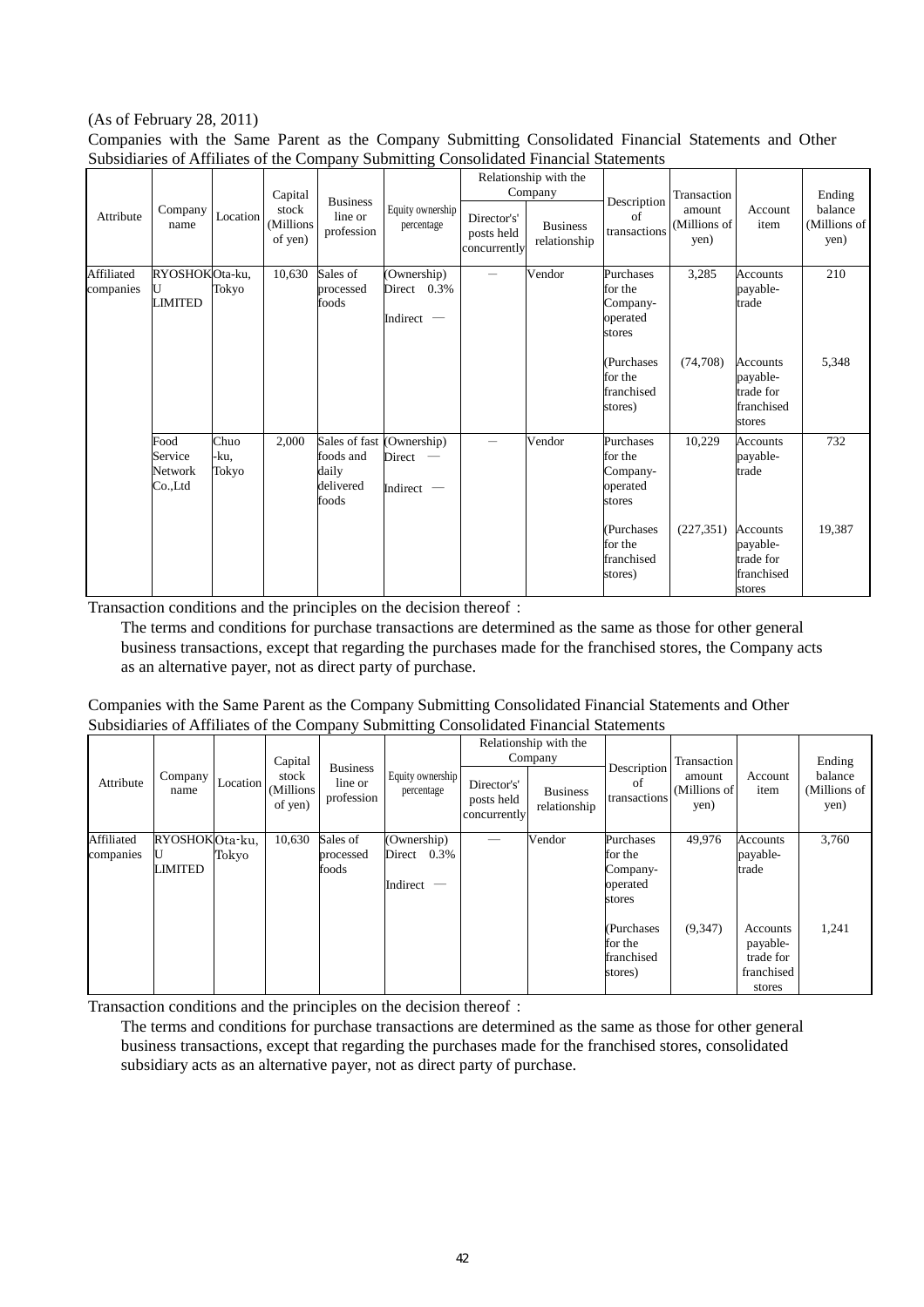(As of February 28, 2011)

Companies with the Same Parent as the Company Submitting Consolidated Financial Statements and Other Subsidiaries of Affiliates of the Company Submitting Consolidated Financial Statements

| Attribute | Company name | Location | Capital stock (Millions of yen) | Business line or profession | Equity ownership percentage | Relationship with the Company | | Description of transactions | Transaction amount (Millions of yen) | Account item | Ending balance (Millions of yen) |
|---|---|---|---|---|---|---|---|---|---|---|---|
| | | | | | | Director's' posts held concurrently | Business relationship | | | | |
| Affiliated companies | RYOSHOKU LIMITED | Ota-ku, Tokyo | 10,630 | Sales of processed foods | (Ownership) Direct 0.3% Indirect — | — | Vendor | Purchases for the Company-operated stores | 3,285 | Accounts payable-trade | 210 |
| | | | | | | | | (Purchases for the franchised stores) | (74,708) | Accounts payable-trade for franchised stores | 5,348 |
| | Food Service Network Co.,Ltd | Chuo-ku, Tokyo | 2,000 | Sales of fast foods and daily delivered foods | (Ownership) Direct — Indirect — | — | Vendor | Purchases for the Company-operated stores | 10,229 | Accounts payable-trade | 732 |
| | | | | | | | | (Purchases for the franchised stores) | (227,351) | Accounts payable-trade for franchised stores | 19,387 |

Transaction conditions and the principles on the decision thereof：

The terms and conditions for purchase transactions are determined as the same as those for other general business transactions, except that regarding the purchases made for the franchised stores, the Company acts as an alternative payer, not as direct party of purchase.

Companies with the Same Parent as the Company Submitting Consolidated Financial Statements and Other Subsidiaries of Affiliates of the Company Submitting Consolidated Financial Statements

| Attribute | Company name | Location | Capital stock (Millions of yen) | Business line or profession | Equity ownership percentage | Relationship with the Company | | Description of transactions | Transaction amount (Millions of yen) | Account item | Ending balance (Millions of yen) |
|---|---|---|---|---|---|---|---|---|---|---|---|
| | | | | | | Director's' posts held concurrently | Business relationship | | | | |
| Affiliated companies | RYOSHOKU LIMITED | Ota-ku, Tokyo | 10,630 | Sales of processed foods | (Ownership) Direct 0.3% Indirect — | — | Vendor | Purchases for the Company-operated stores | 49,976 | Accounts payable-trade | 3,760 |
| | | | | | | | | (Purchases for the franchised stores) | (9,347) | Accounts payable-trade for franchised stores | 1,241 |

Transaction conditions and the principles on the decision thereof：

The terms and conditions for purchase transactions are determined as the same as those for other general business transactions, except that regarding the purchases made for the franchised stores, consolidated subsidiary acts as an alternative payer, not as direct party of purchase.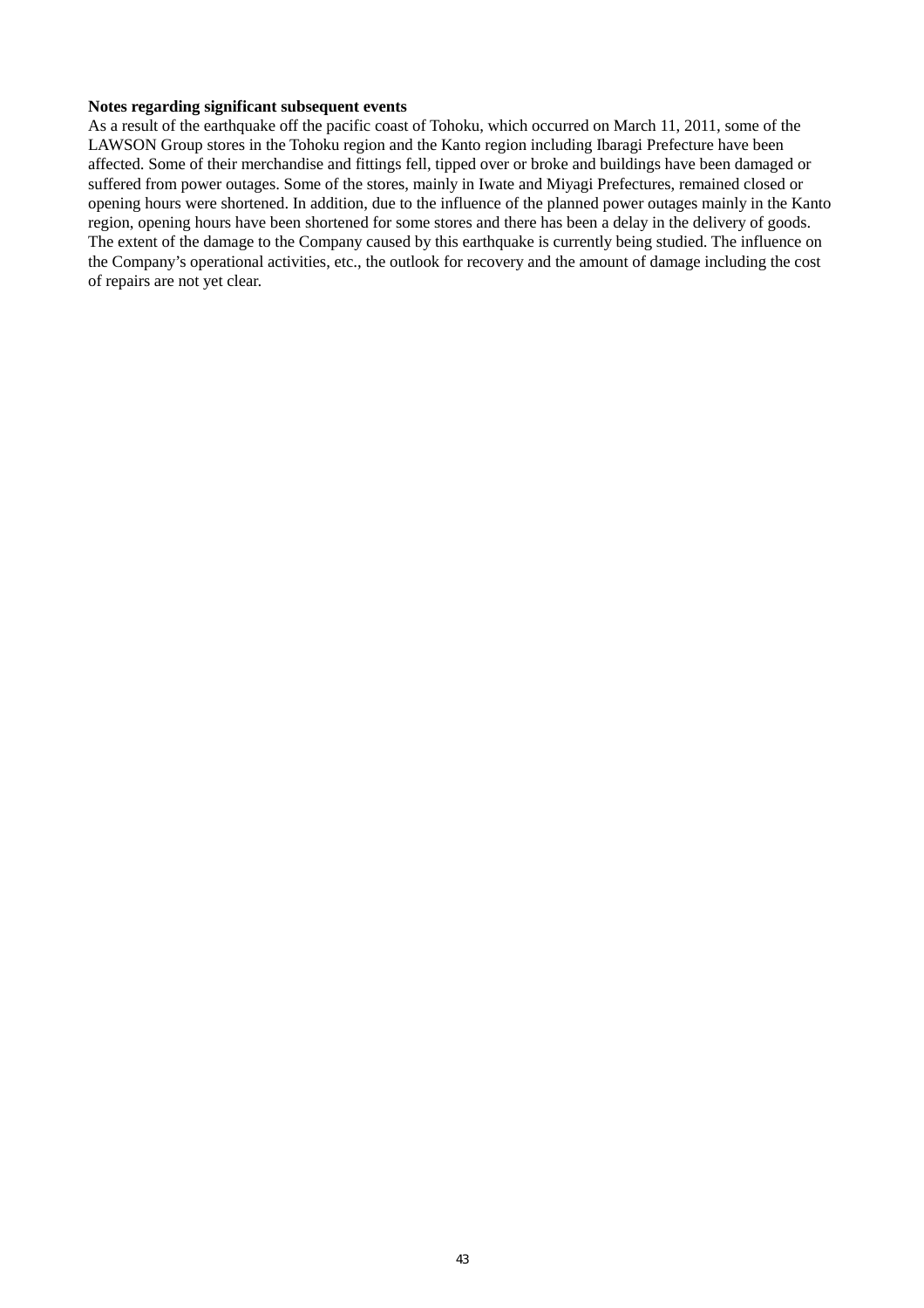**Notes regarding significant subsequent events**

As a result of the earthquake off the pacific coast of Tohoku, which occurred on March 11, 2011, some of the LAWSON Group stores in the Tohoku region and the Kanto region including Ibaragi Prefecture have been affected. Some of their merchandise and fittings fell, tipped over or broke and buildings have been damaged or suffered from power outages. Some of the stores, mainly in Iwate and Miyagi Prefectures, remained closed or opening hours were shortened. In addition, due to the influence of the planned power outages mainly in the Kanto region, opening hours have been shortened for some stores and there has been a delay in the delivery of goods. The extent of the damage to the Company caused by this earthquake is currently being studied. The influence on the Company's operational activities, etc., the outlook for recovery and the amount of damage including the cost of repairs are not yet clear.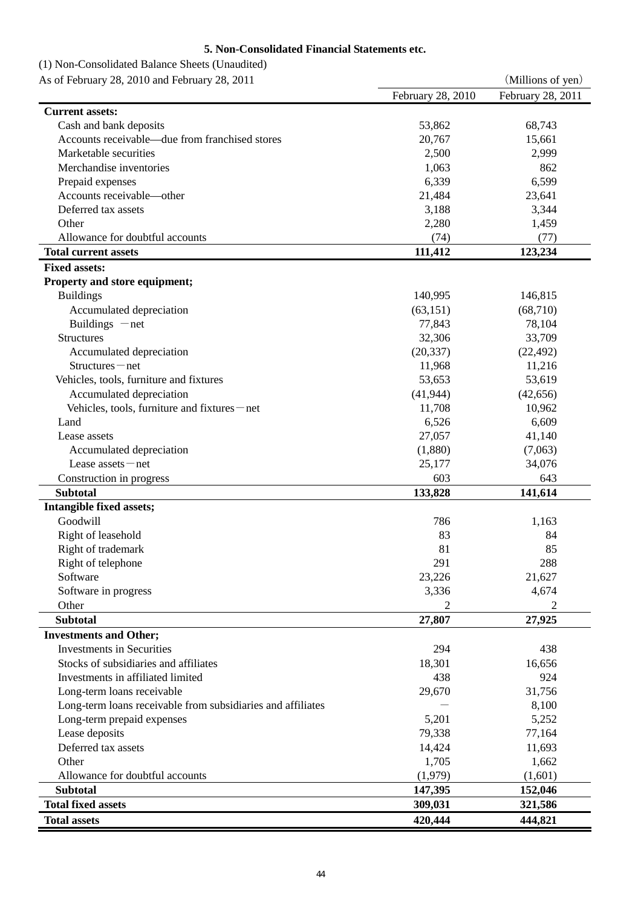### 5. Non-Consolidated Financial Statements etc.

(1) Non-Consolidated Balance Sheets (Unaudited)

As of February 28, 2010 and February 28, 2011

（Millions of yen）

| | February 28, 2010 | February 28, 2011 |
|---|---|---|
| **Current assets:** | | |
| Cash and bank deposits | 53,862 | 68,743 |
| Accounts receivable—due from franchised stores | 20,767 | 15,661 |
| Marketable securities | 2,500 | 2,999 |
| Merchandise inventories | 1,063 | 862 |
| Prepaid expenses | 6,339 | 6,599 |
| Accounts receivable—other | 21,484 | 23,641 |
| Deferred tax assets | 3,188 | 3,344 |
| Other | 2,280 | 1,459 |
| Allowance for doubtful accounts | (74) | (77) |
| **Total current assets** | **111,412** | **123,234** |
| **Fixed assets:** | | |
| **Property and store equipment;** | | |
| Buildings | 140,995 | 146,815 |
| Accumulated depreciation | (63,151) | (68,710) |
| Buildings －net | 77,843 | 78,104 |
| Structures | 32,306 | 33,709 |
| Accumulated depreciation | (20,337) | (22,492) |
| Structures－net | 11,968 | 11,216 |
| Vehicles, tools, furniture and fixtures | 53,653 | 53,619 |
| Accumulated depreciation | (41,944) | (42,656) |
| Vehicles, tools, furniture and fixtures－net | 11,708 | 10,962 |
| Land | 6,526 | 6,609 |
| Lease assets | 27,057 | 41,140 |
| Accumulated depreciation | (1,880) | (7,063) |
| Lease assets－net | 25,177 | 34,076 |
| Construction in progress | 603 | 643 |
| **Subtotal** | **133,828** | **141,614** |
| **Intangible fixed assets;** | | |
| Goodwill | 786 | 1,163 |
| Right of leasehold | 83 | 84 |
| Right of trademark | 81 | 85 |
| Right of telephone | 291 | 288 |
| Software | 23,226 | 21,627 |
| Software in progress | 3,336 | 4,674 |
| Other | 2 | 2 |
| **Subtotal** | **27,807** | **27,925** |
| **Investments and Other;** | | |
| Investments in Securities | 294 | 438 |
| Stocks of subsidiaries and affiliates | 18,301 | 16,656 |
| Investments in affiliated limited | 438 | 924 |
| Long-term loans receivable | 29,670 | 31,756 |
| Long-term loans receivable from subsidiaries and affiliates | － | 8,100 |
| Long-term prepaid expenses | 5,201 | 5,252 |
| Lease deposits | 79,338 | 77,164 |
| Deferred tax assets | 14,424 | 11,693 |
| Other | 1,705 | 1,662 |
| Allowance for doubtful accounts | (1,979) | (1,601) |
| **Subtotal** | **147,395** | **152,046** |
| **Total fixed assets** | **309,031** | **321,586** |
| **Total assets** | **420,444** | **444,821** |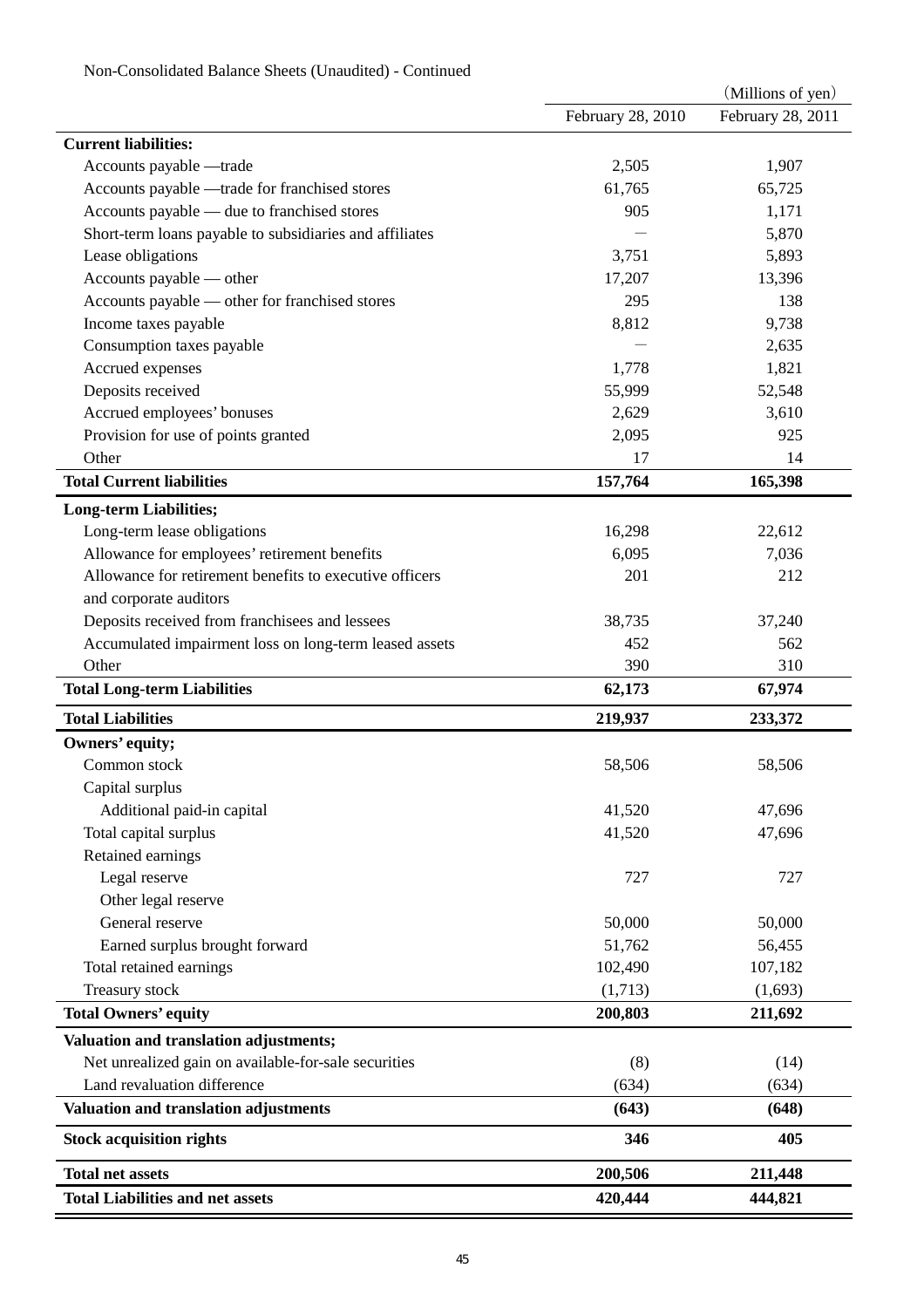Non-Consolidated Balance Sheets (Unaudited) - Continued

（Millions of yen）

| | February 28, 2010 | February 28, 2011 |
|---|---|---|
| **Current liabilities:** | | |
| Accounts payable —trade | 2,505 | 1,907 |
| Accounts payable —trade for franchised stores | 61,765 | 65,725 |
| Accounts payable — due to franchised stores | 905 | 1,171 |
| Short-term loans payable to subsidiaries and affiliates | — | 5,870 |
| Lease obligations | 3,751 | 5,893 |
| Accounts payable — other | 17,207 | 13,396 |
| Accounts payable — other for franchised stores | 295 | 138 |
| Income taxes payable | 8,812 | 9,738 |
| Consumption taxes payable | — | 2,635 |
| Accrued expenses | 1,778 | 1,821 |
| Deposits received | 55,999 | 52,548 |
| Accrued employees' bonuses | 2,629 | 3,610 |
| Provision for use of points granted | 2,095 | 925 |
| Other | 17 | 14 |
| **Total Current liabilities** | **157,764** | **165,398** |
| **Long-term Liabilities;** | | |
| Long-term lease obligations | 16,298 | 22,612 |
| Allowance for employees' retirement benefits | 6,095 | 7,036 |
| Allowance for retirement benefits to executive officers and corporate auditors | 201 | 212 |
| Deposits received from franchisees and lessees | 38,735 | 37,240 |
| Accumulated impairment loss on long-term leased assets | 452 | 562 |
| Other | 390 | 310 |
| **Total Long-term Liabilities** | **62,173** | **67,974** |
| **Total Liabilities** | **219,937** | **233,372** |
| **Owners' equity;** | | |
| Common stock | 58,506 | 58,506 |
| Capital surplus | | |
| Additional paid-in capital | 41,520 | 47,696 |
| Total capital surplus | 41,520 | 47,696 |
| Retained earnings | | |
| Legal reserve | 727 | 727 |
| Other legal reserve | | |
| General reserve | 50,000 | 50,000 |
| Earned surplus brought forward | 51,762 | 56,455 |
| Total retained earnings | 102,490 | 107,182 |
| Treasury stock | (1,713) | (1,693) |
| **Total Owners' equity** | **200,803** | **211,692** |
| **Valuation and translation adjustments;** | | |
| Net unrealized gain on available-for-sale securities | (8) | (14) |
| Land revaluation difference | (634) | (634) |
| **Valuation and translation adjustments** | **(643)** | **(648)** |
| **Stock acquisition rights** | **346** | **405** |
| **Total net assets** | **200,506** | **211,448** |
| **Total Liabilities and net assets** | **420,444** | **444,821** |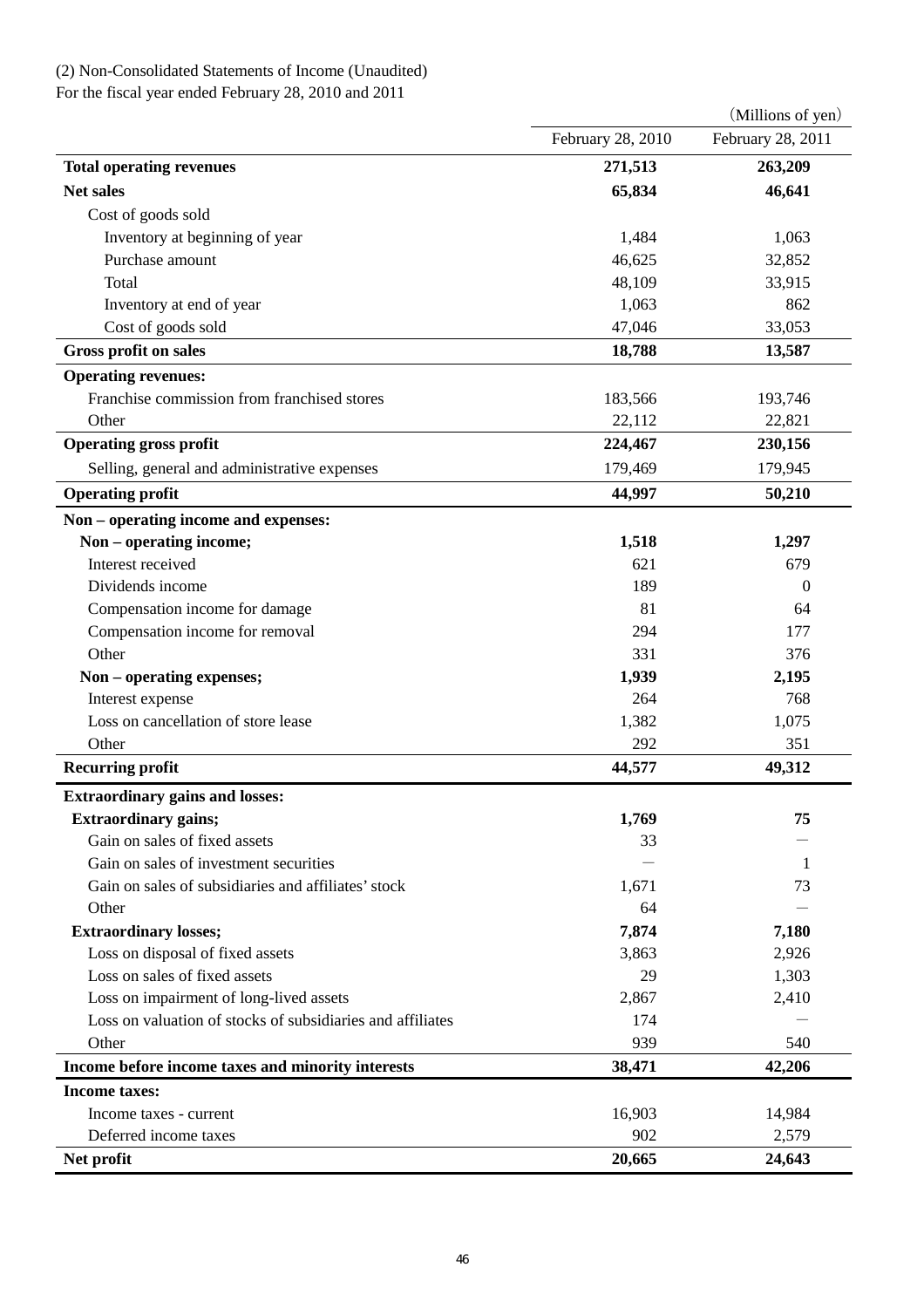(2) Non-Consolidated Statements of Income (Unaudited)
For the fiscal year ended February 28, 2010 and 2011

| | | (Millions of yen) |
|---|---|---|
| | February 28, 2010 | February 28, 2011 |
| **Total operating revenues** | **271,513** | **263,209** |
| **Net sales** | **65,834** | **46,641** |
| Cost of goods sold | | |
| Inventory at beginning of year | 1,484 | 1,063 |
| Purchase amount | 46,625 | 32,852 |
| Total | 48,109 | 33,915 |
| Inventory at end of year | 1,063 | 862 |
| Cost of goods sold | 47,046 | 33,053 |
| **Gross profit on sales** | **18,788** | **13,587** |
| **Operating revenues:** | | |
| Franchise commission from franchised stores | 183,566 | 193,746 |
| Other | 22,112 | 22,821 |
| **Operating gross profit** | **224,467** | **230,156** |
| Selling, general and administrative expenses | 179,469 | 179,945 |
| **Operating profit** | **44,997** | **50,210** |
| **Non – operating income and expenses:** | | |
| **Non – operating income;** | **1,518** | **1,297** |
| Interest received | 621 | 679 |
| Dividends income | 189 | 0 |
| Compensation income for damage | 81 | 64 |
| Compensation income for removal | 294 | 177 |
| Other | 331 | 376 |
| **Non – operating expenses;** | **1,939** | **2,195** |
| Interest expense | 264 | 768 |
| Loss on cancellation of store lease | 1,382 | 1,075 |
| Other | 292 | 351 |
| **Recurring profit** | **44,577** | **49,312** |
| **Extraordinary gains and losses:** | | |
| **Extraordinary gains;** | **1,769** | **75** |
| Gain on sales of fixed assets | 33 | — |
| Gain on sales of investment securities | — | 1 |
| Gain on sales of subsidiaries and affiliates' stock | 1,671 | 73 |
| Other | 64 | — |
| **Extraordinary losses;** | **7,874** | **7,180** |
| Loss on disposal of fixed assets | 3,863 | 2,926 |
| Loss on sales of fixed assets | 29 | 1,303 |
| Loss on impairment of long-lived assets | 2,867 | 2,410 |
| Loss on valuation of stocks of subsidiaries and affiliates | 174 | — |
| Other | 939 | 540 |
| **Income before income taxes and minority interests** | **38,471** | **42,206** |
| **Income taxes:** | | |
| Income taxes - current | 16,903 | 14,984 |
| Deferred income taxes | 902 | 2,579 |
| **Net profit** | **20,665** | **24,643** |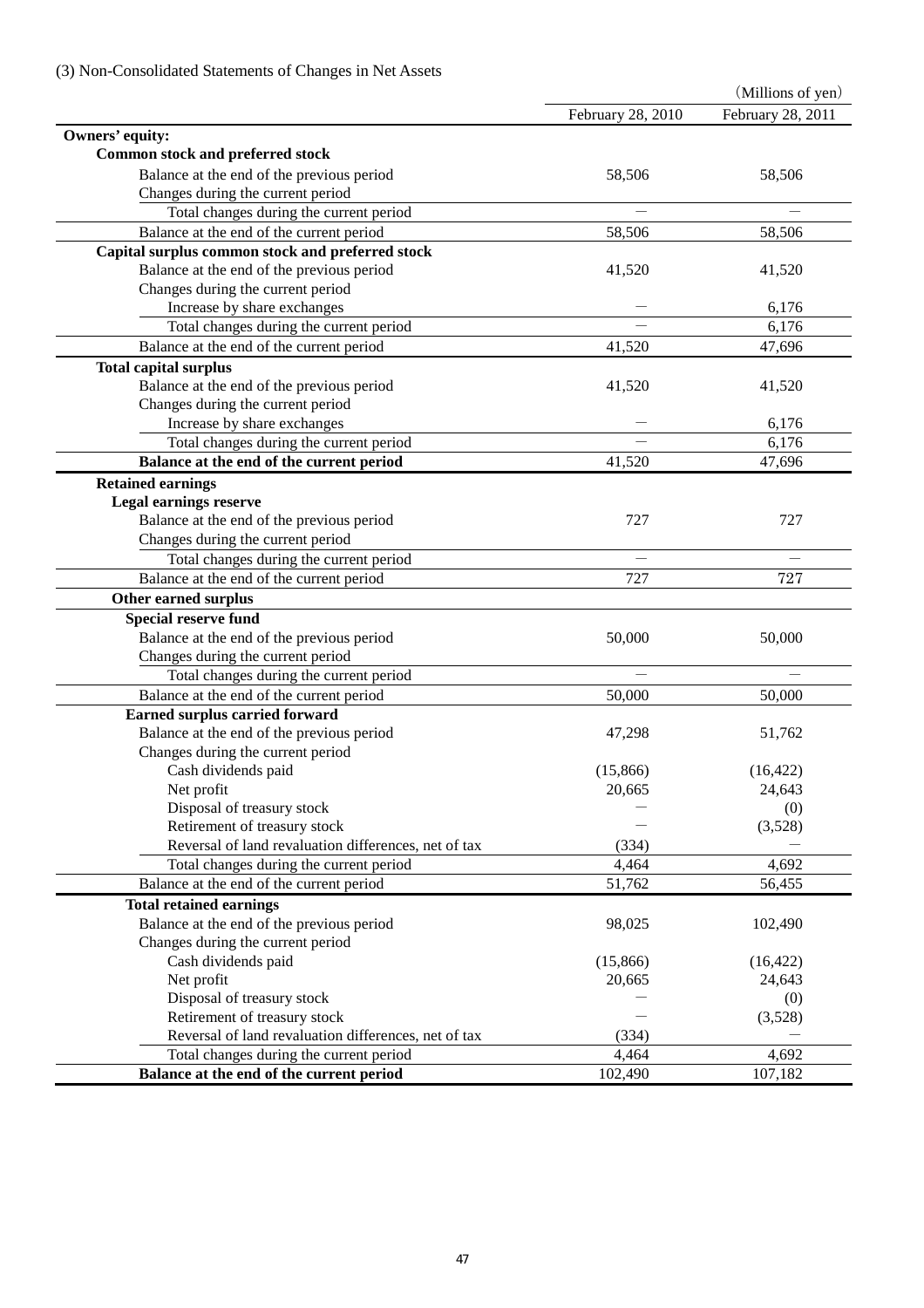(3) Non-Consolidated Statements of Changes in Net Assets

| | February 28, 2010 | February 28, 2011 |
|---|---|---|
| | | (Millions of yen) |
| **Owners' equity:** | | |
| **Common stock and preferred stock** | | |
| Balance at the end of the previous period | 58,506 | 58,506 |
| Changes during the current period | | |
| Total changes during the current period | — | — |
| Balance at the end of the current period | 58,506 | 58,506 |
| **Capital surplus common stock and preferred stock** | | |
| Balance at the end of the previous period | 41,520 | 41,520 |
| Changes during the current period | | |
| Increase by share exchanges | — | 6,176 |
| Total changes during the current period | — | 6,176 |
| Balance at the end of the current period | 41,520 | 47,696 |
| **Total capital surplus** | | |
| Balance at the end of the previous period | 41,520 | 41,520 |
| Changes during the current period | | |
| Increase by share exchanges | — | 6,176 |
| Total changes during the current period | — | 6,176 |
| **Balance at the end of the current period** | 41,520 | 47,696 |
| **Retained earnings** | | |
| **Legal earnings reserve** | | |
| Balance at the end of the previous period | 727 | 727 |
| Changes during the current period | | |
| Total changes during the current period | — | — |
| Balance at the end of the current period | 727 | 727 |
| **Other earned surplus** | | |
| **Special reserve fund** | | |
| Balance at the end of the previous period | 50,000 | 50,000 |
| Changes during the current period | | |
| Total changes during the current period | — | — |
| Balance at the end of the current period | 50,000 | 50,000 |
| **Earned surplus carried forward** | | |
| Balance at the end of the previous period | 47,298 | 51,762 |
| Changes during the current period | | |
| Cash dividends paid | (15,866) | (16,422) |
| Net profit | 20,665 | 24,643 |
| Disposal of treasury stock | — | (0) |
| Retirement of treasury stock | — | (3,528) |
| Reversal of land revaluation differences, net of tax | (334) | — |
| Total changes during the current period | 4,464 | 4,692 |
| Balance at the end of the current period | 51,762 | 56,455 |
| **Total retained earnings** | | |
| Balance at the end of the previous period | 98,025 | 102,490 |
| Changes during the current period | | |
| Cash dividends paid | (15,866) | (16,422) |
| Net profit | 20,665 | 24,643 |
| Disposal of treasury stock | — | (0) |
| Retirement of treasury stock | — | (3,528) |
| Reversal of land revaluation differences, net of tax | (334) | — |
| Total changes during the current period | 4,464 | 4,692 |
| **Balance at the end of the current period** | 102,490 | 107,182 |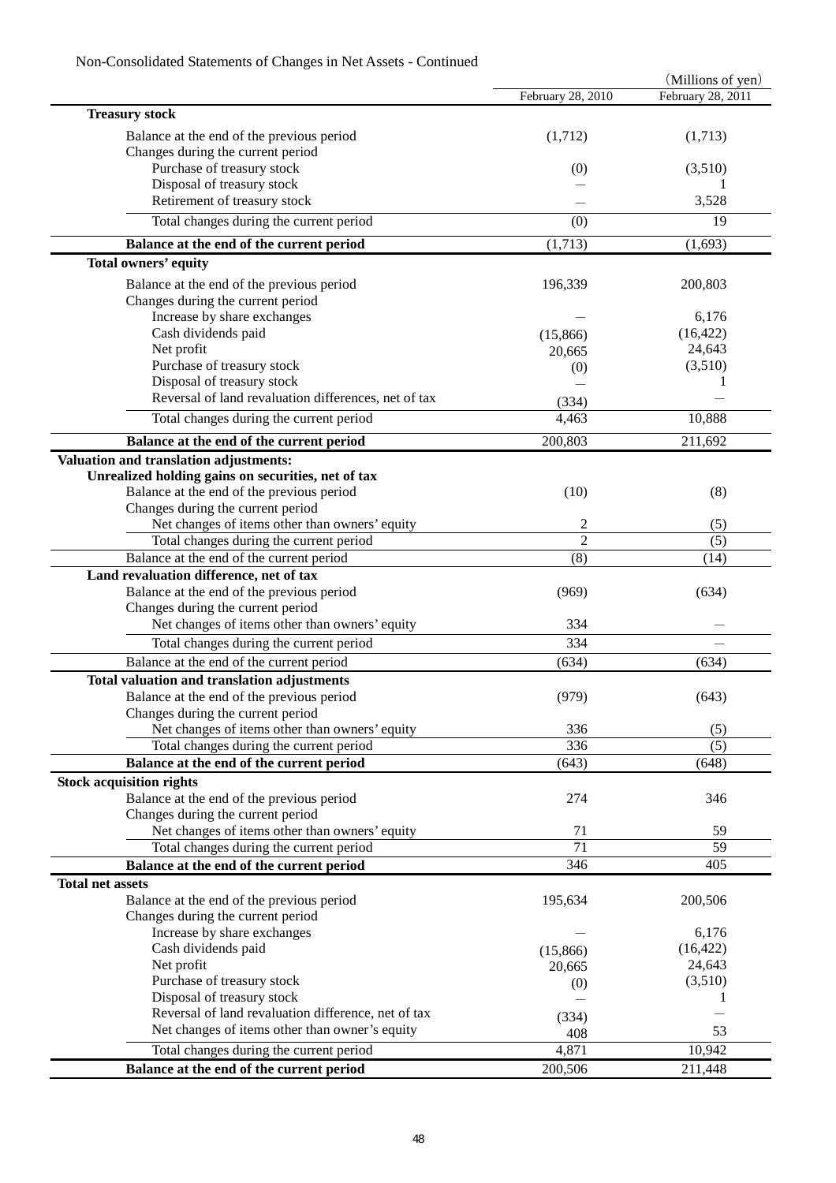Non-Consolidated Statements of Changes in Net Assets - Continued

(Millions of yen)

| | February 28, 2010 | February 28, 2011 |
|---|---|---|
| **Treasury stock** | | |
| Balance at the end of the previous period | (1,712) | (1,713) |
| Changes during the current period | | |
| Purchase of treasury stock | (0) | (3,510) |
| Disposal of treasury stock | ― | 1 |
| Retirement of treasury stock | ― | 3,528 |
| Total changes during the current period | (0) | 19 |
| **Balance at the end of the current period** | (1,713) | (1,693) |
| **Total owners' equity** | | |
| Balance at the end of the previous period | 196,339 | 200,803 |
| Changes during the current period | | |
| Increase by share exchanges | ― | 6,176 |
| Cash dividends paid | (15,866) | (16,422) |
| Net profit | 20,665 | 24,643 |
| Purchase of treasury stock | (0) | (3,510) |
| Disposal of treasury stock | ― | 1 |
| Reversal of land revaluation differences, net of tax | (334) | ― |
| Total changes during the current period | 4,463 | 10,888 |
| **Balance at the end of the current period** | 200,803 | 211,692 |
| **Valuation and translation adjustments:** | | |
| **Unrealized holding gains on securities, net of tax** | | |
| Balance at the end of the previous period | (10) | (8) |
| Changes during the current period | | |
| Net changes of items other than owners' equity | 2 | (5) |
| Total changes during the current period | 2 | (5) |
| Balance at the end of the current period | (8) | (14) |
| **Land revaluation difference, net of tax** | | |
| Balance at the end of the previous period | (969) | (634) |
| Changes during the current period | | |
| Net changes of items other than owners' equity | 334 | ― |
| Total changes during the current period | 334 | ― |
| Balance at the end of the current period | (634) | (634) |
| **Total valuation and translation adjustments** | | |
| Balance at the end of the previous period | (979) | (643) |
| Changes during the current period | | |
| Net changes of items other than owners' equity | 336 | (5) |
| Total changes during the current period | 336 | (5) |
| **Balance at the end of the current period** | (643) | (648) |
| **Stock acquisition rights** | | |
| Balance at the end of the previous period | 274 | 346 |
| Changes during the current period | | |
| Net changes of items other than owners' equity | 71 | 59 |
| Total changes during the current period | 71 | 59 |
| **Balance at the end of the current period** | 346 | 405 |
| **Total net assets** | | |
| Balance at the end of the previous period | 195,634 | 200,506 |
| Changes during the current period | | |
| Increase by share exchanges | ― | 6,176 |
| Cash dividends paid | (15,866) | (16,422) |
| Net profit | 20,665 | 24,643 |
| Purchase of treasury stock | (0) | (3,510) |
| Disposal of treasury stock | ― | 1 |
| Reversal of land revaluation difference, net of tax | (334) | ― |
| Net changes of items other than owner's equity | 408 | 53 |
| Total changes during the current period | 4,871 | 10,942 |
| **Balance at the end of the current period** | 200,506 | 211,448 |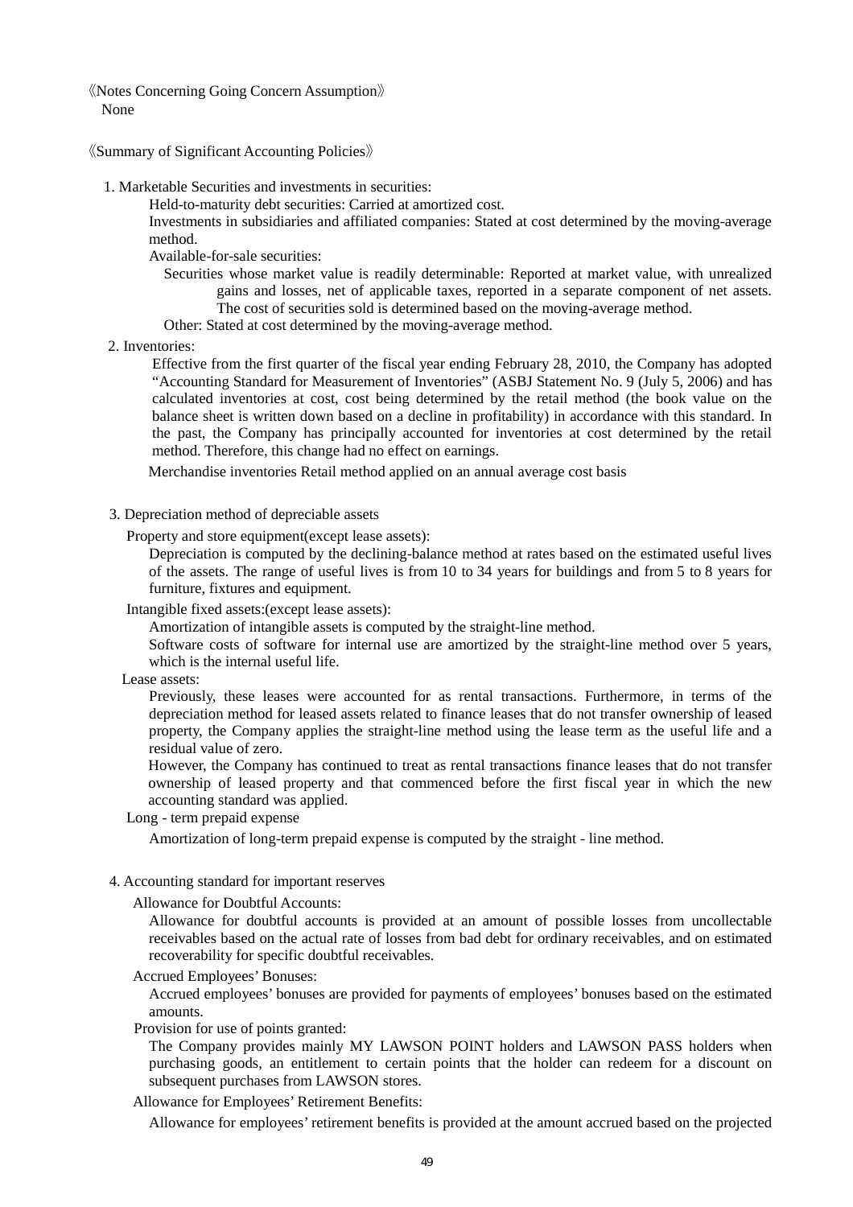《Notes Concerning Going Concern Assumption》

None

《Summary of Significant Accounting Policies》

1. Marketable Securities and investments in securities:

   Held-to-maturity debt securities: Carried at amortized cost.

   Investments in subsidiaries and affiliated companies: Stated at cost determined by the moving-average method.

   Available-for-sale securities:

   Securities whose market value is readily determinable: Reported at market value, with unrealized gains and losses, net of applicable taxes, reported in a separate component of net assets. The cost of securities sold is determined based on the moving-average method.

   Other: Stated at cost determined by the moving-average method.

2. Inventories:

   Effective from the first quarter of the fiscal year ending February 28, 2010, the Company has adopted "Accounting Standard for Measurement of Inventories" (ASBJ Statement No. 9 (July 5, 2006) and has calculated inventories at cost, cost being determined by the retail method (the book value on the balance sheet is written down based on a decline in profitability) in accordance with this standard. In the past, the Company has principally accounted for inventories at cost determined by the retail method. Therefore, this change had no effect on earnings.

   Merchandise inventories Retail method applied on an annual average cost basis

3. Depreciation method of depreciable assets

   Property and store equipment(except lease assets):

   Depreciation is computed by the declining-balance method at rates based on the estimated useful lives of the assets. The range of useful lives is from 10 to 34 years for buildings and from 5 to 8 years for furniture, fixtures and equipment.

   Intangible fixed assets:(except lease assets):

   Amortization of intangible assets is computed by the straight-line method.

   Software costs of software for internal use are amortized by the straight-line method over 5 years, which is the internal useful life.

   Lease assets:

   Previously, these leases were accounted for as rental transactions. Furthermore, in terms of the depreciation method for leased assets related to finance leases that do not transfer ownership of leased property, the Company applies the straight-line method using the lease term as the useful life and a residual value of zero.

   However, the Company has continued to treat as rental transactions finance leases that do not transfer ownership of leased property and that commenced before the first fiscal year in which the new accounting standard was applied.

   Long - term prepaid expense

   Amortization of long-term prepaid expense is computed by the straight - line method.

4. Accounting standard for important reserves

   Allowance for Doubtful Accounts:

   Allowance for doubtful accounts is provided at an amount of possible losses from uncollectable receivables based on the actual rate of losses from bad debt for ordinary receivables, and on estimated recoverability for specific doubtful receivables.

   Accrued Employees' Bonuses:

   Accrued employees' bonuses are provided for payments of employees' bonuses based on the estimated amounts.

   Provision for use of points granted:

   The Company provides mainly MY LAWSON POINT holders and LAWSON PASS holders when purchasing goods, an entitlement to certain points that the holder can redeem for a discount on subsequent purchases from LAWSON stores.

   Allowance for Employees' Retirement Benefits:

   Allowance for employees' retirement benefits is provided at the amount accrued based on the projected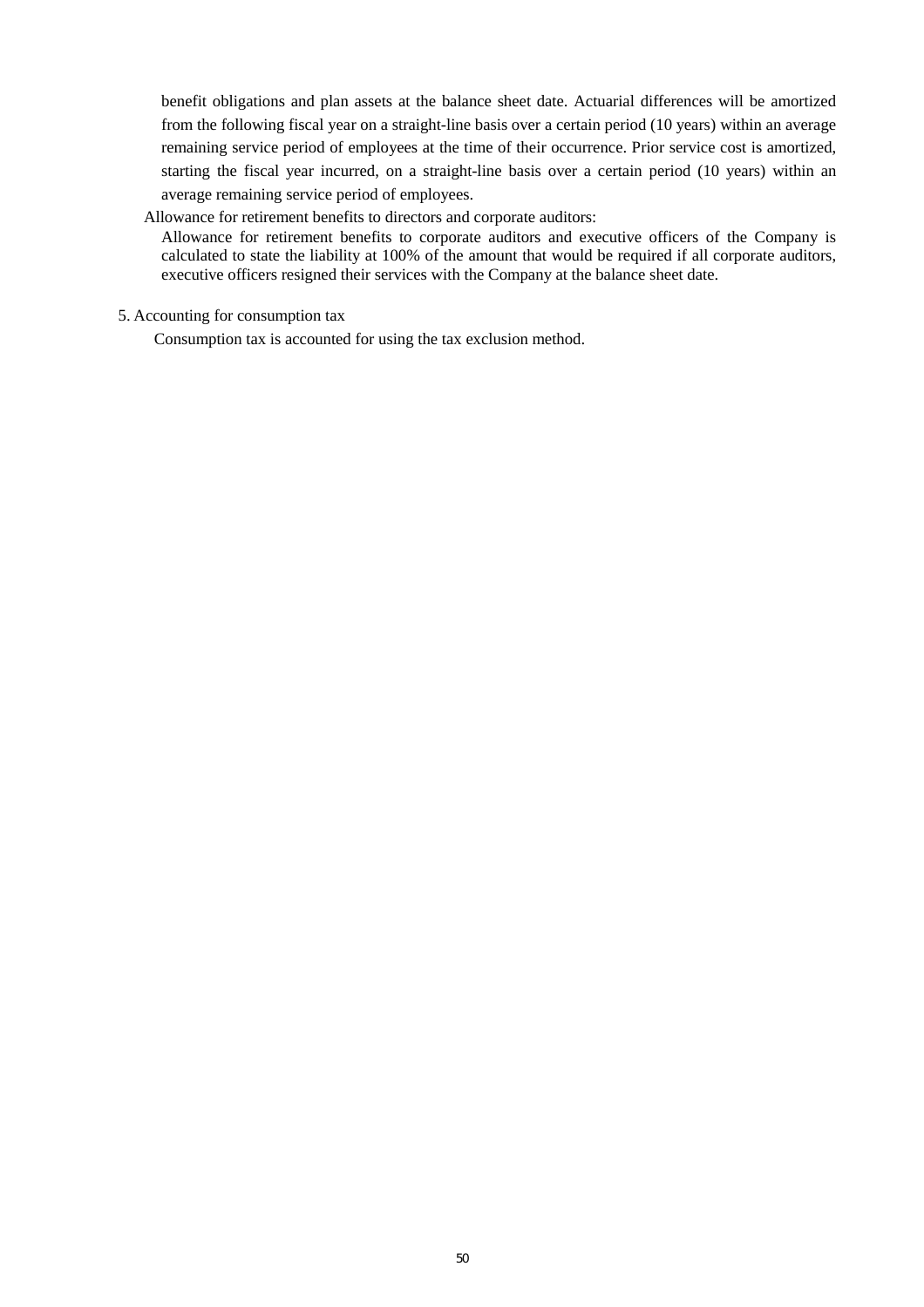benefit obligations and plan assets at the balance sheet date. Actuarial differences will be amortized from the following fiscal year on a straight-line basis over a certain period (10 years) within an average remaining service period of employees at the time of their occurrence. Prior service cost is amortized, starting the fiscal year incurred, on a straight-line basis over a certain period (10 years) within an average remaining service period of employees.

Allowance for retirement benefits to directors and corporate auditors:

Allowance for retirement benefits to corporate auditors and executive officers of the Company is calculated to state the liability at 100% of the amount that would be required if all corporate auditors, executive officers resigned their services with the Company at the balance sheet date.

5. Accounting for consumption tax

Consumption tax is accounted for using the tax exclusion method.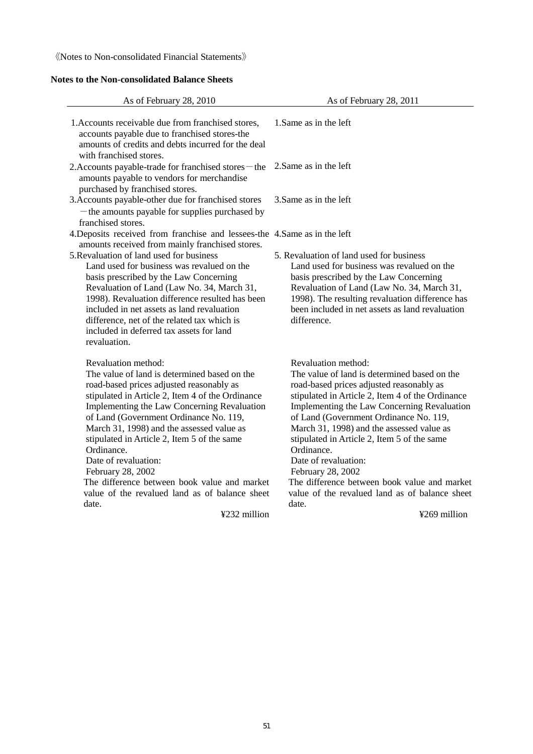《Notes to Non-consolidated Financial Statements》

**Notes to the Non-consolidated Balance Sheets**

| As of February 28, 2010 | As of February 28, 2011 |
|---|---|
| 1.Accounts receivable due from franchised stores, accounts payable due to franchised stores-the amounts of credits and debts incurred for the deal with franchised stores. | 1.Same as in the left |
| 2.Accounts payable-trade for franchised stores－the amounts payable to vendors for merchandise purchased by franchised stores. | 2.Same as in the left |
| 3.Accounts payable-other due for franchised stores －the amounts payable for supplies purchased by franchised stores. | 3.Same as in the left |
| 4.Deposits received from franchise and lessees-the amounts received from mainly franchised stores. | 4.Same as in the left |
| 5.Revaluation of land used for business<br>Land used for business was revalued on the basis prescribed by the Law Concerning Revaluation of Land (Law No. 34, March 31, 1998). Revaluation difference resulted has been included in net assets as land revaluation difference, net of the related tax which is included in deferred tax assets for land revaluation.<br><br>Revaluation method:<br>The value of land is determined based on the road-based prices adjusted reasonably as stipulated in Article 2, Item 4 of the Ordinance Implementing the Law Concerning Revaluation of Land (Government Ordinance No. 119, March 31, 1998) and the assessed value as stipulated in Article 2, Item 5 of the same Ordinance.<br>Date of revaluation:<br>February 28, 2002<br>The difference between book value and market value of the revalued land as of balance sheet date.<br>¥232 million | 5. Revaluation of land used for business<br>Land used for business was revalued on the basis prescribed by the Law Concerning Revaluation of Land (Law No. 34, March 31, 1998). The resulting revaluation difference has been included in net assets as land revaluation difference.<br><br>Revaluation method:<br>The value of land is determined based on the road-based prices adjusted reasonably as stipulated in Article 2, Item 4 of the Ordinance Implementing the Law Concerning Revaluation of Land (Government Ordinance No. 119, March 31, 1998) and the assessed value as stipulated in Article 2, Item 5 of the same Ordinance.<br>Date of revaluation:<br>February 28, 2002<br>The difference between book value and market value of the revalued land as of balance sheet date.<br>¥269 million |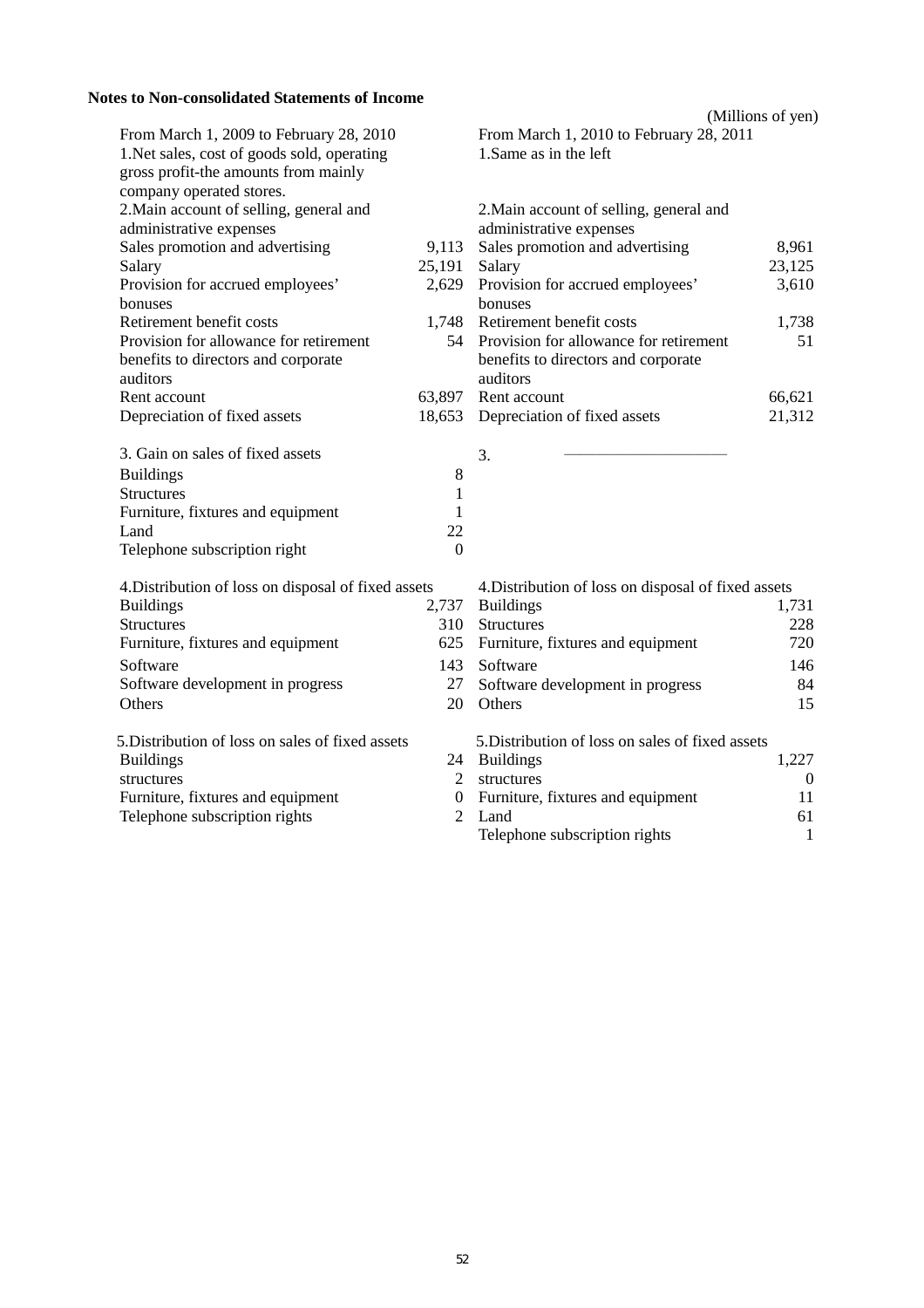**Notes to Non-consolidated Statements of Income**

(Millions of yen)

| From March 1, 2009 to February 28, 2010 | | From March 1, 2010 to February 28, 2011 | |
|---|---|---|---|
| 1.Net sales, cost of goods sold, operating gross profit-the amounts from mainly company operated stores. | | 1.Same as in the left | |
| 2.Main account of selling, general and administrative expenses | | 2.Main account of selling, general and administrative expenses | |
| Sales promotion and advertising | 9,113 | Sales promotion and advertising | 8,961 |
| Salary | 25,191 | Salary | 23,125 |
| Provision for accrued employees' bonuses | 2,629 | Provision for accrued employees' bonuses | 3,610 |
| Retirement benefit costs | 1,748 | Retirement benefit costs | 1,738 |
| Provision for allowance for retirement benefits to directors and corporate auditors | 54 | Provision for allowance for retirement benefits to directors and corporate auditors | 51 |
| Rent account | 63,897 | Rent account | 66,621 |
| Depreciation of fixed assets | 18,653 | Depreciation of fixed assets | 21,312 |
| 3. Gain on sales of fixed assets | | 3. ―――――― | |
| Buildings | 8 | | |
| Structures | 1 | | |
| Furniture, fixtures and equipment | 1 | | |
| Land | 22 | | |
| Telephone subscription right | 0 | | |
| 4.Distribution of loss on disposal of fixed assets | | 4.Distribution of loss on disposal of fixed assets | |
| Buildings | 2,737 | Buildings | 1,731 |
| Structures | 310 | Structures | 228 |
| Furniture, fixtures and equipment | 625 | Furniture, fixtures and equipment | 720 |
| Software | 143 | Software | 146 |
| Software development in progress | 27 | Software development in progress | 84 |
| Others | 20 | Others | 15 |
| 5.Distribution of loss on sales of fixed assets | | 5.Distribution of loss on sales of fixed assets | |
| Buildings | 24 | Buildings | 1,227 |
| structures | 2 | structures | 0 |
| Furniture, fixtures and equipment | 0 | Furniture, fixtures and equipment | 11 |
| Telephone subscription rights | 2 | Land | 61 |
| | | Telephone subscription rights | 1 |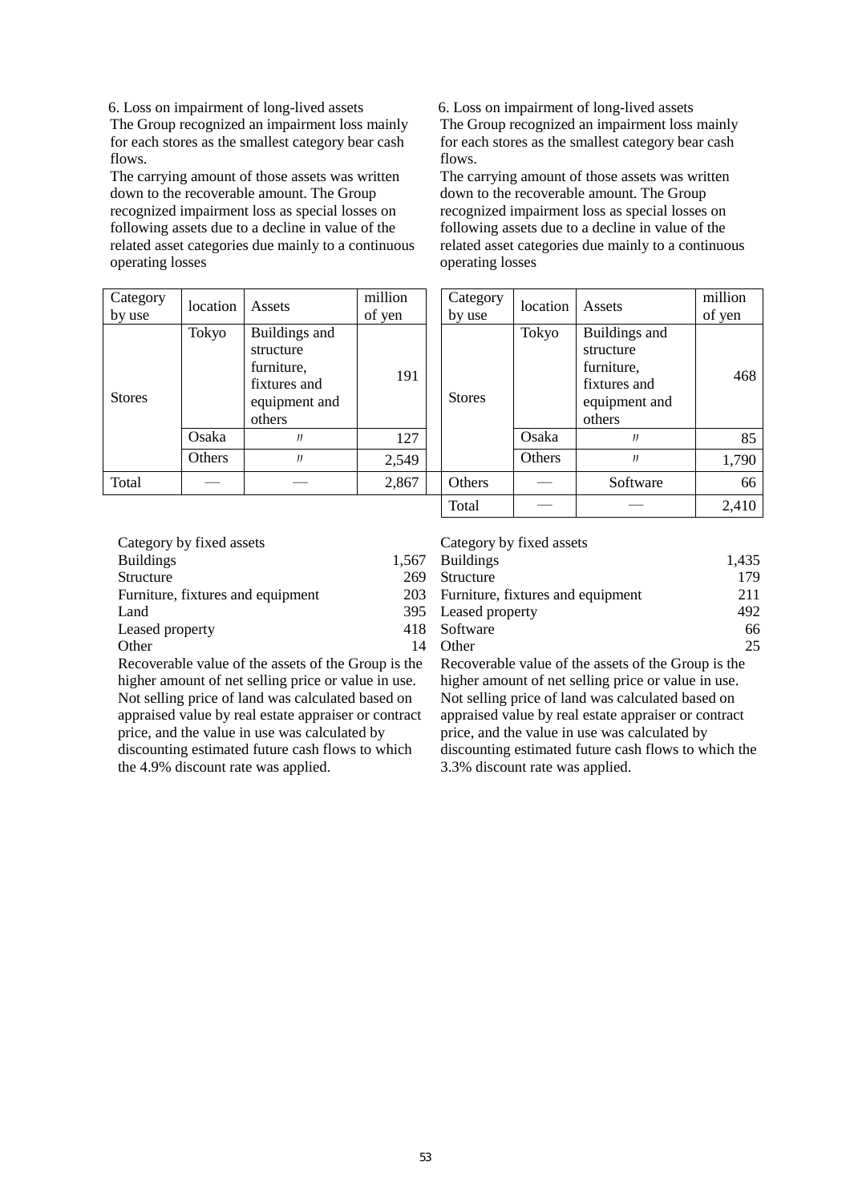6. Loss on impairment of long-lived assets

The Group recognized an impairment loss mainly for each stores as the smallest category bear cash flows.

The carrying amount of those assets was written down to the recoverable amount. The Group recognized impairment loss as special losses on following assets due to a decline in value of the related asset categories due mainly to a continuous operating losses

| Category by use | location | Assets | million of yen |
|---|---|---|---|
| Stores | Tokyo | Buildings and structure furniture, fixtures and equipment and others | 191 |
| | Osaka | 〃 | 127 |
| | Others | 〃 | 2,549 |
| Total | — | — | 2,867 |

Category by fixed assets

| | |
|---|---|
| Buildings | 1,567 |
| Structure | 269 |
| Furniture, fixtures and equipment | 203 |
| Land | 395 |
| Leased property | 418 |
| Other | 14 |

Recoverable value of the assets of the Group is the higher amount of net selling price or value in use. Not selling price of land was calculated based on appraised value by real estate appraiser or contract price, and the value in use was calculated by discounting estimated future cash flows to which the 4.9% discount rate was applied.

6. Loss on impairment of long-lived assets

The Group recognized an impairment loss mainly for each stores as the smallest category bear cash flows.

The carrying amount of those assets was written down to the recoverable amount. The Group recognized impairment loss as special losses on following assets due to a decline in value of the related asset categories due mainly to a continuous operating losses

| Category by use | location | Assets | million of yen |
|---|---|---|---|
| Stores | Tokyo | Buildings and structure furniture, fixtures and equipment and others | 468 |
| | Osaka | 〃 | 85 |
| | Others | 〃 | 1,790 |
| Others | — | Software | 66 |
| Total | — | — | 2,410 |

Category by fixed assets

| | |
|---|---|
| Buildings | 1,435 |
| Structure | 179 |
| Furniture, fixtures and equipment | 211 |
| Leased property | 492 |
| Software | 66 |
| Other | 25 |

Recoverable value of the assets of the Group is the higher amount of net selling price or value in use. Not selling price of land was calculated based on appraised value by real estate appraiser or contract price, and the value in use was calculated by discounting estimated future cash flows to which the 3.3% discount rate was applied.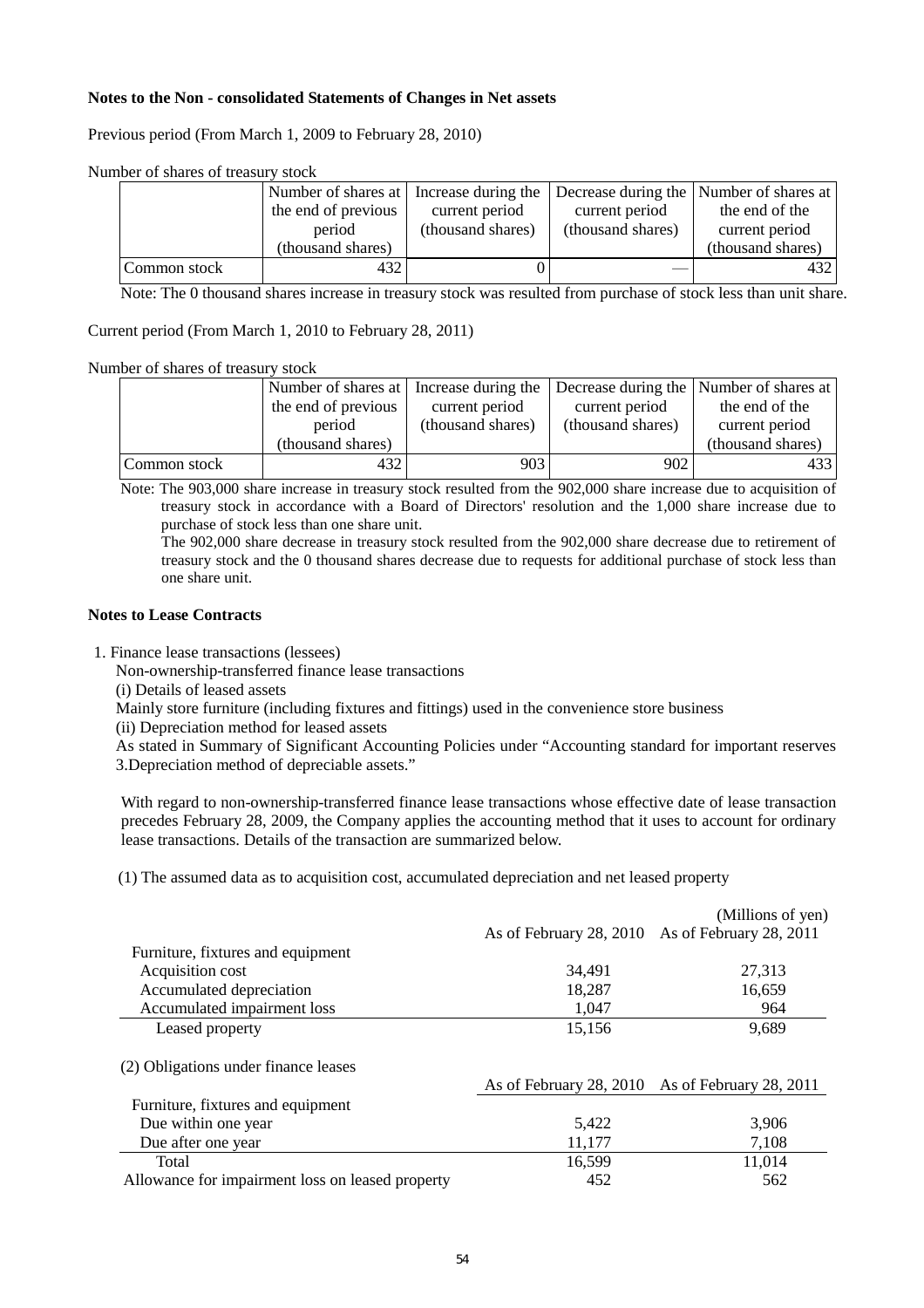**Notes to the Non - consolidated Statements of Changes in Net assets**

Previous period (From March 1, 2009 to February 28, 2010)

Number of shares of treasury stock

| | Number of shares at the end of previous period (thousand shares) | Increase during the current period (thousand shares) | Decrease during the current period (thousand shares) | Number of shares at the end of the current period (thousand shares) |
|---|---|---|---|---|
| Common stock | 432 | 0 | — | 432 |

Note: The 0 thousand shares increase in treasury stock was resulted from purchase of stock less than unit share.

Current period (From March 1, 2010 to February 28, 2011)

Number of shares of treasury stock

| | Number of shares at the end of previous period (thousand shares) | Increase during the current period (thousand shares) | Decrease during the current period (thousand shares) | Number of shares at the end of the current period (thousand shares) |
|---|---|---|---|---|
| Common stock | 432 | 903 | 902 | 433 |

Note: The 903,000 share increase in treasury stock resulted from the 902,000 share increase due to acquisition of treasury stock in accordance with a Board of Directors' resolution and the 1,000 share increase due to purchase of stock less than one share unit.

The 902,000 share decrease in treasury stock resulted from the 902,000 share decrease due to retirement of treasury stock and the 0 thousand shares decrease due to requests for additional purchase of stock less than one share unit.

**Notes to Lease Contracts**

1. Finance lease transactions (lessees)

Non-ownership-transferred finance lease transactions

(i) Details of leased assets

Mainly store furniture (including fixtures and fittings) used in the convenience store business

(ii) Depreciation method for leased assets

As stated in Summary of Significant Accounting Policies under "Accounting standard for important reserves 3.Depreciation method of depreciable assets."

With regard to non-ownership-transferred finance lease transactions whose effective date of lease transaction precedes February 28, 2009, the Company applies the accounting method that it uses to account for ordinary lease transactions. Details of the transaction are summarized below.

(1) The assumed data as to acquisition cost, accumulated depreciation and net leased property

(Millions of yen)

| | As of February 28, 2010 | As of February 28, 2011 |
|---|---|---|
| Furniture, fixtures and equipment | | |
| Acquisition cost | 34,491 | 27,313 |
| Accumulated depreciation | 18,287 | 16,659 |
| Accumulated impairment loss | 1,047 | 964 |
| Leased property | 15,156 | 9,689 |

(2) Obligations under finance leases

| | As of February 28, 2010 | As of February 28, 2011 |
|---|---|---|
| Furniture, fixtures and equipment | | |
| Due within one year | 5,422 | 3,906 |
| Due after one year | 11,177 | 7,108 |
| Total | 16,599 | 11,014 |
| Allowance for impairment loss on leased property | 452 | 562 |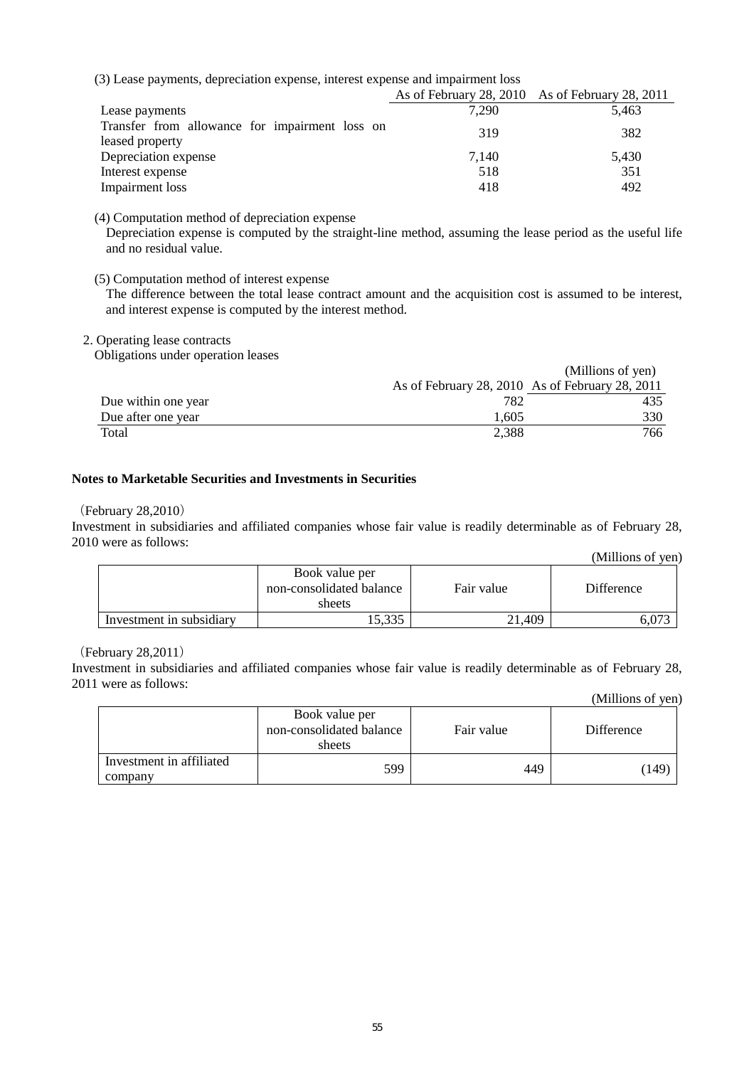(3) Lease payments, depreciation expense, interest expense and impairment loss

| | As of February 28, 2010 | As of February 28, 2011 |
|---|---|---|
| Lease payments | 7,290 | 5,463 |
| Transfer from allowance for impairment loss on leased property | 319 | 382 |
| Depreciation expense | 7,140 | 5,430 |
| Interest expense | 518 | 351 |
| Impairment loss | 418 | 492 |

(4) Computation method of depreciation expense

Depreciation expense is computed by the straight-line method, assuming the lease period as the useful life and no residual value.

(5) Computation method of interest expense

The difference between the total lease contract amount and the acquisition cost is assumed to be interest, and interest expense is computed by the interest method.

2. Operating lease contracts

Obligations under operation leases

(Millions of yen)

| | As of February 28, 2010 | As of February 28, 2011 |
|---|---|---|
| Due within one year | 782 | 435 |
| Due after one year | 1,605 | 330 |
| Total | 2,388 | 766 |

**Notes to Marketable Securities and Investments in Securities**

（February 28,2010）

Investment in subsidiaries and affiliated companies whose fair value is readily determinable as of February 28, 2010 were as follows:

(Millions of yen)

| | Book value per non-consolidated balance sheets | Fair value | Difference |
|---|---|---|---|
| Investment in subsidiary | 15,335 | 21,409 | 6,073 |

（February 28,2011）

Investment in subsidiaries and affiliated companies whose fair value is readily determinable as of February 28, 2011 were as follows:

(Millions of yen)

| | Book value per non-consolidated balance sheets | Fair value | Difference |
|---|---|---|---|
| Investment in affiliated company | 599 | 449 | (149) |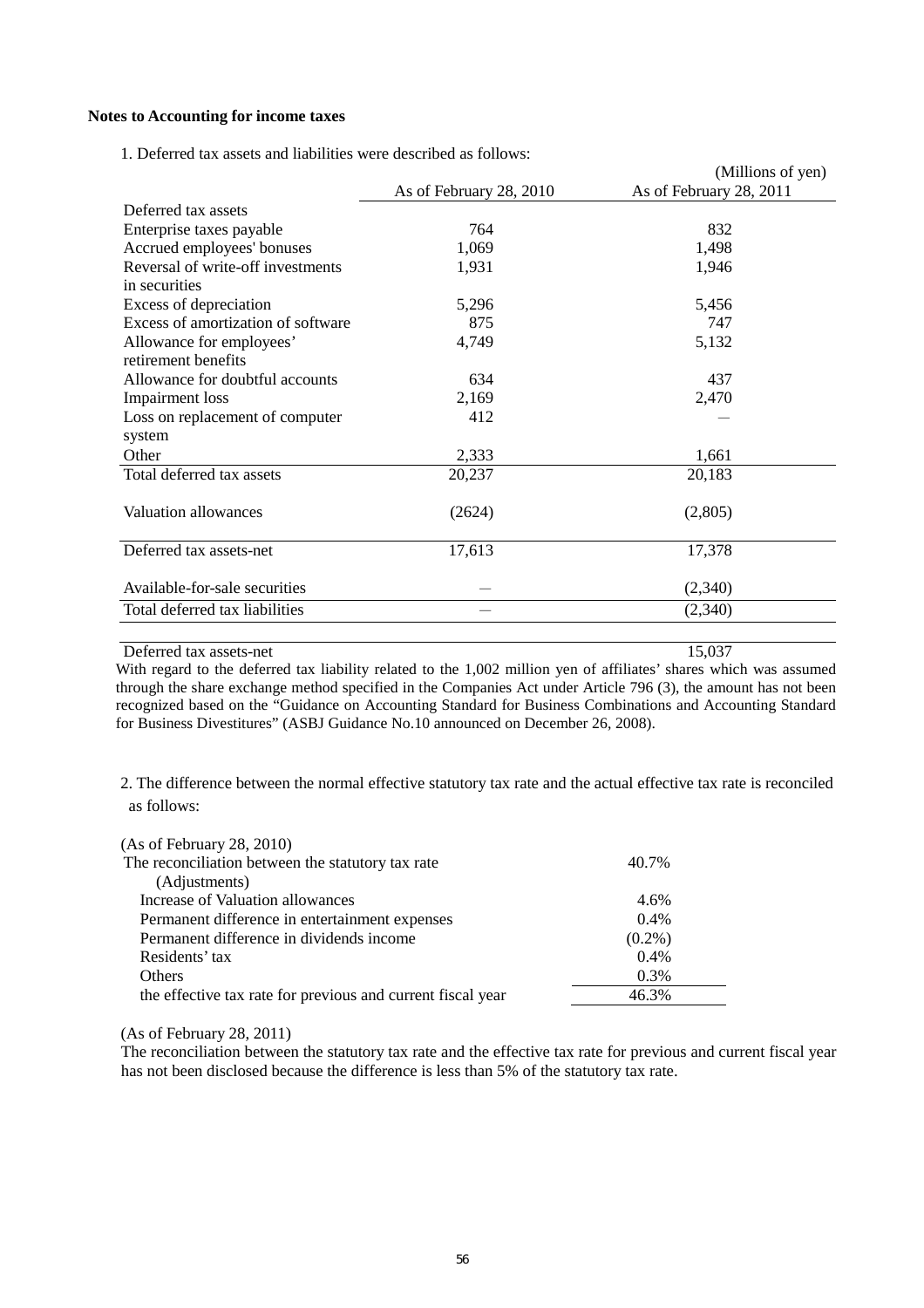**Notes to Accounting for income taxes**

1. Deferred tax assets and liabilities were described as follows:

(Millions of yen)

| | As of February 28, 2010 | As of February 28, 2011 |
|---|---|---|
| Deferred tax assets | | |
| Enterprise taxes payable | 764 | 832 |
| Accrued employees' bonuses | 1,069 | 1,498 |
| Reversal of write-off investments in securities | 1,931 | 1,946 |
| Excess of depreciation | 5,296 | 5,456 |
| Excess of amortization of software | 875 | 747 |
| Allowance for employees' retirement benefits | 4,749 | 5,132 |
| Allowance for doubtful accounts | 634 | 437 |
| Impairment loss | 2,169 | 2,470 |
| Loss on replacement of computer system | 412 | — |
| Other | 2,333 | 1,661 |
| Total deferred tax assets | 20,237 | 20,183 |
| Valuation allowances | (2624) | (2,805) |
| Deferred tax assets-net | 17,613 | 17,378 |
| Available-for-sale securities | — | (2,340) |
| Total deferred tax liabilities | — | (2,340) |
| Deferred tax assets-net | | 15,037 |

With regard to the deferred tax liability related to the 1,002 million yen of affiliates' shares which was assumed through the share exchange method specified in the Companies Act under Article 796 (3), the amount has not been recognized based on the "Guidance on Accounting Standard for Business Combinations and Accounting Standard for Business Divestitures" (ASBJ Guidance No.10 announced on December 26, 2008).

2. The difference between the normal effective statutory tax rate and the actual effective tax rate is reconciled as follows:

(As of February 28, 2010)

| | |
|---|---|
| The reconciliation between the statutory tax rate | 40.7% |
| (Adjustments) | |
| Increase of Valuation allowances | 4.6% |
| Permanent difference in entertainment expenses | 0.4% |
| Permanent difference in dividends income | (0.2%) |
| Residents' tax | 0.4% |
| Others | 0.3% |
| the effective tax rate for previous and current fiscal year | 46.3% |

(As of February 28, 2011)

The reconciliation between the statutory tax rate and the effective tax rate for previous and current fiscal year has not been disclosed because the difference is less than 5% of the statutory tax rate.